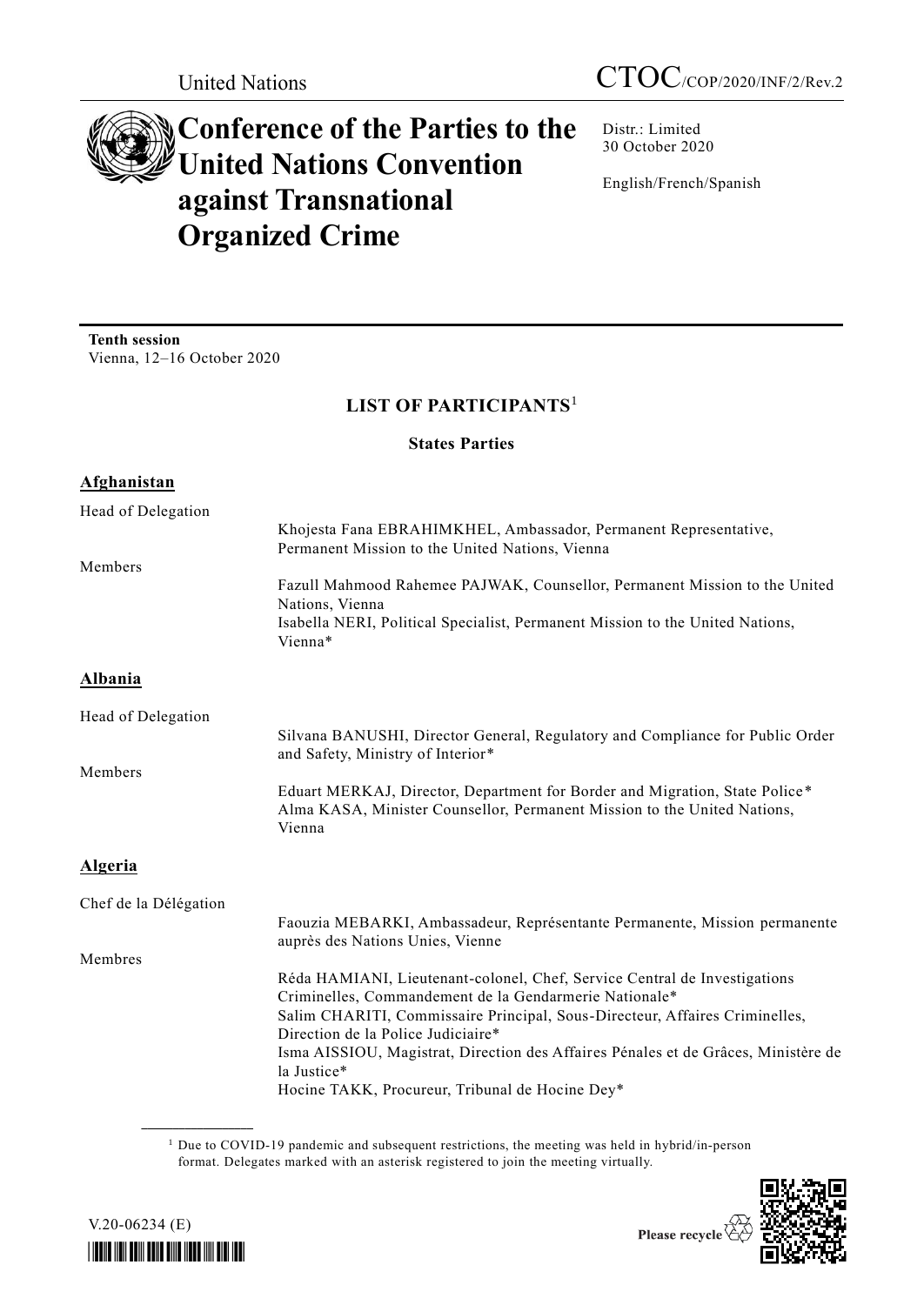United Nations CTOC/COP/2020/INF/2/Rev.2

# Conference of the Parties to the United Nations Convention against Transnational Organized Crime

Distr.: Limited
30 October 2020

English/French/Spanish

**Tenth session**
Vienna, 12–16 October 2020

## LIST OF PARTICIPANTS[1]

### States Parties

**Afghanistan**

Head of Delegation

Khojesta Fana EBRAHIMKHEL, Ambassador, Permanent Representative, Permanent Mission to the United Nations, Vienna

Members

Fazull Mahmood Rahemee PAJWAK, Counsellor, Permanent Mission to the United Nations, Vienna
Isabella NERI, Political Specialist, Permanent Mission to the United Nations, Vienna*

**Albania**

Head of Delegation

Silvana BANUSHI, Director General, Regulatory and Compliance for Public Order and Safety, Ministry of Interior*

Members

Eduart MERKAJ, Director, Department for Border and Migration, State Police*
Alma KASA, Minister Counsellor, Permanent Mission to the United Nations, Vienna

**Algeria**

Chef de la Délégation

Faouzia MEBARKI, Ambassadeur, Représentante Permanente, Mission permanente auprès des Nations Unies, Vienne

Membres

Réda HAMIANI, Lieutenant-colonel, Chef, Service Central de Investigations Criminelles, Commandement de la Gendarmerie Nationale*
Salim CHARITI, Commissaire Principal, Sous-Directeur, Affaires Criminelles, Direction de la Police Judiciaire*
Isma AISSIOU, Magistrat, Direction des Affaires Pénales et de Grâces, Ministère de la Justice*
Hocine TAKK, Procureur, Tribunal de Hocine Dey*

[1] Due to COVID-19 pandemic and subsequent restrictions, the meeting was held in hybrid/in-person format. Delegates marked with an asterisk registered to join the meeting virtually.

V.20-06234 (E)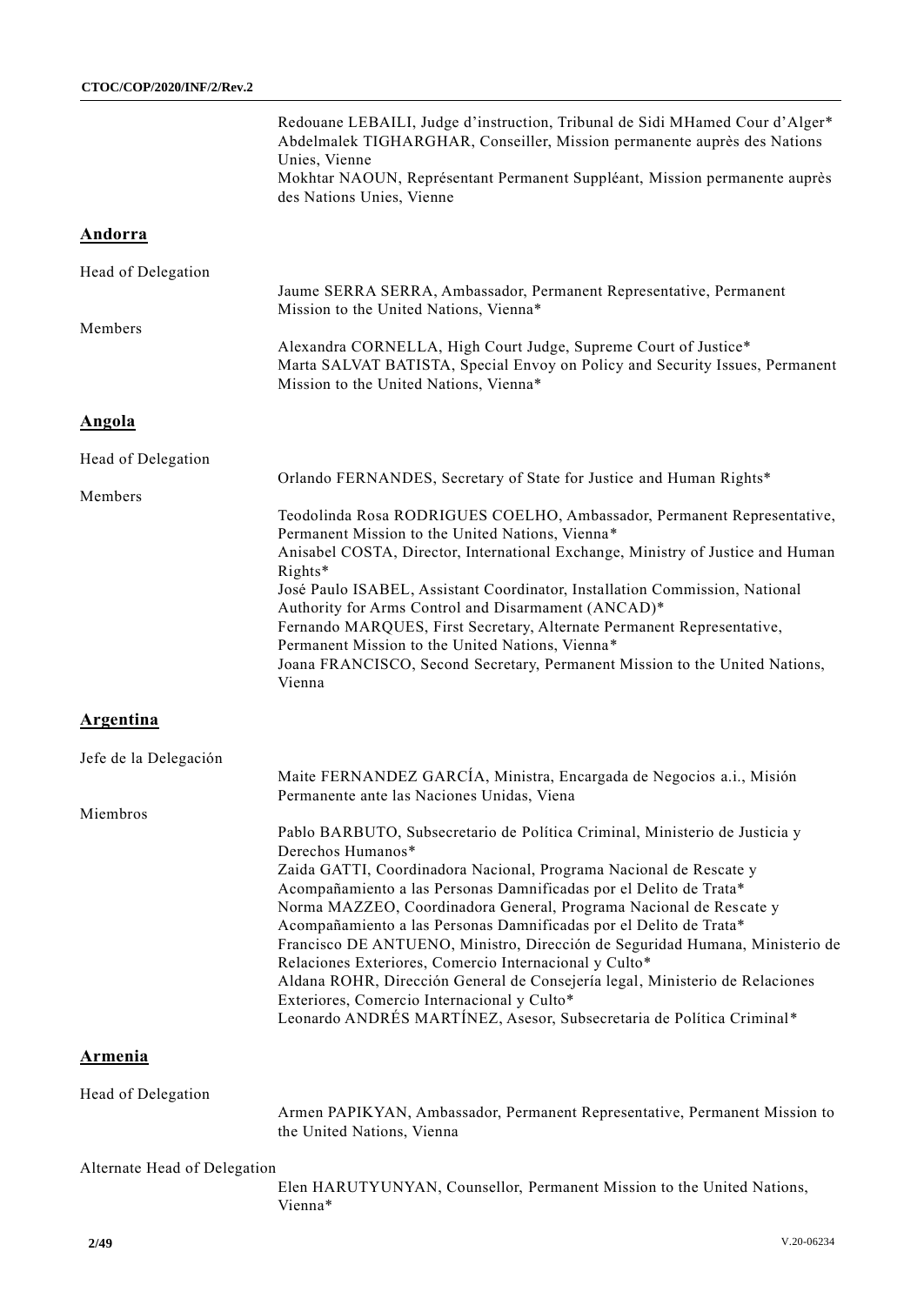Redouane LEBAILI, Judge d'instruction, Tribunal de Sidi MHamed Cour d'Alger*
Abdelmalek TIGHARGHAR, Conseiller, Mission permanente auprès des Nations Unies, Vienne
Mokhtar NAOUN, Représentant Permanent Suppléant, Mission permanente auprès des Nations Unies, Vienne

## Andorra

Head of Delegation

Jaume SERRA SERRA, Ambassador, Permanent Representative, Permanent Mission to the United Nations, Vienna*

Members

Alexandra CORNELLA, High Court Judge, Supreme Court of Justice*
Marta SALVAT BATISTA, Special Envoy on Policy and Security Issues, Permanent Mission to the United Nations, Vienna*

## Angola

Head of Delegation

Orlando FERNANDES, Secretary of State for Justice and Human Rights*

Members

Teodolinda Rosa RODRIGUES COELHO, Ambassador, Permanent Representative, Permanent Mission to the United Nations, Vienna*
Anisabel COSTA, Director, International Exchange, Ministry of Justice and Human Rights*
José Paulo ISABEL, Assistant Coordinator, Installation Commission, National Authority for Arms Control and Disarmament (ANCAD)*
Fernando MARQUES, First Secretary, Alternate Permanent Representative, Permanent Mission to the United Nations, Vienna*
Joana FRANCISCO, Second Secretary, Permanent Mission to the United Nations, Vienna

## Argentina

Jefe de la Delegación

Maite FERNANDEZ GARCÍA, Ministra, Encargada de Negocios a.i., Misión Permanente ante las Naciones Unidas, Viena

Miembros

Pablo BARBUTO, Subsecretario de Política Criminal, Ministerio de Justicia y Derechos Humanos*
Zaida GATTI, Coordinadora Nacional, Programa Nacional de Rescate y Acompañamiento a las Personas Damnificadas por el Delito de Trata*
Norma MAZZEO, Coordinadora General, Programa Nacional de Rescate y Acompañamiento a las Personas Damnificadas por el Delito de Trata*
Francisco DE ANTUENO, Ministro, Dirección de Seguridad Humana, Ministerio de Relaciones Exteriores, Comercio Internacional y Culto*
Aldana ROHR, Dirección General de Consejería legal, Ministerio de Relaciones Exteriores, Comercio Internacional y Culto*
Leonardo ANDRÉS MARTÍNEZ, Asesor, Subsecretaria de Política Criminal*

## Armenia

Head of Delegation

Armen PAPIKYAN, Ambassador, Permanent Representative, Permanent Mission to the United Nations, Vienna

Alternate Head of Delegation

Elen HARUTYUNYAN, Counsellor, Permanent Mission to the United Nations, Vienna*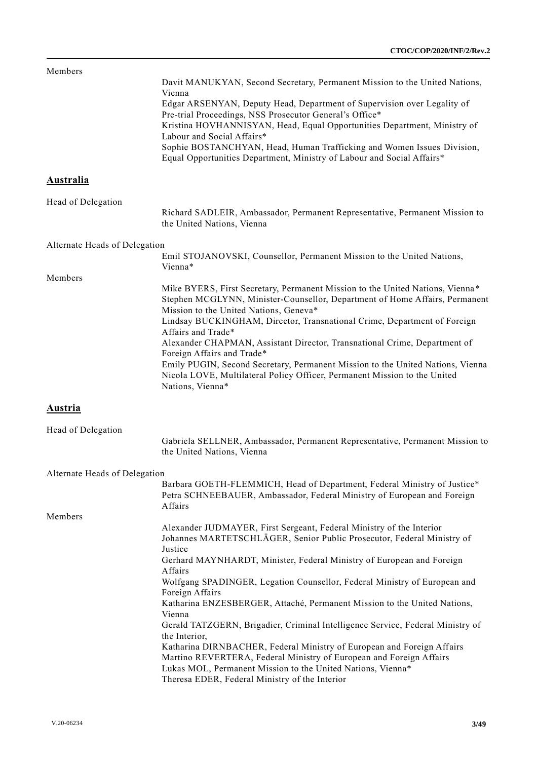Members

Davit MANUKYAN, Second Secretary, Permanent Mission to the United Nations, Vienna
Edgar ARSENYAN, Deputy Head, Department of Supervision over Legality of Pre-trial Proceedings, NSS Prosecutor General's Office*
Kristina HOVHANNISYAN, Head, Equal Opportunities Department, Ministry of Labour and Social Affairs*
Sophie BOSTANCHYAN, Head, Human Trafficking and Women Issues Division, Equal Opportunities Department, Ministry of Labour and Social Affairs*

## Australia

Head of Delegation

Richard SADLEIR, Ambassador, Permanent Representative, Permanent Mission to the United Nations, Vienna

Alternate Heads of Delegation

Emil STOJANOVSKI, Counsellor, Permanent Mission to the United Nations, Vienna*

Members

Mike BYERS, First Secretary, Permanent Mission to the United Nations, Vienna*
Stephen MCGLYNN, Minister-Counsellor, Department of Home Affairs, Permanent Mission to the United Nations, Geneva*
Lindsay BUCKINGHAM, Director, Transnational Crime, Department of Foreign Affairs and Trade*
Alexander CHAPMAN, Assistant Director, Transnational Crime, Department of Foreign Affairs and Trade*
Emily PUGIN, Second Secretary, Permanent Mission to the United Nations, Vienna
Nicola LOVE, Multilateral Policy Officer, Permanent Mission to the United Nations, Vienna*

## Austria

Head of Delegation

Gabriela SELLNER, Ambassador, Permanent Representative, Permanent Mission to the United Nations, Vienna

Alternate Heads of Delegation

Barbara GOETH-FLEMMICH, Head of Department, Federal Ministry of Justice*
Petra SCHNEEBAUER, Ambassador, Federal Ministry of European and Foreign Affairs

Members

Alexander JUDMAYER, First Sergeant, Federal Ministry of the Interior
Johannes MARTETSCHLÄGER, Senior Public Prosecutor, Federal Ministry of Justice
Gerhard MAYNHARDT, Minister, Federal Ministry of European and Foreign Affairs
Wolfgang SPADINGER, Legation Counsellor, Federal Ministry of European and Foreign Affairs
Katharina ENZESBERGER, Attaché, Permanent Mission to the United Nations, Vienna
Gerald TATZGERN, Brigadier, Criminal Intelligence Service, Federal Ministry of the Interior,
Katharina DIRNBACHER, Federal Ministry of European and Foreign Affairs
Martino REVERTERA, Federal Ministry of European and Foreign Affairs
Lukas MOL, Permanent Mission to the United Nations, Vienna*
Theresa EDER, Federal Ministry of the Interior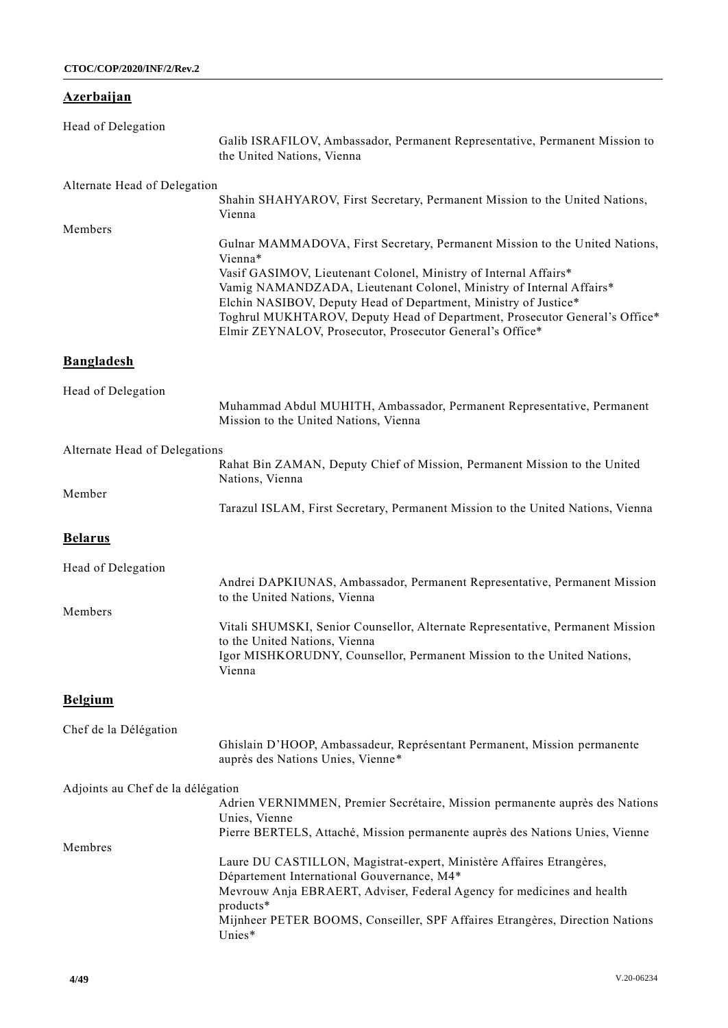## Azerbaijan

Head of Delegation

Galib ISRAFILOV, Ambassador, Permanent Representative, Permanent Mission to the United Nations, Vienna

Alternate Head of Delegation

Shahin SHAHYAROV, First Secretary, Permanent Mission to the United Nations, Vienna

Members

Gulnar MAMMADOVA, First Secretary, Permanent Mission to the United Nations, Vienna*
Vasif GASIMOV, Lieutenant Colonel, Ministry of Internal Affairs*
Vamig NAMANDZADA, Lieutenant Colonel, Ministry of Internal Affairs*
Elchin NASIBOV, Deputy Head of Department, Ministry of Justice*
Toghrul MUKHTAROV, Deputy Head of Department, Prosecutor General's Office*
Elmir ZEYNALOV, Prosecutor, Prosecutor General's Office*

## Bangladesh

Head of Delegation

Muhammad Abdul MUHITH, Ambassador, Permanent Representative, Permanent Mission to the United Nations, Vienna

Alternate Head of Delegations

Rahat Bin ZAMAN, Deputy Chief of Mission, Permanent Mission to the United Nations, Vienna

Member

Tarazul ISLAM, First Secretary, Permanent Mission to the United Nations, Vienna

## Belarus

Head of Delegation

Andrei DAPKIUNAS, Ambassador, Permanent Representative, Permanent Mission to the United Nations, Vienna

Members

Vitali SHUMSKI, Senior Counsellor, Alternate Representative, Permanent Mission to the United Nations, Vienna
Igor MISHKORUDNY, Counsellor, Permanent Mission to the United Nations, Vienna

## Belgium

Chef de la Délégation

Ghislain D'HOOP, Ambassadeur, Représentant Permanent, Mission permanente auprès des Nations Unies, Vienne*

Adjoints au Chef de la délégation

Adrien VERNIMMEN, Premier Secrétaire, Mission permanente auprès des Nations Unies, Vienne
Pierre BERTELS, Attaché, Mission permanente auprès des Nations Unies, Vienne

Membres

Laure DU CASTILLON, Magistrat-expert, Ministère Affaires Etrangères, Département International Gouvernance, M4*
Mevrouw Anja EBRAERT, Adviser, Federal Agency for medicines and health products*
Mijnheer PETER BOOMS, Conseiller, SPF Affaires Etrangères, Direction Nations Unies*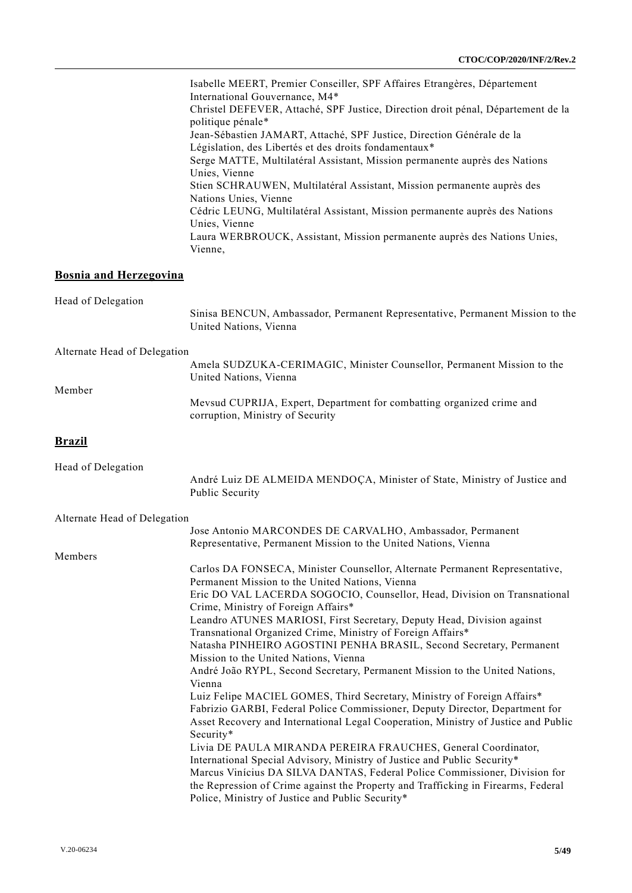Isabelle MEERT, Premier Conseiller, SPF Affaires Etrangères, Département International Gouvernance, M4*
Christel DEFEVER, Attaché, SPF Justice, Direction droit pénal, Département de la politique pénale*
Jean-Sébastien JAMART, Attaché, SPF Justice, Direction Générale de la Législation, des Libertés et des droits fondamentaux*
Serge MATTE, Multilatéral Assistant, Mission permanente auprès des Nations Unies, Vienne
Stien SCHRAUWEN, Multilatéral Assistant, Mission permanente auprès des Nations Unies, Vienne
Cédric LEUNG, Multilatéral Assistant, Mission permanente auprès des Nations Unies, Vienne
Laura WERBROUCK, Assistant, Mission permanente auprès des Nations Unies, Vienne,

## Bosnia and Herzegovina

Head of Delegation

Sinisa BENCUN, Ambassador, Permanent Representative, Permanent Mission to the United Nations, Vienna

Alternate Head of Delegation

Amela SUDZUKA-CERIMAGIC, Minister Counsellor, Permanent Mission to the United Nations, Vienna

Member

Mevsud CUPRIJA, Expert, Department for combatting organized crime and corruption, Ministry of Security

## Brazil

Head of Delegation

André Luiz DE ALMEIDA MENDOÇA, Minister of State, Ministry of Justice and Public Security

Alternate Head of Delegation

Jose Antonio MARCONDES DE CARVALHO, Ambassador, Permanent Representative, Permanent Mission to the United Nations, Vienna

Members

Carlos DA FONSECA, Minister Counsellor, Alternate Permanent Representative, Permanent Mission to the United Nations, Vienna
Eric DO VAL LACERDA SOGOCIO, Counsellor, Head, Division on Transnational Crime, Ministry of Foreign Affairs*
Leandro ATUNES MARIOSI, First Secretary, Deputy Head, Division against Transnational Organized Crime, Ministry of Foreign Affairs*
Natasha PINHEIRO AGOSTINI PENHA BRASIL, Second Secretary, Permanent Mission to the United Nations, Vienna
André João RYPL, Second Secretary, Permanent Mission to the United Nations, Vienna
Luiz Felipe MACIEL GOMES, Third Secretary, Ministry of Foreign Affairs*
Fabrizio GARBI, Federal Police Commissioner, Deputy Director, Department for Asset Recovery and International Legal Cooperation, Ministry of Justice and Public Security*
Livia DE PAULA MIRANDA PEREIRA FRAUCHES, General Coordinator, International Special Advisory, Ministry of Justice and Public Security*
Marcus Vinícius DA SILVA DANTAS, Federal Police Commissioner, Division for the Repression of Crime against the Property and Trafficking in Firearms, Federal Police, Ministry of Justice and Public Security*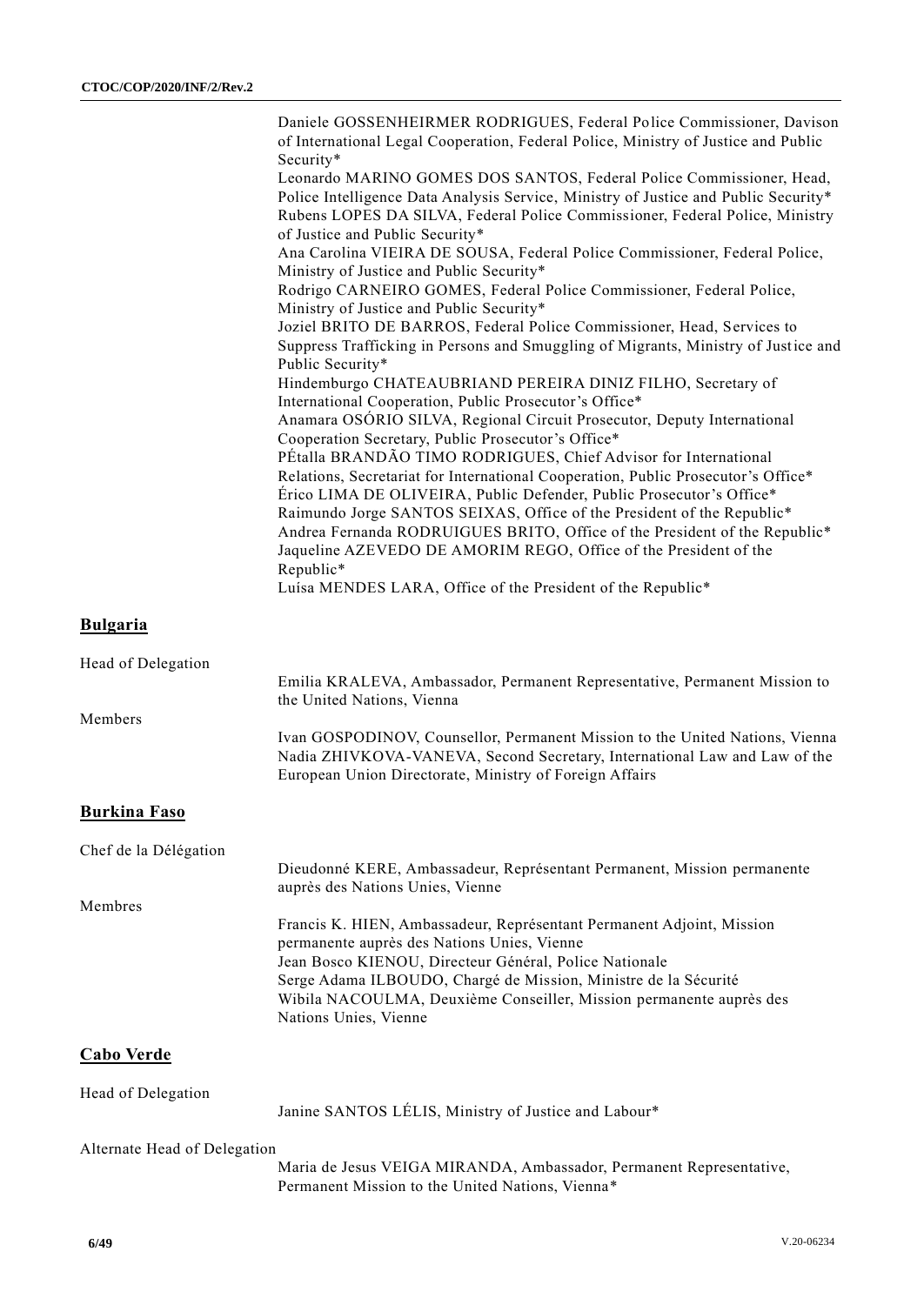Daniele GOSSENHEIRMER RODRIGUES, Federal Police Commissioner, Davison of International Legal Cooperation, Federal Police, Ministry of Justice and Public Security*
Leonardo MARINO GOMES DOS SANTOS, Federal Police Commissioner, Head, Police Intelligence Data Analysis Service, Ministry of Justice and Public Security*
Rubens LOPES DA SILVA, Federal Police Commissioner, Federal Police, Ministry of Justice and Public Security*
Ana Carolina VIEIRA DE SOUSA, Federal Police Commissioner, Federal Police, Ministry of Justice and Public Security*
Rodrigo CARNEIRO GOMES, Federal Police Commissioner, Federal Police, Ministry of Justice and Public Security*
Joziel BRITO DE BARROS, Federal Police Commissioner, Head, Services to Suppress Trafficking in Persons and Smuggling of Migrants, Ministry of Justice and Public Security*
Hindemburgo CHATEAUBRIAND PEREIRA DINIZ FILHO, Secretary of International Cooperation, Public Prosecutor's Office*
Anamara OSÓRIO SILVA, Regional Circuit Prosecutor, Deputy International Cooperation Secretary, Public Prosecutor's Office*
PÉtalla BRANDÃO TIMO RODRIGUES, Chief Advisor for International Relations, Secretariat for International Cooperation, Public Prosecutor's Office*
Érico LIMA DE OLIVEIRA, Public Defender, Public Prosecutor's Office*
Raimundo Jorge SANTOS SEIXAS, Office of the President of the Republic*
Andrea Fernanda RODRUIGUES BRITO, Office of the President of the Republic*
Jaqueline AZEVEDO DE AMORIM REGO, Office of the President of the Republic*
Luísa MENDES LARA, Office of the President of the Republic*

## Bulgaria

Head of Delegation

Emilia KRALEVA, Ambassador, Permanent Representative, Permanent Mission to the United Nations, Vienna

Members

Ivan GOSPODINOV, Counsellor, Permanent Mission to the United Nations, Vienna
Nadia ZHIVKOVA-VANEVA, Second Secretary, International Law and Law of the European Union Directorate, Ministry of Foreign Affairs

## Burkina Faso

Chef de la Délégation

Dieudonné KERE, Ambassadeur, Représentant Permanent, Mission permanente auprès des Nations Unies, Vienne

Membres

Francis K. HIEN, Ambassadeur, Représentant Permanent Adjoint, Mission permanente auprès des Nations Unies, Vienne
Jean Bosco KIENOU, Directeur Général, Police Nationale
Serge Adama ILBOUDO, Chargé de Mission, Ministre de la Sécurité
Wibila NACOULMA, Deuxième Conseiller, Mission permanente auprès des Nations Unies, Vienne

## Cabo Verde

Head of Delegation

Janine SANTOS LÉLIS, Ministry of Justice and Labour*

Alternate Head of Delegation

Maria de Jesus VEIGA MIRANDA, Ambassador, Permanent Representative, Permanent Mission to the United Nations, Vienna*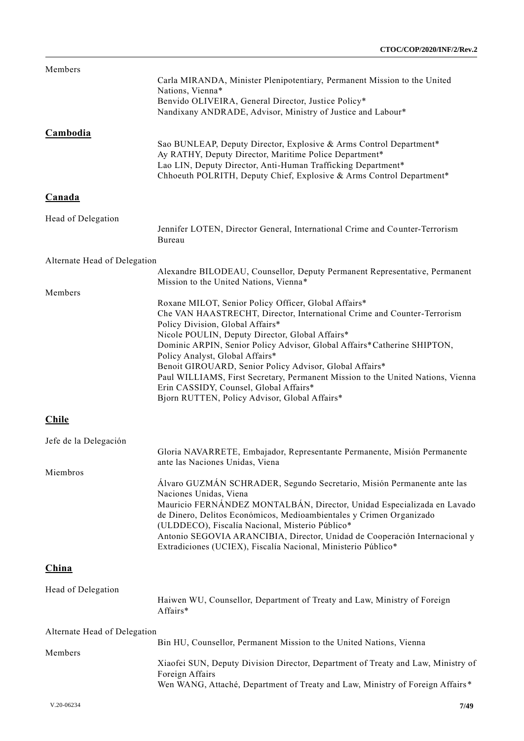Members

Carla MIRANDA, Minister Plenipotentiary, Permanent Mission to the United Nations, Vienna*
Benvido OLIVEIRA, General Director, Justice Policy*
Nandixany ANDRADE, Advisor, Ministry of Justice and Labour*

## Cambodia

Sao BUNLEAP, Deputy Director, Explosive & Arms Control Department*
Ay RATHY, Deputy Director, Maritime Police Department*
Lao LIN, Deputy Director, Anti-Human Trafficking Department*
Chhoeuth POLRITH, Deputy Chief, Explosive & Arms Control Department*

## Canada

Head of Delegation

Jennifer LOTEN, Director General, International Crime and Counter-Terrorism Bureau

Alternate Head of Delegation

Alexandre BILODEAU, Counsellor, Deputy Permanent Representative, Permanent Mission to the United Nations, Vienna*

Members

Roxane MILOT, Senior Policy Officer, Global Affairs*
Che VAN HAASTRECHT, Director, International Crime and Counter-Terrorism Policy Division, Global Affairs*
Nicole POULIN, Deputy Director, Global Affairs*
Dominic ARPIN, Senior Policy Advisor, Global Affairs*Catherine SHIPTON, Policy Analyst, Global Affairs*
Benoit GIROUARD, Senior Policy Advisor, Global Affairs*
Paul WILLIAMS, First Secretary, Permanent Mission to the United Nations, Vienna
Erin CASSIDY, Counsel, Global Affairs*
Bjorn RUTTEN, Policy Advisor, Global Affairs*

## Chile

Jefe de la Delegación

Gloria NAVARRETE, Embajador, Representante Permanente, Misión Permanente ante las Naciones Unidas, Viena

Miembros

Álvaro GUZMÁN SCHRADER, Segundo Secretario, Misión Permanente ante las Naciones Unidas, Viena
Mauricio FERNÁNDEZ MONTALBÁN, Director, Unidad Especializada en Lavado de Dinero, Delitos Económicos, Medioambientales y Crimen Organizado (ULDDECO), Fiscalía Nacional, Misterio Público*
Antonio SEGOVIA ARANCIBIA, Director, Unidad de Cooperación Internacional y Extradiciones (UCIEX), Fiscalía Nacional, Ministerio Público*

## China

Head of Delegation

Haiwen WU, Counsellor, Department of Treaty and Law, Ministry of Foreign Affairs*

Alternate Head of Delegation

Bin HU, Counsellor, Permanent Mission to the United Nations, Vienna

Members

Xiaofei SUN, Deputy Division Director, Department of Treaty and Law, Ministry of Foreign Affairs
Wen WANG, Attaché, Department of Treaty and Law, Ministry of Foreign Affairs*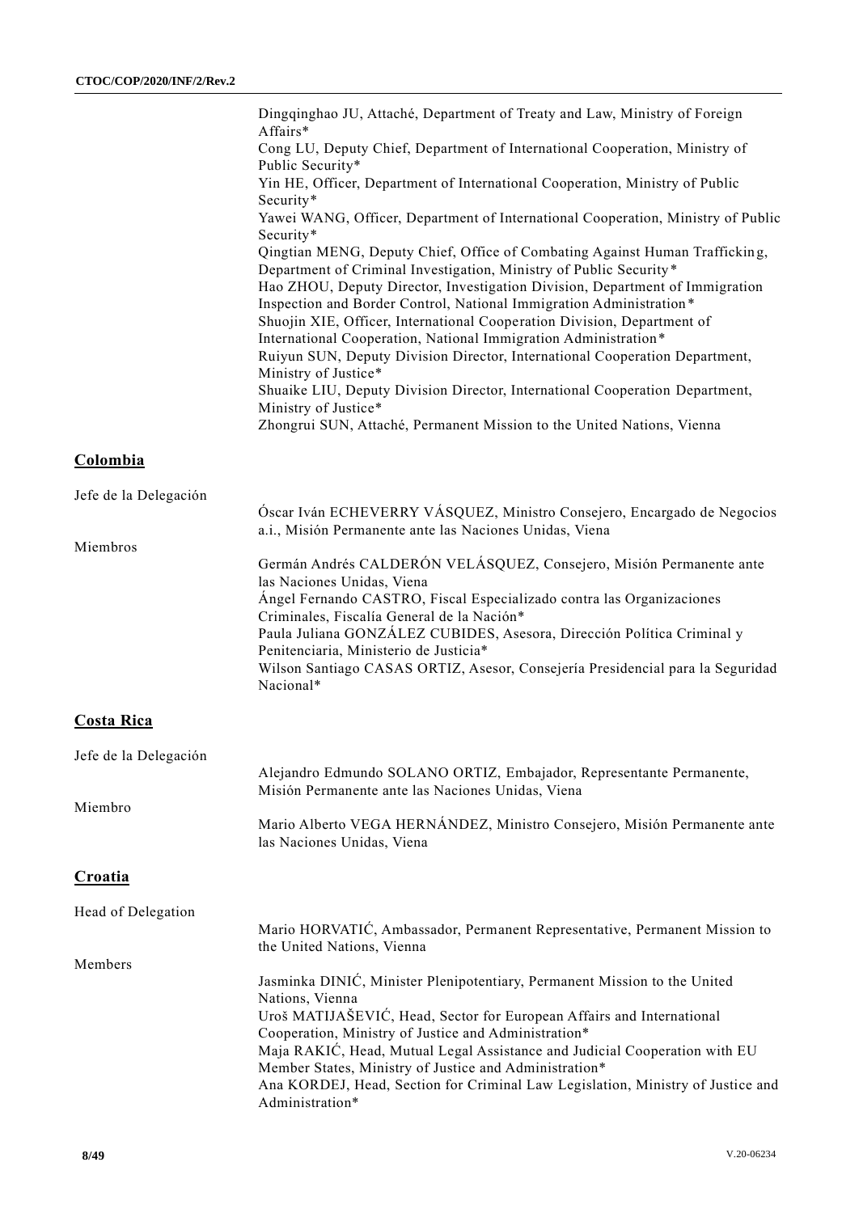Dingqinghao JU, Attaché, Department of Treaty and Law, Ministry of Foreign Affairs*
Cong LU, Deputy Chief, Department of International Cooperation, Ministry of Public Security*
Yin HE, Officer, Department of International Cooperation, Ministry of Public Security*
Yawei WANG, Officer, Department of International Cooperation, Ministry of Public Security*
Qingtian MENG, Deputy Chief, Office of Combating Against Human Trafficking, Department of Criminal Investigation, Ministry of Public Security*
Hao ZHOU, Deputy Director, Investigation Division, Department of Immigration Inspection and Border Control, National Immigration Administration*
Shuojin XIE, Officer, International Cooperation Division, Department of International Cooperation, National Immigration Administration*
Ruiyun SUN, Deputy Division Director, International Cooperation Department, Ministry of Justice*
Shuaike LIU, Deputy Division Director, International Cooperation Department, Ministry of Justice*
Zhongrui SUN, Attaché, Permanent Mission to the United Nations, Vienna

## Colombia

Jefe de la Delegación

Óscar Iván ECHEVERRY VÁSQUEZ, Ministro Consejero, Encargado de Negocios a.i., Misión Permanente ante las Naciones Unidas, Viena

Miembros

Germán Andrés CALDERÓN VELÁSQUEZ, Consejero, Misión Permanente ante las Naciones Unidas, Viena
Ángel Fernando CASTRO, Fiscal Especializado contra las Organizaciones Criminales, Fiscalía General de la Nación*
Paula Juliana GONZÁLEZ CUBIDES, Asesora, Dirección Política Criminal y Penitenciaria, Ministerio de Justicia*
Wilson Santiago CASAS ORTIZ, Asesor, Consejería Presidencial para la Seguridad Nacional*

## Costa Rica

Jefe de la Delegación

Alejandro Edmundo SOLANO ORTIZ, Embajador, Representante Permanente, Misión Permanente ante las Naciones Unidas, Viena

Miembro

Mario Alberto VEGA HERNÁNDEZ, Ministro Consejero, Misión Permanente ante las Naciones Unidas, Viena

## Croatia

Head of Delegation

Mario HORVATIĆ, Ambassador, Permanent Representative, Permanent Mission to the United Nations, Vienna

Members

Jasminka DINIĆ, Minister Plenipotentiary, Permanent Mission to the United Nations, Vienna
Uroš MATIJAŠEVIĆ, Head, Sector for European Affairs and International Cooperation, Ministry of Justice and Administration*
Maja RAKIĆ, Head, Mutual Legal Assistance and Judicial Cooperation with EU Member States, Ministry of Justice and Administration*
Ana KORDEJ, Head, Section for Criminal Law Legislation, Ministry of Justice and Administration*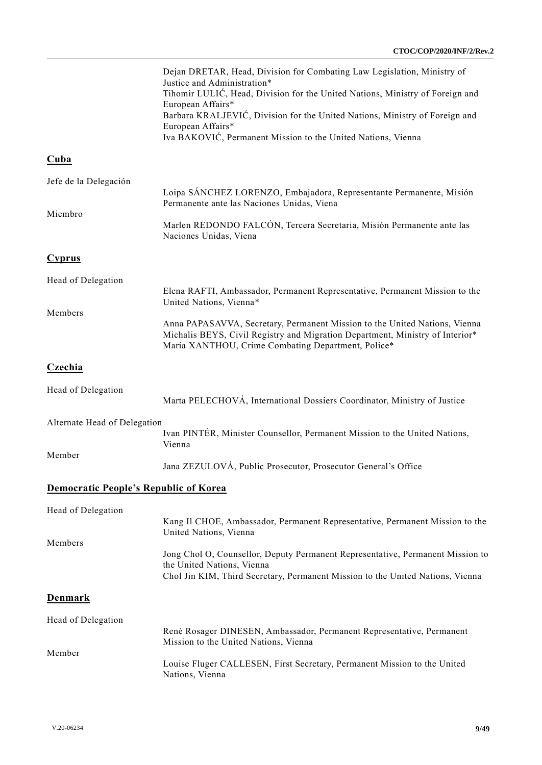Dejan DRETAR, Head, Division for Combating Law Legislation, Ministry of Justice and Administration*
Tihomir LULIĆ, Head, Division for the United Nations, Ministry of Foreign and European Affairs*
Barbara KRALJEVIĆ, Division for the United Nations, Ministry of Foreign and European Affairs*
Iva BAKOVIĆ, Permanent Mission to the United Nations, Vienna

## Cuba

Jefe de la Delegación

Loipa SÁNCHEZ LORENZO, Embajadora, Representante Permanente, Misión Permanente ante las Naciones Unidas, Viena

Miembro

Marlen REDONDO FALCÓN, Tercera Secretaria, Misión Permanente ante las Naciones Unidas, Viena

## Cyprus

Head of Delegation

Elena RAFTI, Ambassador, Permanent Representative, Permanent Mission to the United Nations, Vienna*

Members

Anna PAPASAVVA, Secretary, Permanent Mission to the United Nations, Vienna
Michalis BEYS, Civil Registry and Migration Department, Ministry of Interior*
Maria XANTHOU, Crime Combating Department, Police*

## Czechia

Head of Delegation

Marta PELECHOVÁ, International Dossiers Coordinator, Ministry of Justice

Alternate Head of Delegation

Ivan PINTÉR, Minister Counsellor, Permanent Mission to the United Nations, Vienna

Member

Jana ZEZULOVÁ, Public Prosecutor, Prosecutor General's Office

## Democratic People's Republic of Korea

Head of Delegation

Kang Il CHOE, Ambassador, Permanent Representative, Permanent Mission to the United Nations, Vienna

Members

Jong Chol O, Counsellor, Deputy Permanent Representative, Permanent Mission to the United Nations, Vienna
Chol Jin KIM, Third Secretary, Permanent Mission to the United Nations, Vienna

## Denmark

Head of Delegation

René Rosager DINESEN, Ambassador, Permanent Representative, Permanent Mission to the United Nations, Vienna

Member

Louise Fluger CALLESEN, First Secretary, Permanent Mission to the United Nations, Vienna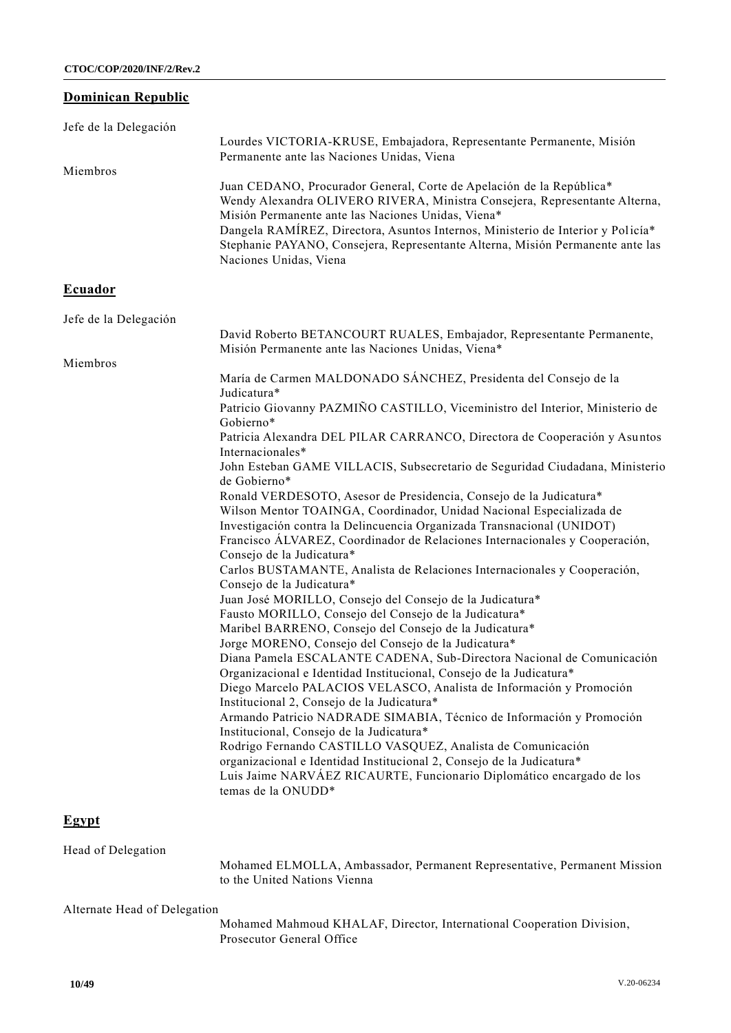## Dominican Republic

Jefe de la Delegación

Lourdes VICTORIA-KRUSE, Embajadora, Representante Permanente, Misión Permanente ante las Naciones Unidas, Viena

Miembros

Juan CEDANO, Procurador General, Corte de Apelación de la República*
Wendy Alexandra OLIVERO RIVERA, Ministra Consejera, Representante Alterna, Misión Permanente ante las Naciones Unidas, Viena*
Dangela RAMÍREZ, Directora, Asuntos Internos, Ministerio de Interior y Policía*
Stephanie PAYANO, Consejera, Representante Alterna, Misión Permanente ante las Naciones Unidas, Viena

## Ecuador

Jefe de la Delegación

David Roberto BETANCOURT RUALES, Embajador, Representante Permanente, Misión Permanente ante las Naciones Unidas, Viena*

Miembros

María de Carmen MALDONADO SÁNCHEZ, Presidenta del Consejo de la Judicatura*
Patricio Giovanny PAZMIÑO CASTILLO, Viceministro del Interior, Ministerio de Gobierno*
Patricia Alexandra DEL PILAR CARRANCO, Directora de Cooperación y Asuntos Internacionales*
John Esteban GAME VILLACIS, Subsecretario de Seguridad Ciudadana, Ministerio de Gobierno*
Ronald VERDESOTO, Asesor de Presidencia, Consejo de la Judicatura*
Wilson Mentor TOAINGA, Coordinador, Unidad Nacional Especializada de Investigación contra la Delincuencia Organizada Transnacional (UNIDOT)
Francisco ÁLVAREZ, Coordinador de Relaciones Internacionales y Cooperación, Consejo de la Judicatura*
Carlos BUSTAMANTE, Analista de Relaciones Internacionales y Cooperación, Consejo de la Judicatura*
Juan José MORILLO, Consejo del Consejo de la Judicatura*
Fausto MORILLO, Consejo del Consejo de la Judicatura*
Maribel BARRENO, Consejo del Consejo de la Judicatura*
Jorge MORENO, Consejo del Consejo de la Judicatura*
Diana Pamela ESCALANTE CADENA, Sub-Directora Nacional de Comunicación Organizacional e Identidad Institucional, Consejo de la Judicatura*
Diego Marcelo PALACIOS VELASCO, Analista de Información y Promoción Institucional 2, Consejo de la Judicatura*
Armando Patricio NADRADE SIMABIA, Técnico de Información y Promoción Institucional, Consejo de la Judicatura*
Rodrigo Fernando CASTILLO VASQUEZ, Analista de Comunicación organizacional e Identidad Institucional 2, Consejo de la Judicatura*
Luis Jaime NARVÁEZ RICAURTE, Funcionario Diplomático encargado de los temas de la ONUDD*

## Egypt

Head of Delegation

Mohamed ELMOLLA, Ambassador, Permanent Representative, Permanent Mission to the United Nations Vienna

Alternate Head of Delegation

Mohamed Mahmoud KHALAF, Director, International Cooperation Division, Prosecutor General Office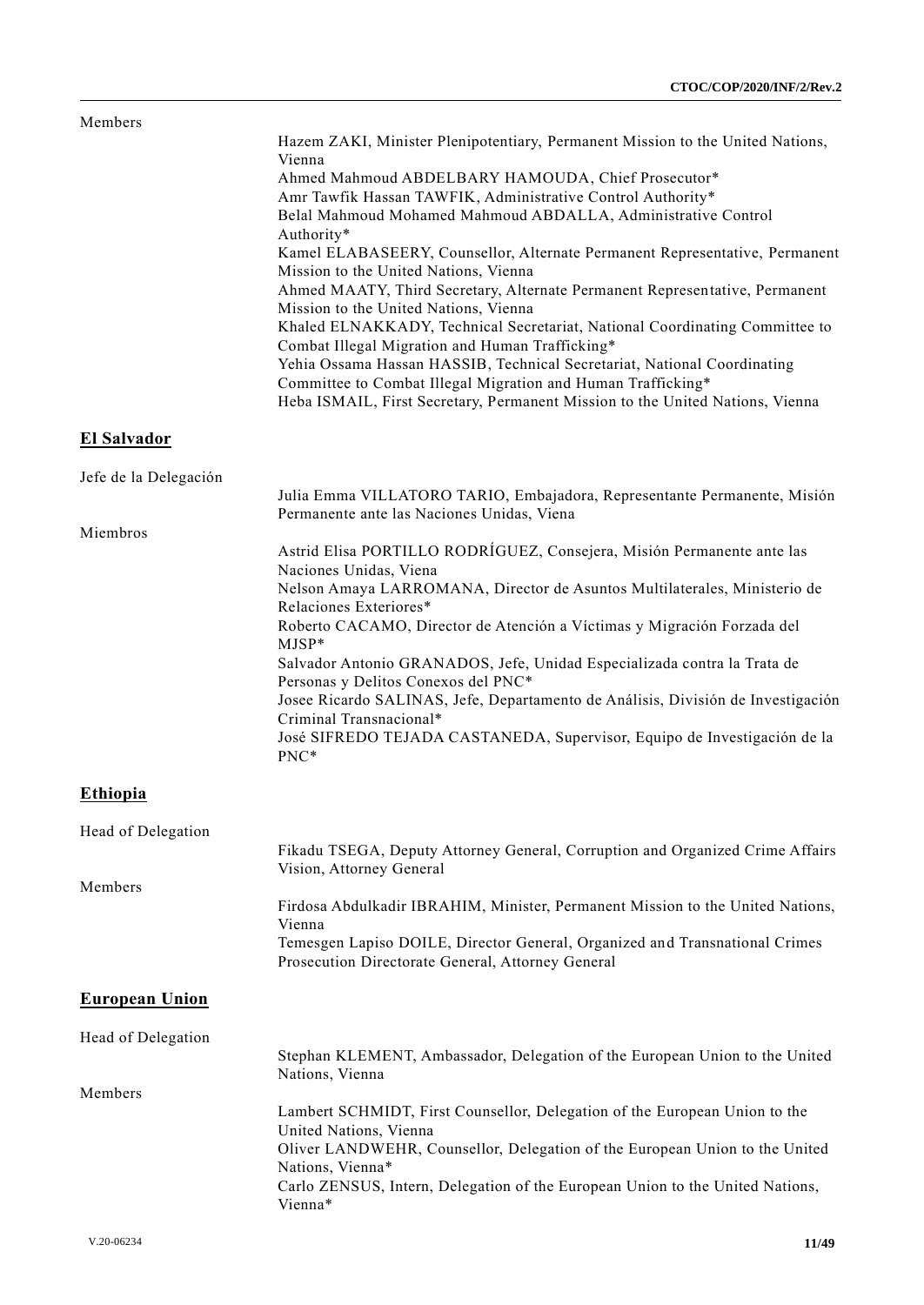Members

Hazem ZAKI, Minister Plenipotentiary, Permanent Mission to the United Nations, Vienna
Ahmed Mahmoud ABDELBARY HAMOUDA, Chief Prosecutor*
Amr Tawfik Hassan TAWFIK, Administrative Control Authority*
Belal Mahmoud Mohamed Mahmoud ABDALLA, Administrative Control Authority*
Kamel ELABASEERY, Counsellor, Alternate Permanent Representative, Permanent Mission to the United Nations, Vienna
Ahmed MAATY, Third Secretary, Alternate Permanent Representative, Permanent Mission to the United Nations, Vienna
Khaled ELNAKKADY, Technical Secretariat, National Coordinating Committee to Combat Illegal Migration and Human Trafficking*
Yehia Ossama Hassan HASSIB, Technical Secretariat, National Coordinating Committee to Combat Illegal Migration and Human Trafficking*
Heba ISMAIL, First Secretary, Permanent Mission to the United Nations, Vienna

## El Salvador

Jefe de la Delegación

Julia Emma VILLATORO TARIO, Embajadora, Representante Permanente, Misión Permanente ante las Naciones Unidas, Viena

Miembros

Astrid Elisa PORTILLO RODRÍGUEZ, Consejera, Misión Permanente ante las Naciones Unidas, Viena
Nelson Amaya LARROMANA, Director de Asuntos Multilaterales, Ministerio de Relaciones Exteriores*
Roberto CACAMO, Director de Atención a Víctimas y Migración Forzada del MJSP*
Salvador Antonio GRANADOS, Jefe, Unidad Especializada contra la Trata de Personas y Delitos Conexos del PNC*
Josee Ricardo SALINAS, Jefe, Departamento de Análisis, División de Investigación Criminal Transnacional*
José SIFREDO TEJADA CASTANEDA, Supervisor, Equipo de Investigación de la PNC*

## Ethiopia

Head of Delegation

Fikadu TSEGA, Deputy Attorney General, Corruption and Organized Crime Affairs Vision, Attorney General

Members

Firdosa Abdulkadir IBRAHIM, Minister, Permanent Mission to the United Nations, Vienna
Temesgen Lapiso DOILE, Director General, Organized and Transnational Crimes Prosecution Directorate General, Attorney General

## European Union

Head of Delegation

Stephan KLEMENT, Ambassador, Delegation of the European Union to the United Nations, Vienna

Members

Lambert SCHMIDT, First Counsellor, Delegation of the European Union to the United Nations, Vienna
Oliver LANDWEHR, Counsellor, Delegation of the European Union to the United Nations, Vienna*
Carlo ZENSUS, Intern, Delegation of the European Union to the United Nations, Vienna*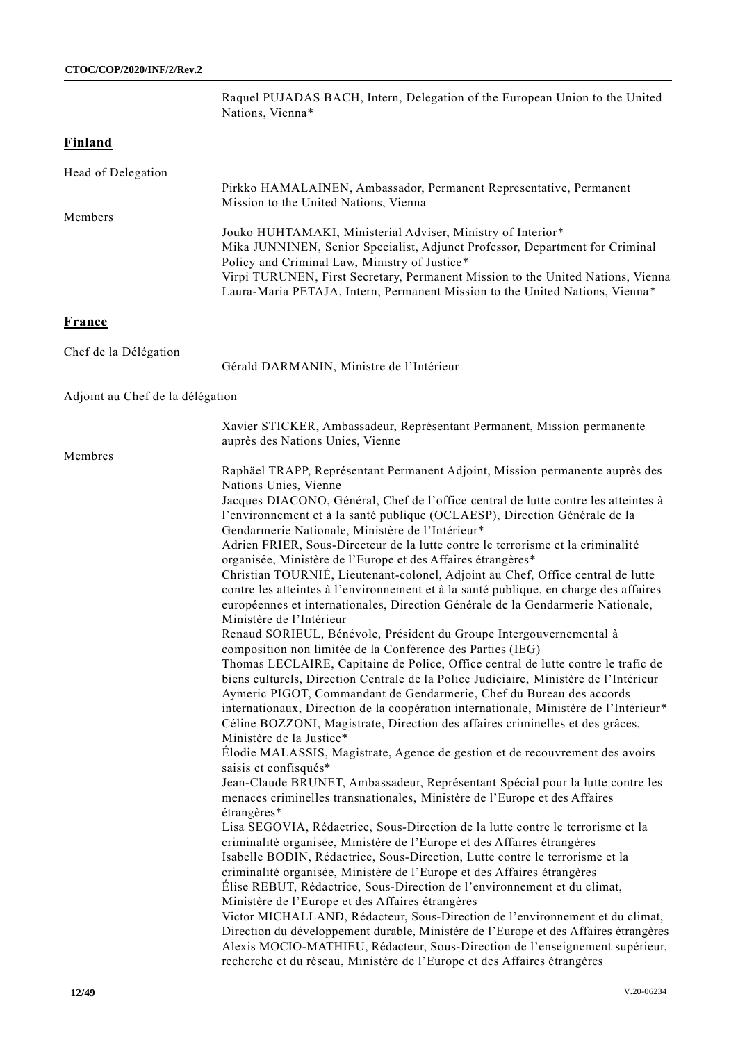Raquel PUJADAS BACH, Intern, Delegation of the European Union to the United Nations, Vienna*

## Finland

Head of Delegation

Pirkko HAMALAINEN, Ambassador, Permanent Representative, Permanent Mission to the United Nations, Vienna

Members

Jouko HUHTAMAKI, Ministerial Adviser, Ministry of Interior*
Mika JUNNINEN, Senior Specialist, Adjunct Professor, Department for Criminal Policy and Criminal Law, Ministry of Justice*
Virpi TURUNEN, First Secretary, Permanent Mission to the United Nations, Vienna
Laura-Maria PETAJA, Intern, Permanent Mission to the United Nations, Vienna*

## France

Chef de la Délégation

Gérald DARMANIN, Ministre de l'Intérieur

Adjoint au Chef de la délégation

Xavier STICKER, Ambassadeur, Représentant Permanent, Mission permanente auprès des Nations Unies, Vienne

Membres

Raphäel TRAPP, Représentant Permanent Adjoint, Mission permanente auprès des Nations Unies, Vienne
Jacques DIACONO, Général, Chef de l'office central de lutte contre les atteintes à l'environnement et à la santé publique (OCLAESP), Direction Générale de la Gendarmerie Nationale, Ministère de l'Intérieur*
Adrien FRIER, Sous-Directeur de la lutte contre le terrorisme et la criminalité organisée, Ministère de l'Europe et des Affaires étrangères*
Christian TOURNIÉ, Lieutenant-colonel, Adjoint au Chef, Office central de lutte contre les atteintes à l'environnement et à la santé publique, en charge des affaires européennes et internationales, Direction Générale de la Gendarmerie Nationale, Ministère de l'Intérieur
Renaud SORIEUL, Bénévole, Président du Groupe Intergouvernemental à composition non limitée de la Conférence des Parties (IEG)
Thomas LECLAIRE, Capitaine de Police, Office central de lutte contre le trafic de biens culturels, Direction Centrale de la Police Judiciaire, Ministère de l'Intérieur
Aymeric PIGOT, Commandant de Gendarmerie, Chef du Bureau des accords internationaux, Direction de la coopération internationale, Ministère de l'Intérieur*
Céline BOZZONI, Magistrate, Direction des affaires criminelles et des grâces, Ministère de la Justice*
Élodie MALASSIS, Magistrate, Agence de gestion et de recouvrement des avoirs saisis et confisqués*
Jean-Claude BRUNET, Ambassadeur, Représentant Spécial pour la lutte contre les menaces criminelles transnationales, Ministère de l'Europe et des Affaires étrangères*
Lisa SEGOVIA, Rédactrice, Sous-Direction de la lutte contre le terrorisme et la criminalité organisée, Ministère de l'Europe et des Affaires étrangères
Isabelle BODIN, Rédactrice, Sous-Direction, Lutte contre le terrorisme et la criminalité organisée, Ministère de l'Europe et des Affaires étrangères
Élise REBUT, Rédactrice, Sous-Direction de l'environnement et du climat, Ministère de l'Europe et des Affaires étrangères
Victor MICHALLAND, Rédacteur, Sous-Direction de l'environnement et du climat, Direction du développement durable, Ministère de l'Europe et des Affaires étrangères
Alexis MOCIO-MATHIEU, Rédacteur, Sous-Direction de l'enseignement supérieur, recherche et du réseau, Ministère de l'Europe et des Affaires étrangères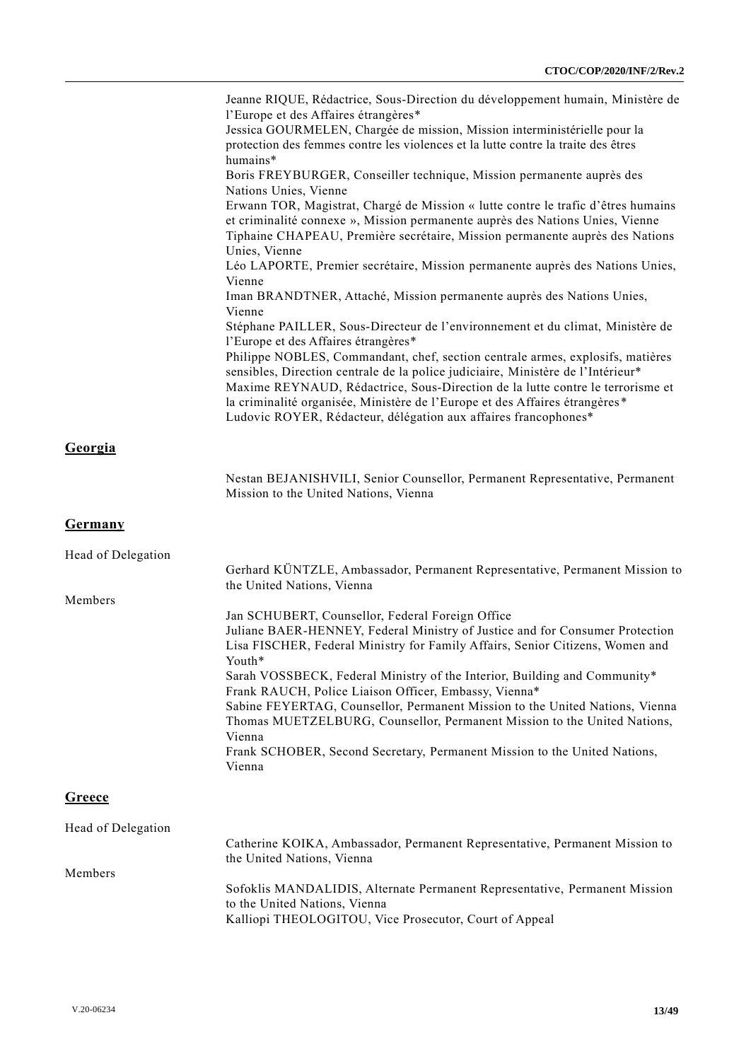Jeanne RIQUE, Rédactrice, Sous-Direction du développement humain, Ministère de l'Europe et des Affaires étrangères*
Jessica GOURMELEN, Chargée de mission, Mission interministérielle pour la protection des femmes contre les violences et la lutte contre la traite des êtres humains*
Boris FREYBURGER, Conseiller technique, Mission permanente auprès des Nations Unies, Vienne
Erwann TOR, Magistrat, Chargé de Mission « lutte contre le trafic d'êtres humains et criminalité connexe », Mission permanente auprès des Nations Unies, Vienne
Tiphaine CHAPEAU, Première secrétaire, Mission permanente auprès des Nations Unies, Vienne
Léo LAPORTE, Premier secrétaire, Mission permanente auprès des Nations Unies, Vienne
Iman BRANDTNER, Attaché, Mission permanente auprès des Nations Unies, Vienne
Stéphane PAILLER, Sous-Directeur de l'environnement et du climat, Ministère de l'Europe et des Affaires étrangères*
Philippe NOBLES, Commandant, chef, section centrale armes, explosifs, matières sensibles, Direction centrale de la police judiciaire, Ministère de l'Intérieur*
Maxime REYNAUD, Rédactrice, Sous-Direction de la lutte contre le terrorisme et la criminalité organisée, Ministère de l'Europe et des Affaires étrangères*
Ludovic ROYER, Rédacteur, délégation aux affaires francophones*

## Georgia

Nestan BEJANISHVILI, Senior Counsellor, Permanent Representative, Permanent Mission to the United Nations, Vienna

## Germany

Head of Delegation

Gerhard KÜNTZLE, Ambassador, Permanent Representative, Permanent Mission to the United Nations, Vienna

Members

Jan SCHUBERT, Counsellor, Federal Foreign Office
Juliane BAER-HENNEY, Federal Ministry of Justice and for Consumer Protection
Lisa FISCHER, Federal Ministry for Family Affairs, Senior Citizens, Women and Youth*
Sarah VOSSBECK, Federal Ministry of the Interior, Building and Community*
Frank RAUCH, Police Liaison Officer, Embassy, Vienna*
Sabine FEYERTAG, Counsellor, Permanent Mission to the United Nations, Vienna
Thomas MUETZELBURG, Counsellor, Permanent Mission to the United Nations, Vienna
Frank SCHOBER, Second Secretary, Permanent Mission to the United Nations, Vienna

## Greece

Head of Delegation

Catherine KOIKA, Ambassador, Permanent Representative, Permanent Mission to the United Nations, Vienna

Members

Sofoklis MANDALIDIS, Alternate Permanent Representative, Permanent Mission to the United Nations, Vienna
Kalliopi THEOLOGITOU, Vice Prosecutor, Court of Appeal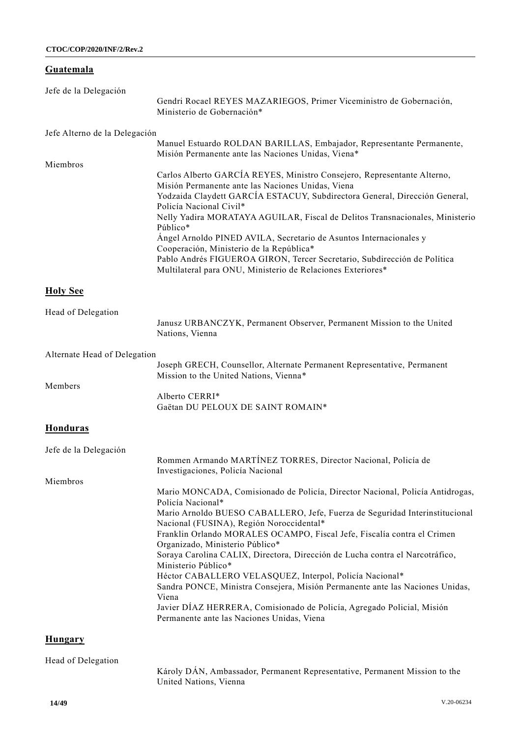## Guatemala

Jefe de la Delegación

Gendri Rocael REYES MAZARIEGOS, Primer Viceministro de Gobernación, Ministerio de Gobernación*

Jefe Alterno de la Delegación

Manuel Estuardo ROLDAN BARILLAS, Embajador, Representante Permanente, Misión Permanente ante las Naciones Unidas, Viena*

Miembros

Carlos Alberto GARCÍA REYES, Ministro Consejero, Representante Alterno, Misión Permanente ante las Naciones Unidas, Viena
Yodzaida Claydett GARCÍA ESTACUY, Subdirectora General, Dirección General, Policía Nacional Civil*
Nelly Yadira MORATAYA AGUILAR, Fiscal de Delitos Transnacionales, Ministerio Público*
Ángel Arnoldo PINED AVILA, Secretario de Asuntos Internacionales y Cooperación, Ministerio de la República*
Pablo Andrés FIGUEROA GIRON, Tercer Secretario, Subdirección de Política Multilateral para ONU, Ministerio de Relaciones Exteriores*

## Holy See

Head of Delegation

Janusz URBANCZYK, Permanent Observer, Permanent Mission to the United Nations, Vienna

Alternate Head of Delegation

Joseph GRECH, Counsellor, Alternate Permanent Representative, Permanent Mission to the United Nations, Vienna*

Members

Alberto CERRI*
Gaëtan DU PELOUX DE SAINT ROMAIN*

## Honduras

Jefe de la Delegación

Rommen Armando MARTÍNEZ TORRES, Director Nacional, Policía de Investigaciones, Policía Nacional

Miembros

Mario MONCADA, Comisionado de Policía, Director Nacional, Policía Antidrogas, Policía Nacional*
Mario Arnoldo BUESO CABALLERO, Jefe, Fuerza de Seguridad Interinstitucional Nacional (FUSINA), Región Noroccidental*
Franklin Orlando MORALES OCAMPO, Fiscal Jefe, Fiscalía contra el Crimen Organizado, Ministerio Público*
Soraya Carolina CALIX, Directora, Dirección de Lucha contra el Narcotráfico, Ministerio Público*
Héctor CABALLERO VELASQUEZ, Interpol, Policía Nacional*
Sandra PONCE, Ministra Consejera, Misión Permanente ante las Naciones Unidas, Viena
Javier DÍAZ HERRERA, Comisionado de Policía, Agregado Policial, Misión Permanente ante las Naciones Unidas, Viena

## Hungary

Head of Delegation

Károly DÁN, Ambassador, Permanent Representative, Permanent Mission to the United Nations, Vienna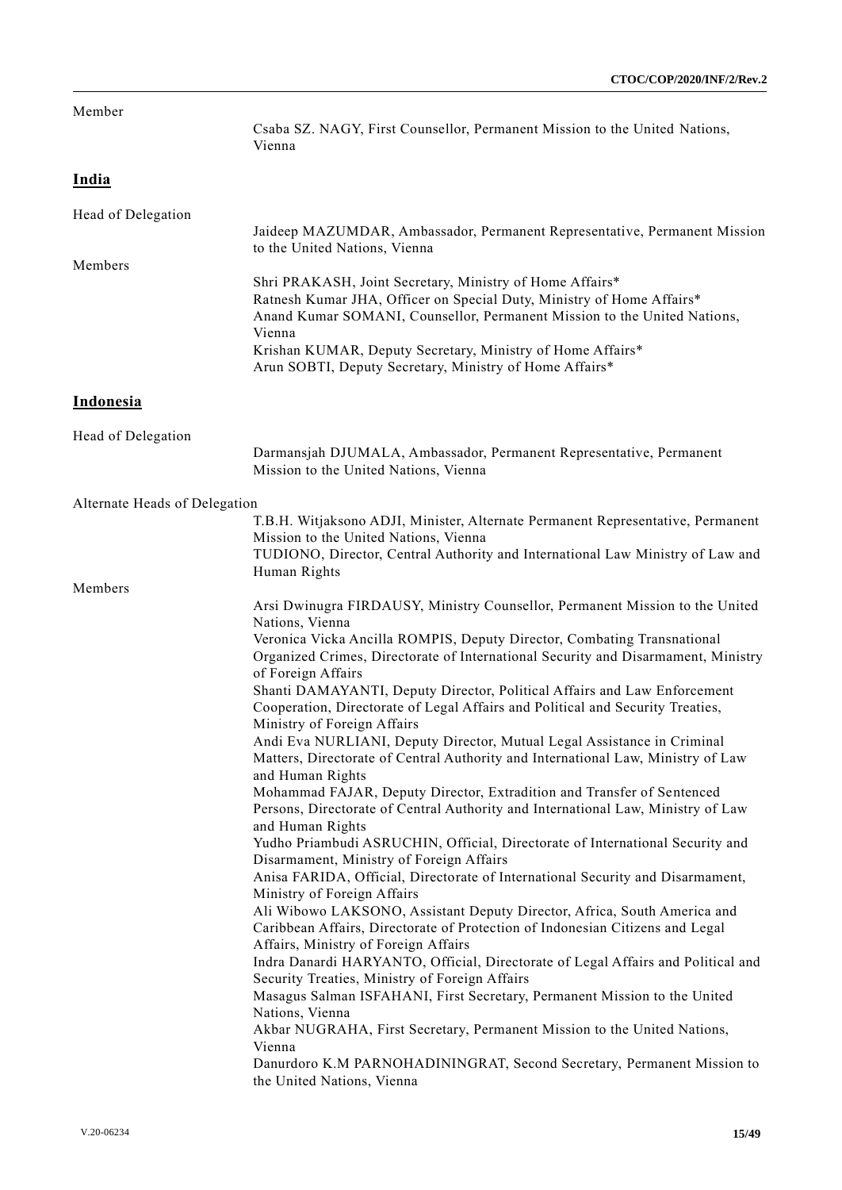Member

Csaba SZ. NAGY, First Counsellor, Permanent Mission to the United Nations, Vienna

## India

Head of Delegation

Jaideep MAZUMDAR, Ambassador, Permanent Representative, Permanent Mission to the United Nations, Vienna

Members

Shri PRAKASH, Joint Secretary, Ministry of Home Affairs*
Ratnesh Kumar JHA, Officer on Special Duty, Ministry of Home Affairs*
Anand Kumar SOMANI, Counsellor, Permanent Mission to the United Nations, Vienna
Krishan KUMAR, Deputy Secretary, Ministry of Home Affairs*
Arun SOBTI, Deputy Secretary, Ministry of Home Affairs*

## Indonesia

Head of Delegation

Darmansjah DJUMALA, Ambassador, Permanent Representative, Permanent Mission to the United Nations, Vienna

Alternate Heads of Delegation

T.B.H. Witjaksono ADJI, Minister, Alternate Permanent Representative, Permanent Mission to the United Nations, Vienna
TUDIONO, Director, Central Authority and International Law Ministry of Law and Human Rights

Members

Arsi Dwinugra FIRDAUSY, Ministry Counsellor, Permanent Mission to the United Nations, Vienna
Veronica Vicka Ancilla ROMPIS, Deputy Director, Combating Transnational Organized Crimes, Directorate of International Security and Disarmament, Ministry of Foreign Affairs
Shanti DAMAYANTI, Deputy Director, Political Affairs and Law Enforcement Cooperation, Directorate of Legal Affairs and Political and Security Treaties, Ministry of Foreign Affairs
Andi Eva NURLIANI, Deputy Director, Mutual Legal Assistance in Criminal Matters, Directorate of Central Authority and International Law, Ministry of Law and Human Rights
Mohammad FAJAR, Deputy Director, Extradition and Transfer of Sentenced Persons, Directorate of Central Authority and International Law, Ministry of Law and Human Rights
Yudho Priambudi ASRUCHIN, Official, Directorate of International Security and Disarmament, Ministry of Foreign Affairs
Anisa FARIDA, Official, Directorate of International Security and Disarmament, Ministry of Foreign Affairs
Ali Wibowo LAKSONO, Assistant Deputy Director, Africa, South America and Caribbean Affairs, Directorate of Protection of Indonesian Citizens and Legal Affairs, Ministry of Foreign Affairs
Indra Danardi HARYANTO, Official, Directorate of Legal Affairs and Political and Security Treaties, Ministry of Foreign Affairs
Masagus Salman ISFAHANI, First Secretary, Permanent Mission to the United Nations, Vienna
Akbar NUGRAHA, First Secretary, Permanent Mission to the United Nations, Vienna
Danurdoro K.M PARNOHADININGRAT, Second Secretary, Permanent Mission to the United Nations, Vienna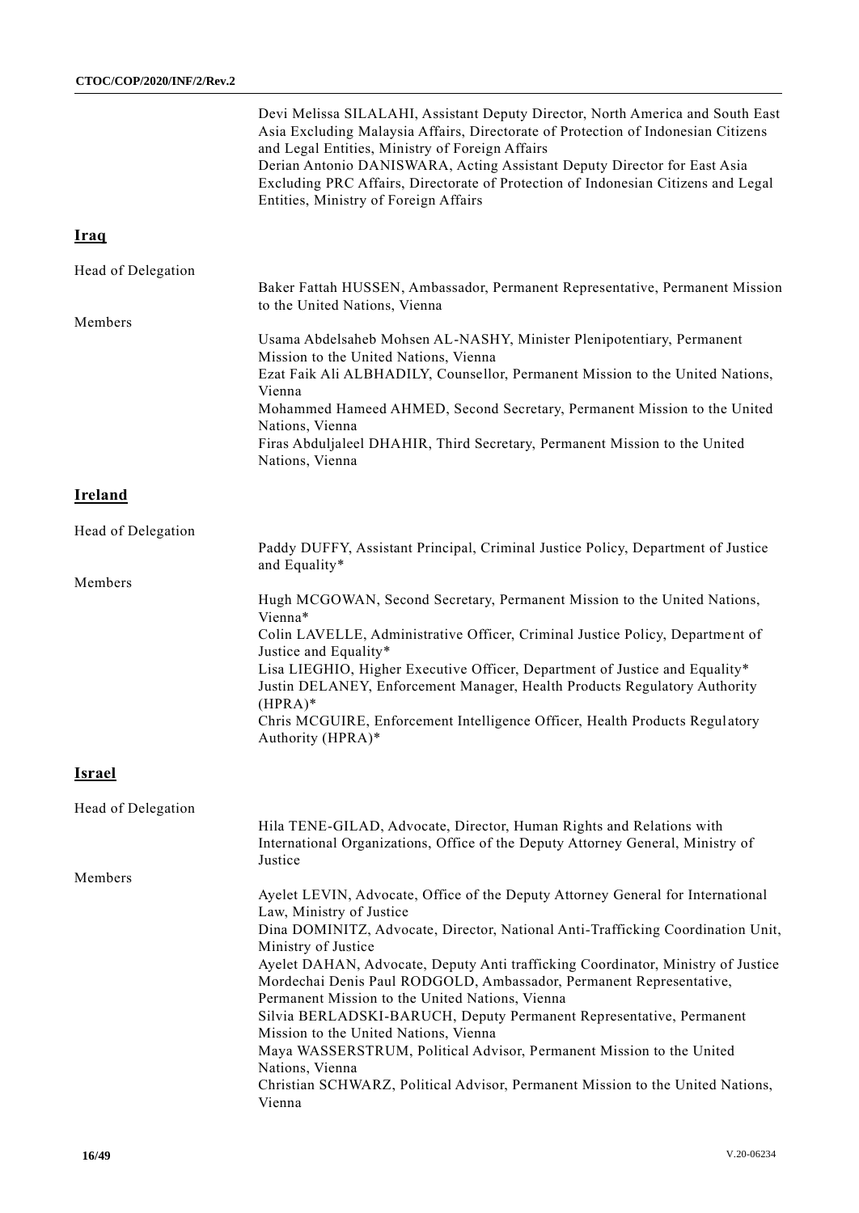Devi Melissa SILALAHI, Assistant Deputy Director, North America and South East Asia Excluding Malaysia Affairs, Directorate of Protection of Indonesian Citizens and Legal Entities, Ministry of Foreign Affairs
Derian Antonio DANISWARA, Acting Assistant Deputy Director for East Asia Excluding PRC Affairs, Directorate of Protection of Indonesian Citizens and Legal Entities, Ministry of Foreign Affairs

## Iraq

Head of Delegation

Baker Fattah HUSSEN, Ambassador, Permanent Representative, Permanent Mission to the United Nations, Vienna

Members

Usama Abdelsaheb Mohsen AL-NASHY, Minister Plenipotentiary, Permanent Mission to the United Nations, Vienna
Ezat Faik Ali ALBHADILY, Counsellor, Permanent Mission to the United Nations, Vienna
Mohammed Hameed AHMED, Second Secretary, Permanent Mission to the United Nations, Vienna
Firas Abduljaleel DHAHIR, Third Secretary, Permanent Mission to the United Nations, Vienna

## Ireland

Head of Delegation

Paddy DUFFY, Assistant Principal, Criminal Justice Policy, Department of Justice and Equality*

Members

Hugh MCGOWAN, Second Secretary, Permanent Mission to the United Nations, Vienna*
Colin LAVELLE, Administrative Officer, Criminal Justice Policy, Department of Justice and Equality*
Lisa LIEGHIO, Higher Executive Officer, Department of Justice and Equality*
Justin DELANEY, Enforcement Manager, Health Products Regulatory Authority (HPRA)*
Chris MCGUIRE, Enforcement Intelligence Officer, Health Products Regulatory Authority (HPRA)*

## Israel

Head of Delegation

Hila TENE-GILAD, Advocate, Director, Human Rights and Relations with International Organizations, Office of the Deputy Attorney General, Ministry of Justice

Members

Ayelet LEVIN, Advocate, Office of the Deputy Attorney General for International Law, Ministry of Justice
Dina DOMINITZ, Advocate, Director, National Anti-Trafficking Coordination Unit, Ministry of Justice
Ayelet DAHAN, Advocate, Deputy Anti trafficking Coordinator, Ministry of Justice
Mordechai Denis Paul RODGOLD, Ambassador, Permanent Representative, Permanent Mission to the United Nations, Vienna
Silvia BERLADSKI-BARUCH, Deputy Permanent Representative, Permanent Mission to the United Nations, Vienna
Maya WASSERSTRUM, Political Advisor, Permanent Mission to the United Nations, Vienna
Christian SCHWARZ, Political Advisor, Permanent Mission to the United Nations, Vienna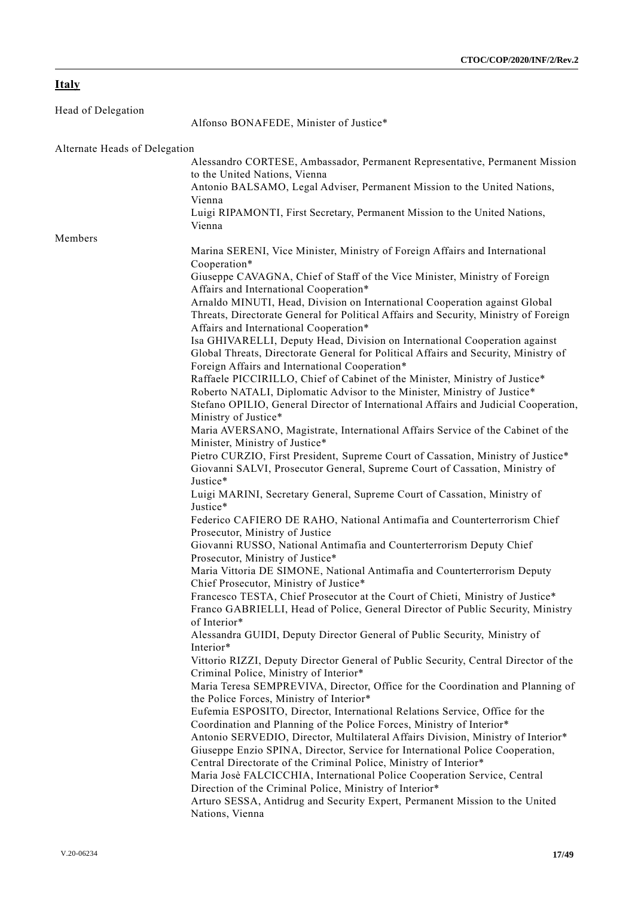## Italy

Head of Delegation

Alfonso BONAFEDE, Minister of Justice*

Alternate Heads of Delegation

Alessandro CORTESE, Ambassador, Permanent Representative, Permanent Mission to the United Nations, Vienna
Antonio BALSAMO, Legal Adviser, Permanent Mission to the United Nations, Vienna
Luigi RIPAMONTI, First Secretary, Permanent Mission to the United Nations, Vienna

Members

Marina SERENI, Vice Minister, Ministry of Foreign Affairs and International Cooperation*
Giuseppe CAVAGNA, Chief of Staff of the Vice Minister, Ministry of Foreign Affairs and International Cooperation*
Arnaldo MINUTI, Head, Division on International Cooperation against Global Threats, Directorate General for Political Affairs and Security, Ministry of Foreign Affairs and International Cooperation*
Isa GHIVARELLI, Deputy Head, Division on International Cooperation against Global Threats, Directorate General for Political Affairs and Security, Ministry of Foreign Affairs and International Cooperation*
Raffaele PICCIRILLO, Chief of Cabinet of the Minister, Ministry of Justice*
Roberto NATALI, Diplomatic Advisor to the Minister, Ministry of Justice*
Stefano OPILIO, General Director of International Affairs and Judicial Cooperation, Ministry of Justice*
Maria AVERSANO, Magistrate, International Affairs Service of the Cabinet of the Minister, Ministry of Justice*
Pietro CURZIO, First President, Supreme Court of Cassation, Ministry of Justice*
Giovanni SALVI, Prosecutor General, Supreme Court of Cassation, Ministry of Justice*
Luigi MARINI, Secretary General, Supreme Court of Cassation, Ministry of Justice*
Federico CAFIERO DE RAHO, National Antimafia and Counterterrorism Chief Prosecutor, Ministry of Justice
Giovanni RUSSO, National Antimafia and Counterterrorism Deputy Chief Prosecutor, Ministry of Justice*
Maria Vittoria DE SIMONE, National Antimafia and Counterterrorism Deputy Chief Prosecutor, Ministry of Justice*
Francesco TESTA, Chief Prosecutor at the Court of Chieti, Ministry of Justice*
Franco GABRIELLI, Head of Police, General Director of Public Security, Ministry of Interior*
Alessandra GUIDI, Deputy Director General of Public Security, Ministry of Interior*
Vittorio RIZZI, Deputy Director General of Public Security, Central Director of the Criminal Police, Ministry of Interior*
Maria Teresa SEMPREVIVA, Director, Office for the Coordination and Planning of the Police Forces, Ministry of Interior*
Eufemia ESPOSITO, Director, International Relations Service, Office for the Coordination and Planning of the Police Forces, Ministry of Interior*
Antonio SERVEDIO, Director, Multilateral Affairs Division, Ministry of Interior*
Giuseppe Enzio SPINA, Director, Service for International Police Cooperation, Central Directorate of the Criminal Police, Ministry of Interior*
Maria Josè FALCICCHIA, International Police Cooperation Service, Central Direction of the Criminal Police, Ministry of Interior*
Arturo SESSA, Antidrug and Security Expert, Permanent Mission to the United Nations, Vienna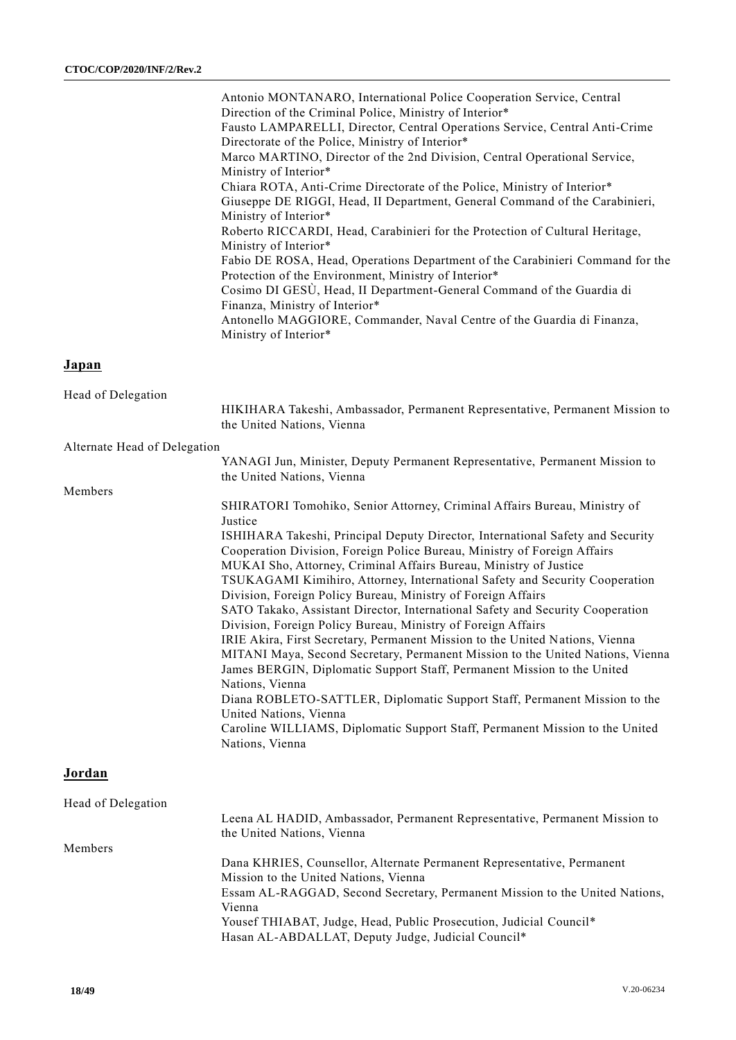Antonio MONTANARO, International Police Cooperation Service, Central Direction of the Criminal Police, Ministry of Interior*
Fausto LAMPARELLI, Director, Central Operations Service, Central Anti-Crime Directorate of the Police, Ministry of Interior*
Marco MARTINO, Director of the 2nd Division, Central Operational Service, Ministry of Interior*
Chiara ROTA, Anti-Crime Directorate of the Police, Ministry of Interior*
Giuseppe DE RIGGI, Head, II Department, General Command of the Carabinieri, Ministry of Interior*
Roberto RICCARDI, Head, Carabinieri for the Protection of Cultural Heritage, Ministry of Interior*
Fabio DE ROSA, Head, Operations Department of the Carabinieri Command for the Protection of the Environment, Ministry of Interior*
Cosimo DI GESÙ, Head, II Department-General Command of the Guardia di Finanza, Ministry of Interior*
Antonello MAGGIORE, Commander, Naval Centre of the Guardia di Finanza, Ministry of Interior*

## Japan

Head of Delegation

HIKIHARA Takeshi, Ambassador, Permanent Representative, Permanent Mission to the United Nations, Vienna

Alternate Head of Delegation

YANAGI Jun, Minister, Deputy Permanent Representative, Permanent Mission to the United Nations, Vienna

Members

SHIRATORI Tomohiko, Senior Attorney, Criminal Affairs Bureau, Ministry of Justice
ISHIHARA Takeshi, Principal Deputy Director, International Safety and Security Cooperation Division, Foreign Police Bureau, Ministry of Foreign Affairs
MUKAI Sho, Attorney, Criminal Affairs Bureau, Ministry of Justice
TSUKAGAMI Kimihiro, Attorney, International Safety and Security Cooperation Division, Foreign Policy Bureau, Ministry of Foreign Affairs
SATO Takako, Assistant Director, International Safety and Security Cooperation Division, Foreign Policy Bureau, Ministry of Foreign Affairs
IRIE Akira, First Secretary, Permanent Mission to the United Nations, Vienna
MITANI Maya, Second Secretary, Permanent Mission to the United Nations, Vienna
James BERGIN, Diplomatic Support Staff, Permanent Mission to the United Nations, Vienna
Diana ROBLETO-SATTLER, Diplomatic Support Staff, Permanent Mission to the United Nations, Vienna
Caroline WILLIAMS, Diplomatic Support Staff, Permanent Mission to the United Nations, Vienna

## Jordan

Head of Delegation

Leena AL HADID, Ambassador, Permanent Representative, Permanent Mission to the United Nations, Vienna

Members

Dana KHRIES, Counsellor, Alternate Permanent Representative, Permanent Mission to the United Nations, Vienna
Essam AL-RAGGAD, Second Secretary, Permanent Mission to the United Nations, Vienna
Yousef THIABAT, Judge, Head, Public Prosecution, Judicial Council*
Hasan AL-ABDALLAT, Deputy Judge, Judicial Council*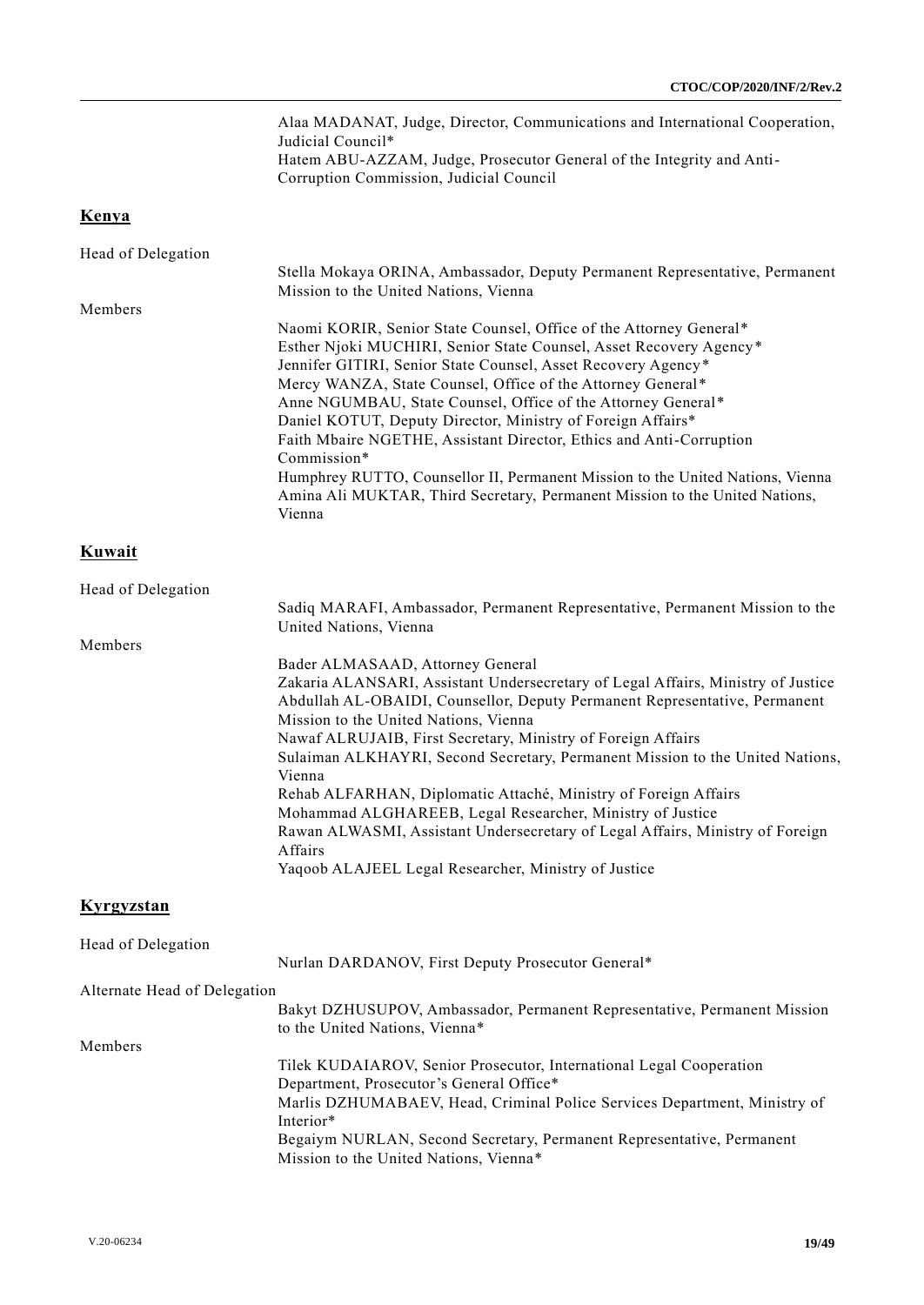Alaa MADANAT, Judge, Director, Communications and International Cooperation, Judicial Council*
Hatem ABU-AZZAM, Judge, Prosecutor General of the Integrity and Anti-Corruption Commission, Judicial Council

## Kenya

Head of Delegation

Stella Mokaya ORINA, Ambassador, Deputy Permanent Representative, Permanent Mission to the United Nations, Vienna

Members

Naomi KORIR, Senior State Counsel, Office of the Attorney General*
Esther Njoki MUCHIRI, Senior State Counsel, Asset Recovery Agency*
Jennifer GITIRI, Senior State Counsel, Asset Recovery Agency*
Mercy WANZA, State Counsel, Office of the Attorney General*
Anne NGUMBAU, State Counsel, Office of the Attorney General*
Daniel KOTUT, Deputy Director, Ministry of Foreign Affairs*
Faith Mbaire NGETHE, Assistant Director, Ethics and Anti-Corruption Commission*
Humphrey RUTTO, Counsellor II, Permanent Mission to the United Nations, Vienna
Amina Ali MUKTAR, Third Secretary, Permanent Mission to the United Nations, Vienna

## Kuwait

Head of Delegation

Sadiq MARAFI, Ambassador, Permanent Representative, Permanent Mission to the United Nations, Vienna

Members

Bader ALMASAAD, Attorney General
Zakaria ALANSARI, Assistant Undersecretary of Legal Affairs, Ministry of Justice
Abdullah AL-OBAIDI, Counsellor, Deputy Permanent Representative, Permanent Mission to the United Nations, Vienna
Nawaf ALRUJAIB, First Secretary, Ministry of Foreign Affairs
Sulaiman ALKHAYRI, Second Secretary, Permanent Mission to the United Nations, Vienna
Rehab ALFARHAN, Diplomatic Attaché, Ministry of Foreign Affairs
Mohammad ALGHAREEB, Legal Researcher, Ministry of Justice
Rawan ALWASMI, Assistant Undersecretary of Legal Affairs, Ministry of Foreign Affairs
Yaqoob ALAJEEL Legal Researcher, Ministry of Justice

## Kyrgyzstan

Head of Delegation

Nurlan DARDANOV, First Deputy Prosecutor General*

Alternate Head of Delegation

Bakyt DZHUSUPOV, Ambassador, Permanent Representative, Permanent Mission to the United Nations, Vienna*

Members

Tilek KUDAIAROV, Senior Prosecutor, International Legal Cooperation Department, Prosecutor's General Office*
Marlis DZHUMABAEV, Head, Criminal Police Services Department, Ministry of Interior*
Begaiym NURLAN, Second Secretary, Permanent Representative, Permanent Mission to the United Nations, Vienna*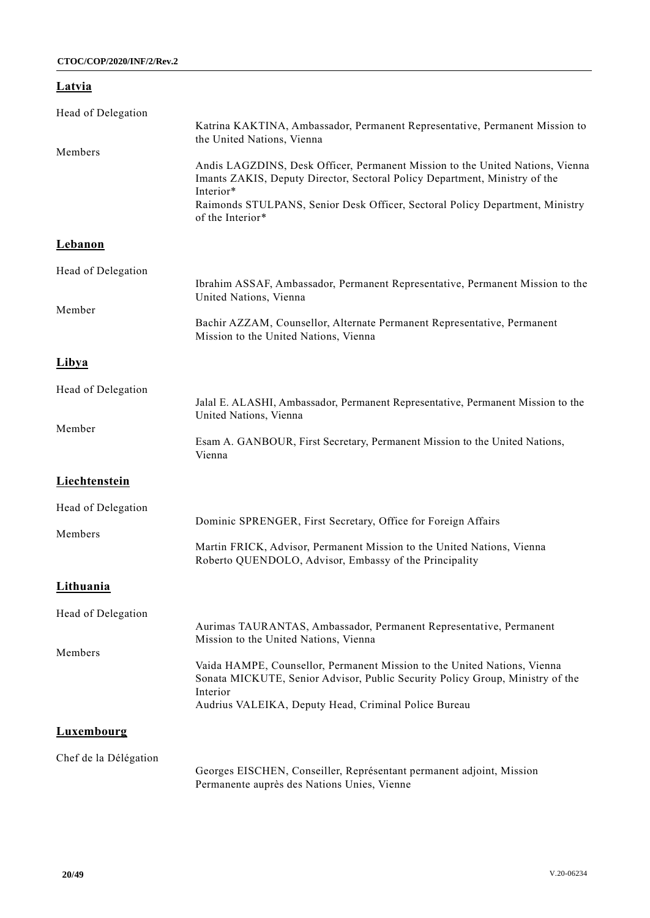## Latvia

Head of Delegation

Katrina KAKTINA, Ambassador, Permanent Representative, Permanent Mission to the United Nations, Vienna

Members

Andis LAGZDINS, Desk Officer, Permanent Mission to the United Nations, Vienna
Imants ZAKIS, Deputy Director, Sectoral Policy Department, Ministry of the Interior*
Raimonds STULPANS, Senior Desk Officer, Sectoral Policy Department, Ministry of the Interior*

## Lebanon

Head of Delegation

Ibrahim ASSAF, Ambassador, Permanent Representative, Permanent Mission to the United Nations, Vienna

Member

Bachir AZZAM, Counsellor, Alternate Permanent Representative, Permanent Mission to the United Nations, Vienna

## Libya

Head of Delegation

Jalal E. ALASHI, Ambassador, Permanent Representative, Permanent Mission to the United Nations, Vienna

Member

Esam A. GANBOUR, First Secretary, Permanent Mission to the United Nations, Vienna

## Liechtenstein

Head of Delegation

Dominic SPRENGER, First Secretary, Office for Foreign Affairs

Members

Martin FRICK, Advisor, Permanent Mission to the United Nations, Vienna
Roberto QUENDOLO, Advisor, Embassy of the Principality

## Lithuania

Head of Delegation

Aurimas TAURANTAS, Ambassador, Permanent Representative, Permanent Mission to the United Nations, Vienna

Members

Vaida HAMPE, Counsellor, Permanent Mission to the United Nations, Vienna
Sonata MICKUTE, Senior Advisor, Public Security Policy Group, Ministry of the Interior
Audrius VALEIKA, Deputy Head, Criminal Police Bureau

## Luxembourg

Chef de la Délégation

Georges EISCHEN, Conseiller, Représentant permanent adjoint, Mission Permanente auprès des Nations Unies, Vienne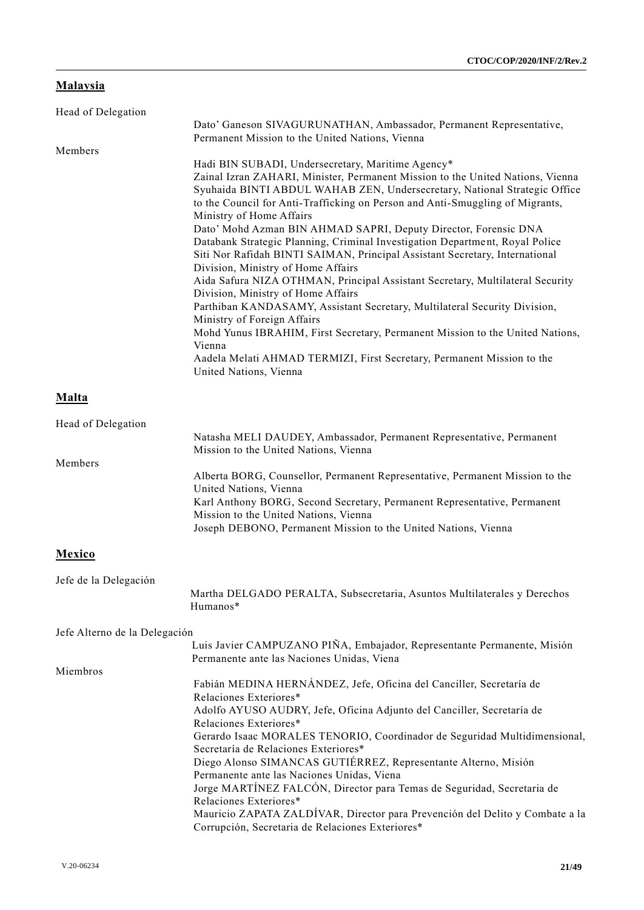## Malaysia

Head of Delegation

Dato' Ganeson SIVAGURUNATHAN, Ambassador, Permanent Representative, Permanent Mission to the United Nations, Vienna

Members

Hadi BIN SUBADI, Undersecretary, Maritime Agency*
Zainal Izran ZAHARI, Minister, Permanent Mission to the United Nations, Vienna
Syuhaida BINTI ABDUL WAHAB ZEN, Undersecretary, National Strategic Office to the Council for Anti-Trafficking on Person and Anti-Smuggling of Migrants, Ministry of Home Affairs
Dato' Mohd Azman BIN AHMAD SAPRI, Deputy Director, Forensic DNA Databank Strategic Planning, Criminal Investigation Department, Royal Police
Siti Nor Rafidah BINTI SAIMAN, Principal Assistant Secretary, International Division, Ministry of Home Affairs
Aida Safura NIZA OTHMAN, Principal Assistant Secretary, Multilateral Security Division, Ministry of Home Affairs
Parthiban KANDASAMY, Assistant Secretary, Multilateral Security Division, Ministry of Foreign Affairs
Mohd Yunus IBRAHIM, First Secretary, Permanent Mission to the United Nations, Vienna
Aadela Melati AHMAD TERMIZI, First Secretary, Permanent Mission to the United Nations, Vienna

## Malta

Head of Delegation

Natasha MELI DAUDEY, Ambassador, Permanent Representative, Permanent Mission to the United Nations, Vienna

Members

Alberta BORG, Counsellor, Permanent Representative, Permanent Mission to the United Nations, Vienna
Karl Anthony BORG, Second Secretary, Permanent Representative, Permanent Mission to the United Nations, Vienna
Joseph DEBONO, Permanent Mission to the United Nations, Vienna

## Mexico

Jefe de la Delegación

Martha DELGADO PERALTA, Subsecretaria, Asuntos Multilaterales y Derechos Humanos*

Jefe Alterno de la Delegación

Luis Javier CAMPUZANO PIÑA, Embajador, Representante Permanente, Misión Permanente ante las Naciones Unidas, Viena

Miembros

Fabián MEDINA HERNÁNDEZ, Jefe, Oficina del Canciller, Secretaría de Relaciones Exteriores*
Adolfo AYUSO AUDRY, Jefe, Oficina Adjunto del Canciller, Secretaría de Relaciones Exteriores*
Gerardo Isaac MORALES TENORIO, Coordinador de Seguridad Multidimensional, Secretaría de Relaciones Exteriores*
Diego Alonso SIMANCAS GUTIÉRREZ, Representante Alterno, Misión Permanente ante las Naciones Unidas, Viena
Jorge MARTÍNEZ FALCÓN, Director para Temas de Seguridad, Secretaria de Relaciones Exteriores*
Mauricio ZAPATA ZALDÍVAR, Director para Prevención del Delito y Combate a la Corrupción, Secretaria de Relaciones Exteriores*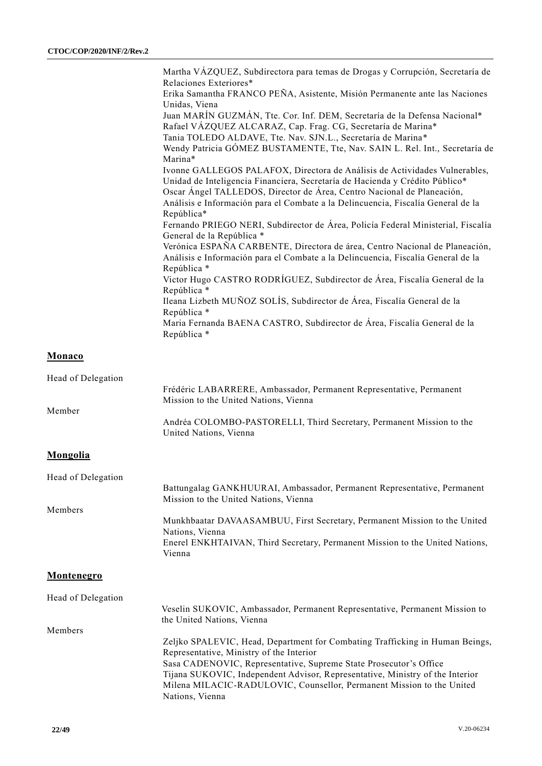Martha VÁZQUEZ, Subdirectora para temas de Drogas y Corrupción, Secretaría de Relaciones Exteriores*
Erika Samantha FRANCO PEÑA, Asistente, Misión Permanente ante las Naciones Unidas, Viena
Juan MARÍN GUZMÁN, Tte. Cor. Inf. DEM, Secretaría de la Defensa Nacional*
Rafael VÁZQUEZ ALCARAZ, Cap. Frag. CG, Secretaría de Marina*
Tania TOLEDO ALDAVE, Tte. Nav. SJN.L., Secretaría de Marina*
Wendy Patricia GÓMEZ BUSTAMENTE, Tte, Nav. SAIN L. Rel. Int., Secretaría de Marina*
Ivonne GALLEGOS PALAFOX, Directora de Análisis de Actividades Vulnerables, Unidad de Inteligencia Financiera, Secretaría de Hacienda y Crédito Público*
Oscar Ángel TALLEDOS, Director de Área, Centro Nacional de Planeación, Análisis e Información para el Combate a la Delincuencia, Fiscalía General de la República*
Fernando PRIEGO NERI, Subdirector de Área, Policía Federal Ministerial, Fiscalía General de la República *
Verónica ESPAÑA CARBENTE, Directora de área, Centro Nacional de Planeación, Análisis e Información para el Combate a la Delincuencia, Fiscalía General de la República *
Victor Hugo CASTRO RODRÍGUEZ, Subdirector de Área, Fiscalía General de la República *
Ileana Lizbeth MUÑOZ SOLÍS, Subdirector de Área, Fiscalía General de la República *
Maria Fernanda BAENA CASTRO, Subdirector de Área, Fiscalía General de la República *

## Monaco

Head of Delegation
Frédéric LABARRERE, Ambassador, Permanent Representative, Permanent Mission to the United Nations, Vienna

Member
Andréa COLOMBO-PASTORELLI, Third Secretary, Permanent Mission to the United Nations, Vienna

## Mongolia

Head of Delegation
Battungalag GANKHUURAI, Ambassador, Permanent Representative, Permanent Mission to the United Nations, Vienna

Members
Munkhbaatar DAVAASAMBUU, First Secretary, Permanent Mission to the United Nations, Vienna
Enerel ENKHTAIVAN, Third Secretary, Permanent Mission to the United Nations, Vienna

## Montenegro

Head of Delegation
Veselin SUKOVIC, Ambassador, Permanent Representative, Permanent Mission to the United Nations, Vienna

Members
Zeljko SPALEVIC, Head, Department for Combating Trafficking in Human Beings, Representative, Ministry of the Interior
Sasa CADENOVIC, Representative, Supreme State Prosecutor's Office
Tijana SUKOVIC, Independent Advisor, Representative, Ministry of the Interior
Milena MILACIC-RADULOVIC, Counsellor, Permanent Mission to the United Nations, Vienna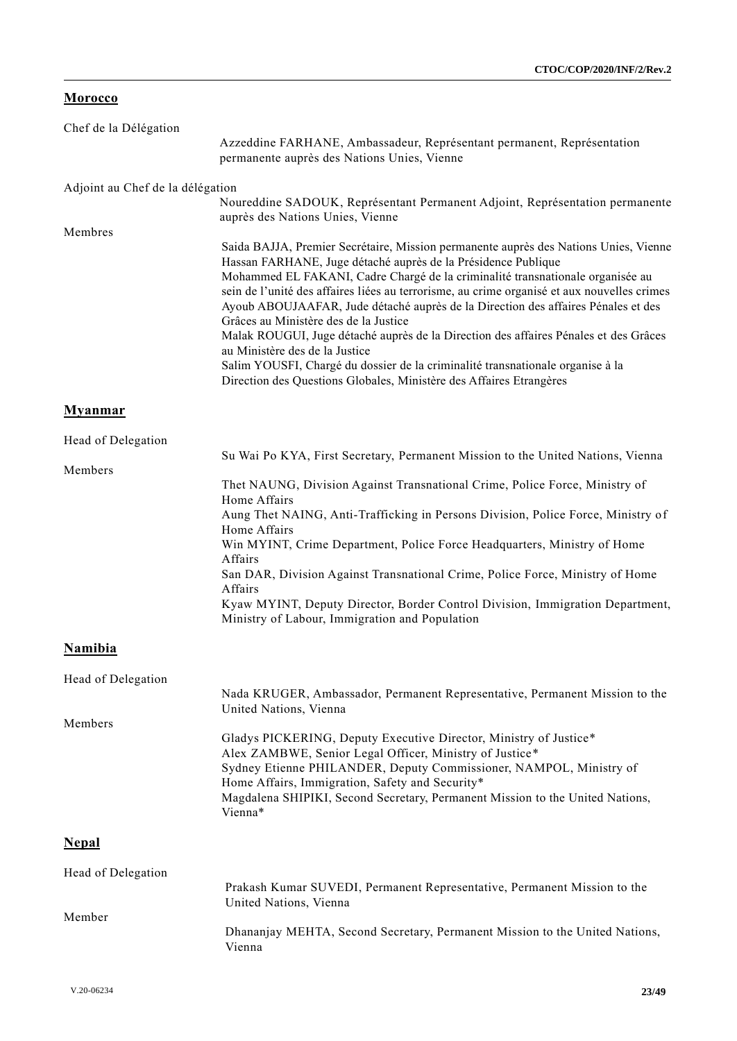## Morocco

Chef de la Délégation

Azzeddine FARHANE, Ambassadeur, Représentant permanent, Représentation permanente auprès des Nations Unies, Vienne

Adjoint au Chef de la délégation

Noureddine SADOUK, Représentant Permanent Adjoint, Représentation permanente auprès des Nations Unies, Vienne

Membres

Saida BAJJA, Premier Secrétaire, Mission permanente auprès des Nations Unies, Vienne
Hassan FARHANE, Juge détaché auprès de la Présidence Publique
Mohammed EL FAKANI, Cadre Chargé de la criminalité transnationale organisée au sein de l'unité des affaires liées au terrorisme, au crime organisé et aux nouvelles crimes
Ayoub ABOUJAAFAR, Jude détaché auprès de la Direction des affaires Pénales et des Grâces au Ministère des de la Justice
Malak ROUGUI, Juge détaché auprès de la Direction des affaires Pénales et des Grâces au Ministère des de la Justice
Salim YOUSFI, Chargé du dossier de la criminalité transnationale organise à la Direction des Questions Globales, Ministère des Affaires Etrangères

## Myanmar

Head of Delegation

Su Wai Po KYA, First Secretary, Permanent Mission to the United Nations, Vienna

Members

Thet NAUNG, Division Against Transnational Crime, Police Force, Ministry of Home Affairs
Aung Thet NAING, Anti-Trafficking in Persons Division, Police Force, Ministry of Home Affairs
Win MYINT, Crime Department, Police Force Headquarters, Ministry of Home Affairs
San DAR, Division Against Transnational Crime, Police Force, Ministry of Home Affairs
Kyaw MYINT, Deputy Director, Border Control Division, Immigration Department, Ministry of Labour, Immigration and Population

## Namibia

Head of Delegation

Nada KRUGER, Ambassador, Permanent Representative, Permanent Mission to the United Nations, Vienna

Members

Gladys PICKERING, Deputy Executive Director, Ministry of Justice*
Alex ZAMBWE, Senior Legal Officer, Ministry of Justice*
Sydney Etienne PHILANDER, Deputy Commissioner, NAMPOL, Ministry of Home Affairs, Immigration, Safety and Security*
Magdalena SHIPIKI, Second Secretary, Permanent Mission to the United Nations, Vienna*

## Nepal

Head of Delegation

Prakash Kumar SUVEDI, Permanent Representative, Permanent Mission to the United Nations, Vienna

Member

Dhananjay MEHTA, Second Secretary, Permanent Mission to the United Nations, Vienna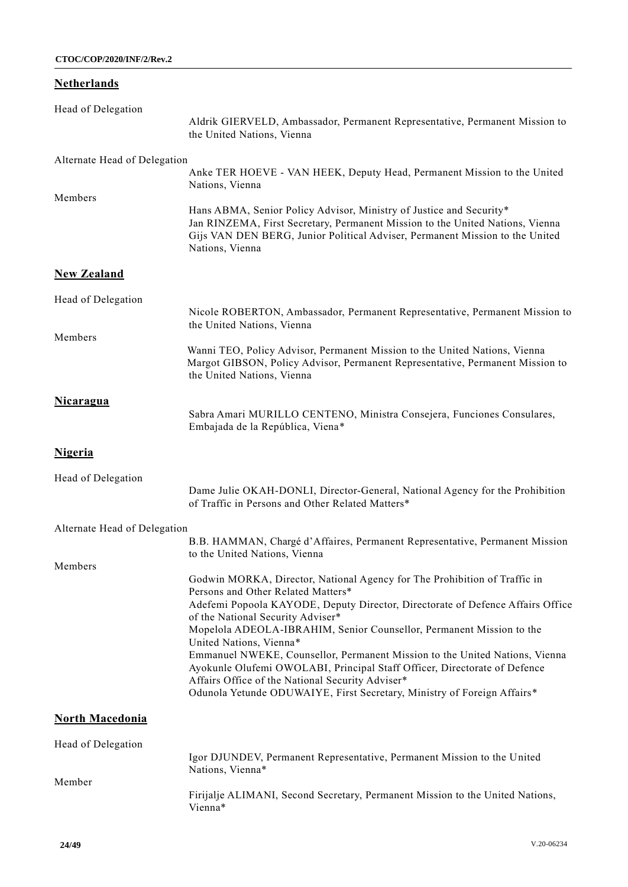**Netherlands**

Head of Delegation

Aldrik GIERVELD, Ambassador, Permanent Representative, Permanent Mission to the United Nations, Vienna

Alternate Head of Delegation

Anke TER HOEVE - VAN HEEK, Deputy Head, Permanent Mission to the United Nations, Vienna

Members

Hans ABMA, Senior Policy Advisor, Ministry of Justice and Security*
Jan RINZEMA, First Secretary, Permanent Mission to the United Nations, Vienna
Gijs VAN DEN BERG, Junior Political Adviser, Permanent Mission to the United Nations, Vienna

**New Zealand**

Head of Delegation

Nicole ROBERTON, Ambassador, Permanent Representative, Permanent Mission to the United Nations, Vienna

Members

Wanni TEO, Policy Advisor, Permanent Mission to the United Nations, Vienna
Margot GIBSON, Policy Advisor, Permanent Representative, Permanent Mission to the United Nations, Vienna

**Nicaragua**

Sabra Amari MURILLO CENTENO, Ministra Consejera, Funciones Consulares, Embajada de la República, Viena*

**Nigeria**

Head of Delegation

Dame Julie OKAH-DONLI, Director-General, National Agency for the Prohibition of Traffic in Persons and Other Related Matters*

Alternate Head of Delegation

B.B. HAMMAN, Chargé d'Affaires, Permanent Representative, Permanent Mission to the United Nations, Vienna

Members

Godwin MORKA, Director, National Agency for The Prohibition of Traffic in Persons and Other Related Matters*
Adefemi Popoola KAYODE, Deputy Director, Directorate of Defence Affairs Office of the National Security Adviser*
Mopelola ADEOLA-IBRAHIM, Senior Counsellor, Permanent Mission to the United Nations, Vienna*
Emmanuel NWEKE, Counsellor, Permanent Mission to the United Nations, Vienna
Ayokunle Olufemi OWOLABI, Principal Staff Officer, Directorate of Defence Affairs Office of the National Security Adviser*
Odunola Yetunde ODUWAIYE, First Secretary, Ministry of Foreign Affairs*

**North Macedonia**

Head of Delegation

Igor DJUNDEV, Permanent Representative, Permanent Mission to the United Nations, Vienna*

Member

Firijalje ALIMANI, Second Secretary, Permanent Mission to the United Nations, Vienna*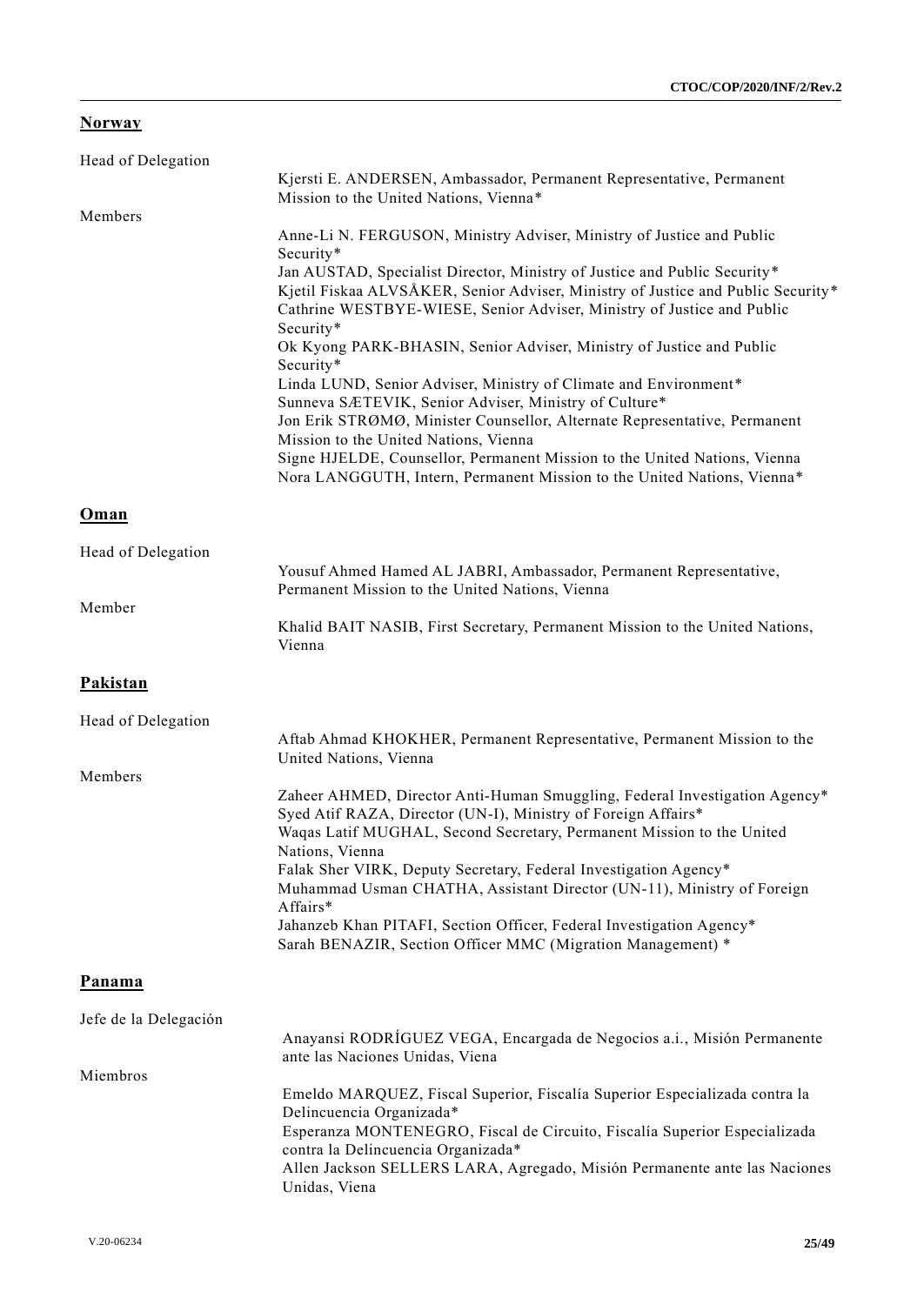**Norway**

Head of Delegation

Kjersti E. ANDERSEN, Ambassador, Permanent Representative, Permanent Mission to the United Nations, Vienna*

Members

Anne-Li N. FERGUSON, Ministry Adviser, Ministry of Justice and Public Security*
Jan AUSTAD, Specialist Director, Ministry of Justice and Public Security*
Kjetil Fiskaa ALVSÅKER, Senior Adviser, Ministry of Justice and Public Security*
Cathrine WESTBYE-WIESE, Senior Adviser, Ministry of Justice and Public Security*
Ok Kyong PARK-BHASIN, Senior Adviser, Ministry of Justice and Public Security*
Linda LUND, Senior Adviser, Ministry of Climate and Environment*
Sunneva SÆTEVIK, Senior Adviser, Ministry of Culture*
Jon Erik STRØMØ, Minister Counsellor, Alternate Representative, Permanent Mission to the United Nations, Vienna
Signe HJELDE, Counsellor, Permanent Mission to the United Nations, Vienna
Nora LANGGUTH, Intern, Permanent Mission to the United Nations, Vienna*

**Oman**

Head of Delegation

Yousuf Ahmed Hamed AL JABRI, Ambassador, Permanent Representative, Permanent Mission to the United Nations, Vienna

Member

Khalid BAIT NASIB, First Secretary, Permanent Mission to the United Nations, Vienna

**Pakistan**

Head of Delegation

Aftab Ahmad KHOKHER, Permanent Representative, Permanent Mission to the United Nations, Vienna

Members

Zaheer AHMED, Director Anti-Human Smuggling, Federal Investigation Agency*
Syed Atif RAZA, Director (UN-I), Ministry of Foreign Affairs*
Waqas Latif MUGHAL, Second Secretary, Permanent Mission to the United Nations, Vienna
Falak Sher VIRK, Deputy Secretary, Federal Investigation Agency*
Muhammad Usman CHATHA, Assistant Director (UN-11), Ministry of Foreign Affairs*
Jahanzeb Khan PITAFI, Section Officer, Federal Investigation Agency*
Sarah BENAZIR, Section Officer MMC (Migration Management) *

**Panama**

Jefe de la Delegación

Anayansi RODRÍGUEZ VEGA, Encargada de Negocios a.i., Misión Permanente ante las Naciones Unidas, Viena

Miembros

Emeldo MARQUEZ, Fiscal Superior, Fiscalía Superior Especializada contra la Delincuencia Organizada*
Esperanza MONTENEGRO, Fiscal de Circuito, Fiscalía Superior Especializada contra la Delincuencia Organizada*
Allen Jackson SELLERS LARA, Agregado, Misión Permanente ante las Naciones Unidas, Viena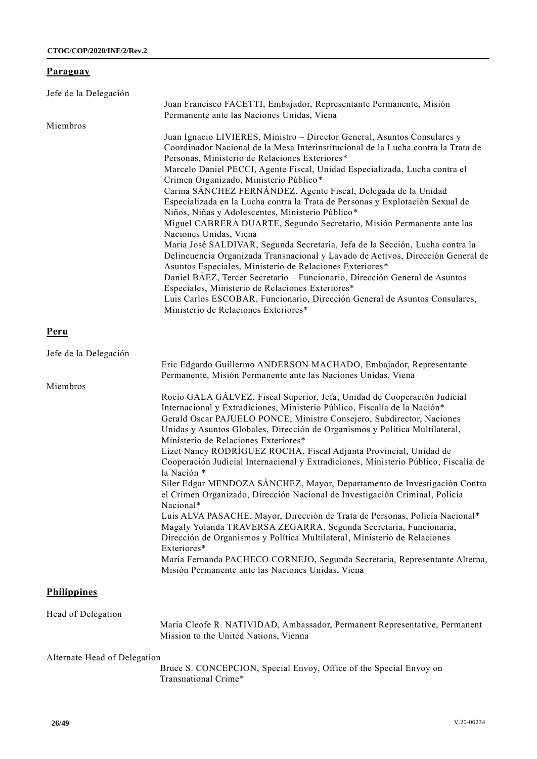## Paraguay

Jefe de la Delegación

Juan Francisco FACETTI, Embajador, Representante Permanente, Misión Permanente ante las Naciones Unidas, Viena

Miembros

Juan Ignacio LIVIERES, Ministro – Director General, Asuntos Consulares y Coordinador Nacional de la Mesa Interinstitucional de la Lucha contra la Trata de Personas, Ministerio de Relaciones Exteriores*
Marcelo Daniel PECCI, Agente Fiscal, Unidad Especializada, Lucha contra el Crimen Organizado, Ministerio Público*
Carina SÁNCHEZ FERNÁNDEZ, Agente Fiscal, Delegada de la Unidad Especializada en la Lucha contra la Trata de Personas y Explotación Sexual de Niños, Niñas y Adolescentes, Ministerio Público*
Miguel CABRERA DUARTE, Segundo Secretario, Misión Permanente ante las Naciones Unidas, Viena
Maria José SALDIVAR, Segunda Secretaria, Jefa de la Sección, Lucha contra la Delincuencia Organizada Transnacional y Lavado de Activos, Dirección General de Asuntos Especiales, Ministerio de Relaciones Exteriores*
Daniel BÁEZ, Tercer Secretario – Funcionario, Dirección General de Asuntos Especiales, Ministerio de Relaciones Exteriores*
Luis Carlos ESCOBAR, Funcionario, Dirección General de Asuntos Consulares, Ministerio de Relaciones Exteriores*

## Peru

Jefe de la Delegación

Eric Edgardo Guillermo ANDERSON MACHADO, Embajador, Representante Permanente, Misión Permanente ante las Naciones Unidas, Viena

Miembros

Rocío GALA GÁLVEZ, Fiscal Superior, Jefa, Unidad de Cooperación Judicial Internacional y Extradiciones, Ministerio Público, Fiscalía de la Nación*
Gerald Oscar PAJUELO PONCE, Ministro Consejero, Subdirector, Naciones Unidas y Asuntos Globales, Dirección de Organismos y Política Multilateral, Ministerio de Relaciones Exteriores*
Lizet Nancy RODRÍGUEZ ROCHA, Fiscal Adjunta Provincial, Unidad de Cooperación Judicial Internacional y Extradiciones, Ministerio Público, Fiscalía de la Nación *
Siler Edgar MENDOZA SÁNCHEZ, Mayor, Departamento de Investigación Contra el Crimen Organizado, Dirección Nacional de Investigación Criminal, Policía Nacional*
Luis ALVA PASACHE, Mayor, Dirección de Trata de Personas, Policía Nacional*
Magaly Yolanda TRAVERSA ZEGARRA, Segunda Secretaria, Funcionaria, Dirección de Organismos y Política Multilateral, Ministerio de Relaciones Exteriores*
María Fernanda PACHECO CORNEJO, Segunda Secretaria, Representante Alterna, Misión Permanente ante las Naciones Unidas, Viena

## Philippines

Head of Delegation

Maria Cleofe R. NATIVIDAD, Ambassador, Permanent Representative, Permanent Mission to the United Nations, Vienna

Alternate Head of Delegation

Bruce S. CONCEPCION, Special Envoy, Office of the Special Envoy on Transnational Crime*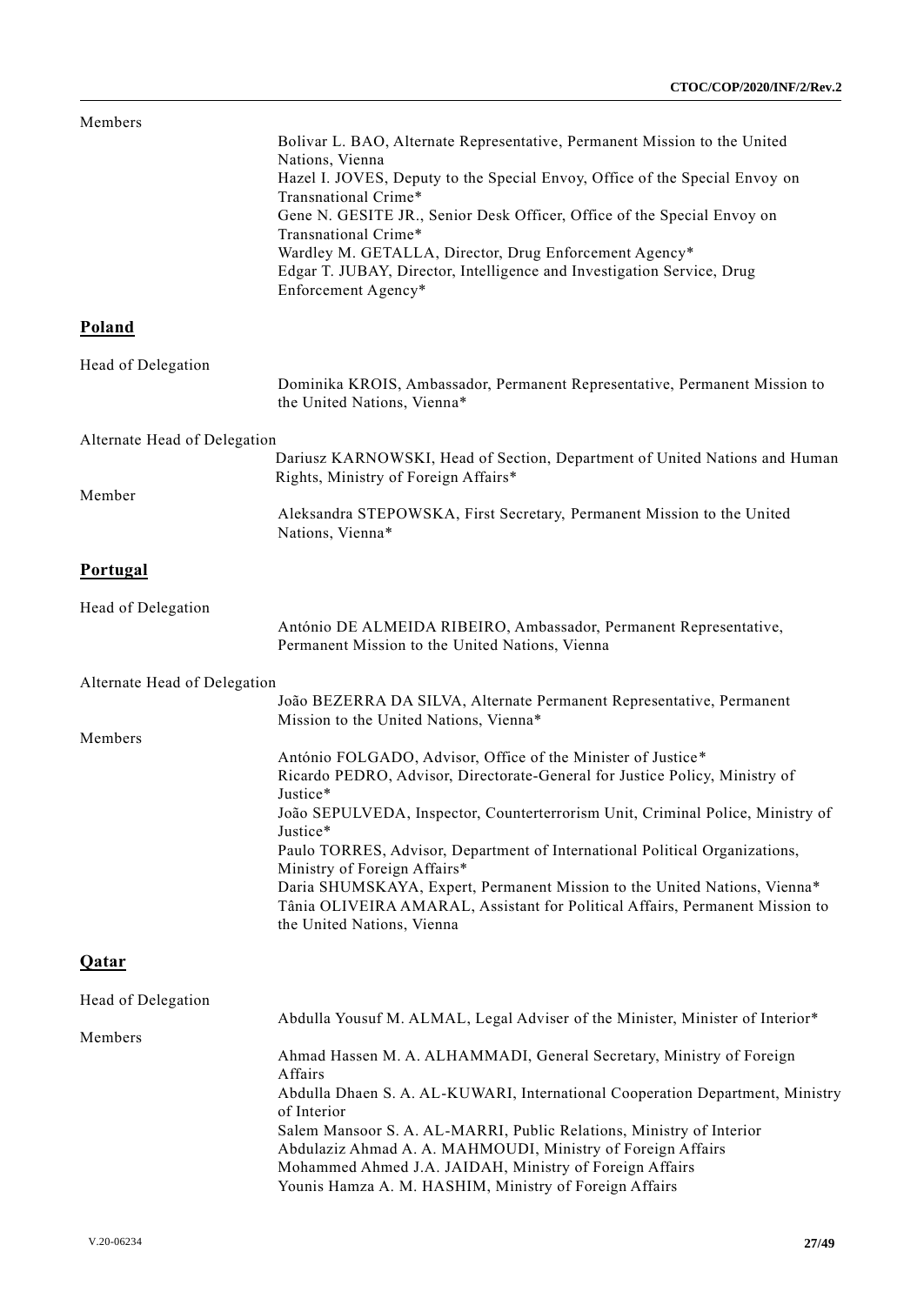Members

Bolivar L. BAO, Alternate Representative, Permanent Mission to the United Nations, Vienna
Hazel I. JOVES, Deputy to the Special Envoy, Office of the Special Envoy on Transnational Crime*
Gene N. GESITE JR., Senior Desk Officer, Office of the Special Envoy on Transnational Crime*
Wardley M. GETALLA, Director, Drug Enforcement Agency*
Edgar T. JUBAY, Director, Intelligence and Investigation Service, Drug Enforcement Agency*

## Poland

Head of Delegation

Dominika KROIS, Ambassador, Permanent Representative, Permanent Mission to the United Nations, Vienna*

Alternate Head of Delegation

Dariusz KARNOWSKI, Head of Section, Department of United Nations and Human Rights, Ministry of Foreign Affairs*

Member

Aleksandra STEPOWSKA, First Secretary, Permanent Mission to the United Nations, Vienna*

## Portugal

Head of Delegation

António DE ALMEIDA RIBEIRO, Ambassador, Permanent Representative, Permanent Mission to the United Nations, Vienna

Alternate Head of Delegation

João BEZERRA DA SILVA, Alternate Permanent Representative, Permanent Mission to the United Nations, Vienna*

Members

António FOLGADO, Advisor, Office of the Minister of Justice*
Ricardo PEDRO, Advisor, Directorate-General for Justice Policy, Ministry of Justice*
João SEPULVEDA, Inspector, Counterterrorism Unit, Criminal Police, Ministry of Justice*
Paulo TORRES, Advisor, Department of International Political Organizations, Ministry of Foreign Affairs*
Daria SHUMSKAYA, Expert, Permanent Mission to the United Nations, Vienna*
Tânia OLIVEIRA AMARAL, Assistant for Political Affairs, Permanent Mission to the United Nations, Vienna

## Qatar

Head of Delegation

Abdulla Yousuf M. ALMAL, Legal Adviser of the Minister, Minister of Interior*

Members

Ahmad Hassen M. A. ALHAMMADI, General Secretary, Ministry of Foreign Affairs
Abdulla Dhaen S. A. AL-KUWARI, International Cooperation Department, Ministry of Interior
Salem Mansoor S. A. AL-MARRI, Public Relations, Ministry of Interior
Abdulaziz Ahmad A. A. MAHMOUDI, Ministry of Foreign Affairs
Mohammed Ahmed J.A. JAIDAH, Ministry of Foreign Affairs
Younis Hamza A. M. HASHIM, Ministry of Foreign Affairs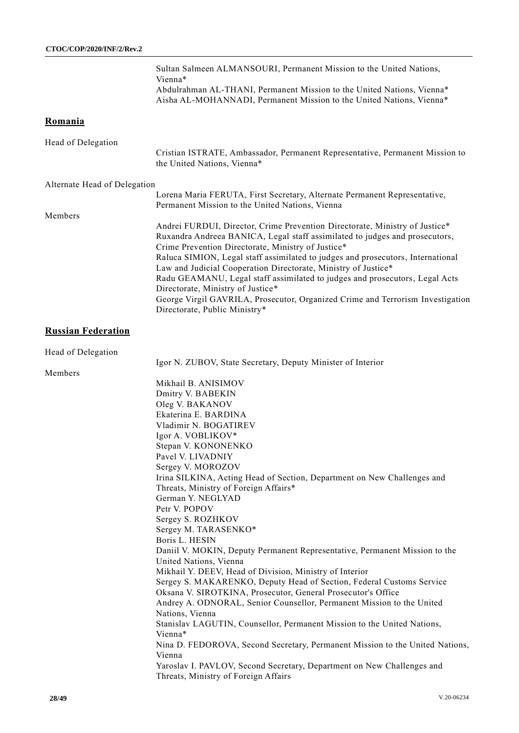Sultan Salmeen ALMANSOURI, Permanent Mission to the United Nations, Vienna*
Abdulrahman AL-THANI, Permanent Mission to the United Nations, Vienna*
Aisha AL-MOHANNADI, Permanent Mission to the United Nations, Vienna*

## Romania

Head of Delegation

Cristian ISTRATE, Ambassador, Permanent Representative, Permanent Mission to the United Nations, Vienna*

Alternate Head of Delegation

Lorena Maria FERUTA, First Secretary, Alternate Permanent Representative, Permanent Mission to the United Nations, Vienna

Members

Andrei FURDUI, Director, Crime Prevention Directorate, Ministry of Justice*
Ruxandra Andreea BANICA, Legal staff assimilated to judges and prosecutors, Crime Prevention Directorate, Ministry of Justice*
Raluca SIMION, Legal staff assimilated to judges and prosecutors, International Law and Judicial Cooperation Directorate, Ministry of Justice*
Radu GEAMANU, Legal staff assimilated to judges and prosecutors, Legal Acts Directorate, Ministry of Justice*
George Virgil GAVRILA, Prosecutor, Organized Crime and Terrorism Investigation Directorate, Public Ministry*

## Russian Federation

Head of Delegation

Igor N. ZUBOV, State Secretary, Deputy Minister of Interior

Members

Mikhail B. ANISIMOV
Dmitry V. BABEKIN
Oleg V. BAKANOV
Ekaterina E. BARDINA
Vladimir N. BOGATIREV
Igor A. VOBLIKOV*
Stepan V. KONONENKO
Pavel V. LIVADNIY
Sergey V. MOROZOV
Irina SILKINA, Acting Head of Section, Department on New Challenges and Threats, Ministry of Foreign Affairs*
German Y. NEGLYAD
Petr V. POPOV
Sergey S. ROZHKOV
Sergey M. TARASENKO*
Boris L. HESIN
Daniil V. MOKIN, Deputy Permanent Representative, Permanent Mission to the United Nations, Vienna
Mikhail Y. DEEV, Head of Division, Ministry of Interior
Sergey S. MAKARENKO, Deputy Head of Section, Federal Customs Service
Oksana V. SIROTKINA, Prosecutor, General Prosecutor's Office
Andrey A. ODNORAL, Senior Counsellor, Permanent Mission to the United Nations, Vienna
Stanislav LAGUTIN, Counsellor, Permanent Mission to the United Nations, Vienna*
Nina D. FEDOROVA, Second Secretary, Permanent Mission to the United Nations, Vienna
Yaroslav I. PAVLOV, Second Secretary, Department on New Challenges and Threats, Ministry of Foreign Affairs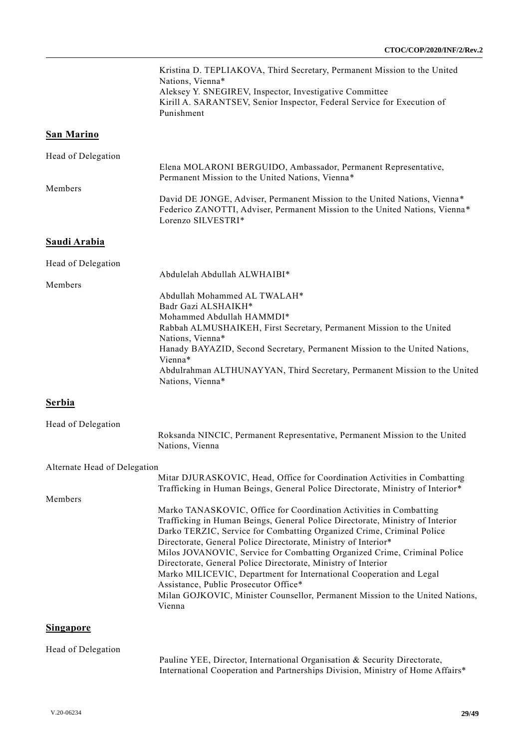Kristina D. TEPLIAKOVA, Third Secretary, Permanent Mission to the United Nations, Vienna*
Aleksey Y. SNEGIREV, Inspector, Investigative Committee
Kirill A. SARANTSEV, Senior Inspector, Federal Service for Execution of Punishment

## San Marino

Head of Delegation

Elena MOLARONI BERGUIDO, Ambassador, Permanent Representative, Permanent Mission to the United Nations, Vienna*

Members

David DE JONGE, Adviser, Permanent Mission to the United Nations, Vienna*
Federico ZANOTTI, Adviser, Permanent Mission to the United Nations, Vienna*
Lorenzo SILVESTRI*

## Saudi Arabia

Head of Delegation

Abdulelah Abdullah ALWHAIBI*

Members

Abdullah Mohammed AL TWALAH*
Badr Gazi ALSHAIKH*
Mohammed Abdullah HAMMDI*
Rabbah ALMUSHAIKEH, First Secretary, Permanent Mission to the United Nations, Vienna*
Hanady BAYAZID, Second Secretary, Permanent Mission to the United Nations, Vienna*
Abdulrahman ALTHUNAYYAN, Third Secretary, Permanent Mission to the United Nations, Vienna*

## Serbia

Head of Delegation

Roksanda NINCIC, Permanent Representative, Permanent Mission to the United Nations, Vienna

Alternate Head of Delegation

Mitar DJURASKOVIC, Head, Office for Coordination Activities in Combatting Trafficking in Human Beings, General Police Directorate, Ministry of Interior*

Members

Marko TANASKOVIC, Office for Coordination Activities in Combatting Trafficking in Human Beings, General Police Directorate, Ministry of Interior
Darko TERZIC, Service for Combatting Organized Crime, Criminal Police Directorate, General Police Directorate, Ministry of Interior*
Milos JOVANOVIC, Service for Combatting Organized Crime, Criminal Police Directorate, General Police Directorate, Ministry of Interior
Marko MILICEVIC, Department for International Cooperation and Legal Assistance, Public Prosecutor Office*
Milan GOJKOVIC, Minister Counsellor, Permanent Mission to the United Nations, Vienna

## Singapore

Head of Delegation

Pauline YEE, Director, International Organisation & Security Directorate, International Cooperation and Partnerships Division, Ministry of Home Affairs*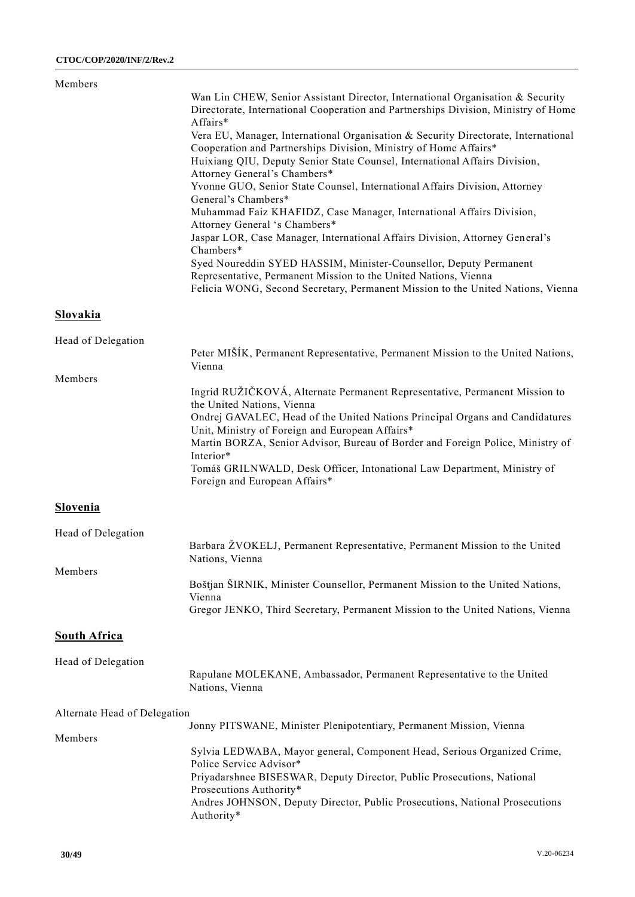Members

Wan Lin CHEW, Senior Assistant Director, International Organisation & Security Directorate, International Cooperation and Partnerships Division, Ministry of Home Affairs*
Vera EU, Manager, International Organisation & Security Directorate, International Cooperation and Partnerships Division, Ministry of Home Affairs*
Huixiang QIU, Deputy Senior State Counsel, International Affairs Division, Attorney General's Chambers*
Yvonne GUO, Senior State Counsel, International Affairs Division, Attorney General's Chambers*
Muhammad Faiz KHAFIDZ, Case Manager, International Affairs Division, Attorney General 's Chambers*
Jaspar LOR, Case Manager, International Affairs Division, Attorney General's Chambers*
Syed Noureddin SYED HASSIM, Minister-Counsellor, Deputy Permanent Representative, Permanent Mission to the United Nations, Vienna
Felicia WONG, Second Secretary, Permanent Mission to the United Nations, Vienna

## Slovakia

Head of Delegation

Peter MIŠÍK, Permanent Representative, Permanent Mission to the United Nations, Vienna

Members

Ingrid RUŽIČKOVÁ, Alternate Permanent Representative, Permanent Mission to the United Nations, Vienna
Ondrej GAVALEC, Head of the United Nations Principal Organs and Candidatures Unit, Ministry of Foreign and European Affairs*
Martin BORZA, Senior Advisor, Bureau of Border and Foreign Police, Ministry of Interior*
Tomáš GRILNWALD, Desk Officer, Intonational Law Department, Ministry of Foreign and European Affairs*

## Slovenia

Head of Delegation

Barbara ŽVOKELJ, Permanent Representative, Permanent Mission to the United Nations, Vienna

Members

Boštjan ŠIRNIK, Minister Counsellor, Permanent Mission to the United Nations, Vienna
Gregor JENKO, Third Secretary, Permanent Mission to the United Nations, Vienna

## South Africa

Head of Delegation

Rapulane MOLEKANE, Ambassador, Permanent Representative to the United Nations, Vienna

Alternate Head of Delegation

Jonny PITSWANE, Minister Plenipotentiary, Permanent Mission, Vienna

Members

Sylvia LEDWABA, Mayor general, Component Head, Serious Organized Crime, Police Service Advisor*
Priyadarshnee BISESWAR, Deputy Director, Public Prosecutions, National Prosecutions Authority*
Andres JOHNSON, Deputy Director, Public Prosecutions, National Prosecutions Authority*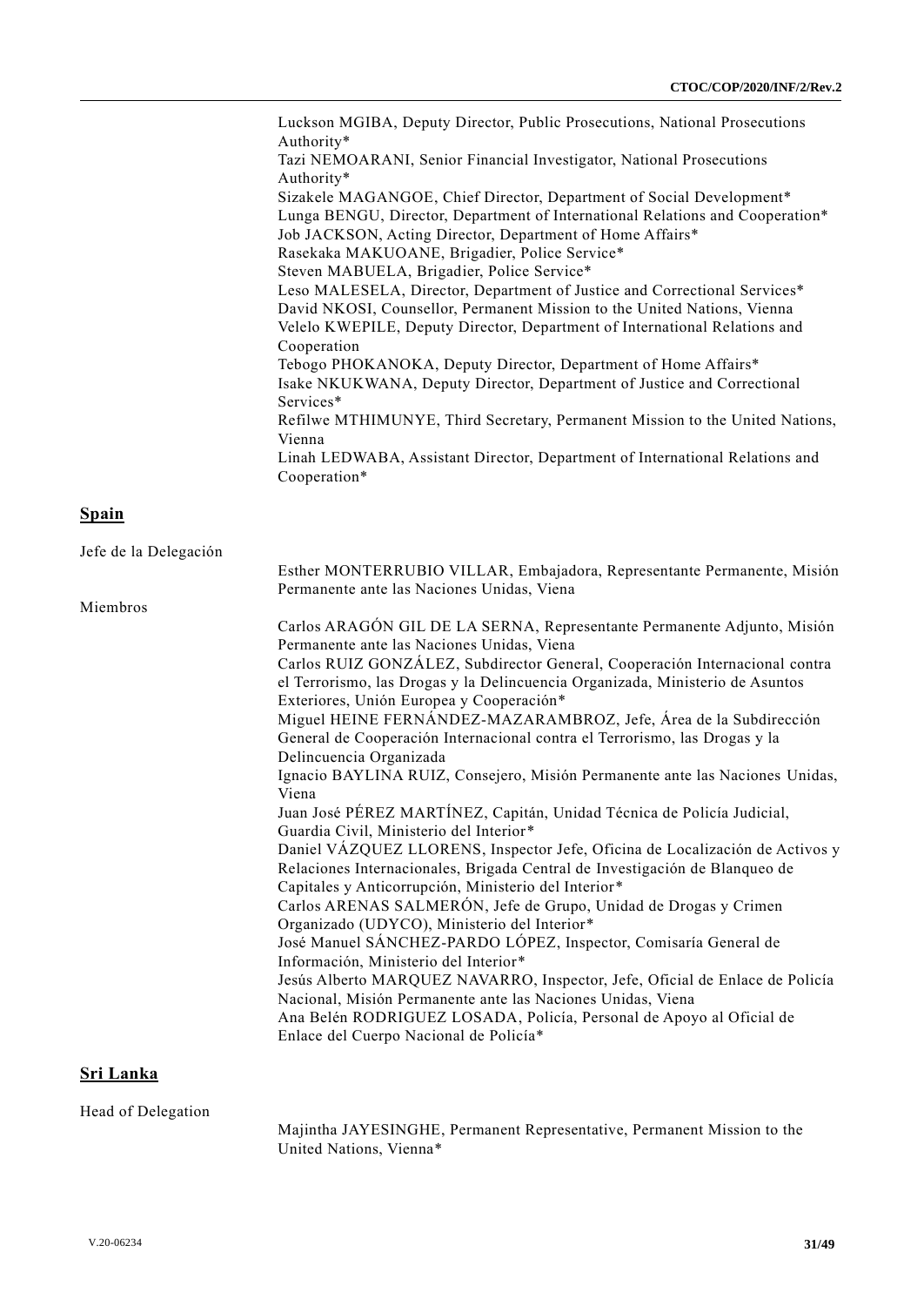Luckson MGIBA, Deputy Director, Public Prosecutions, National Prosecutions Authority*
Tazi NEMOARANI, Senior Financial Investigator, National Prosecutions Authority*
Sizakele MAGANGOE, Chief Director, Department of Social Development*
Lunga BENGU, Director, Department of International Relations and Cooperation*
Job JACKSON, Acting Director, Department of Home Affairs*
Rasekaka MAKUOANE, Brigadier, Police Service*
Steven MABUELA, Brigadier, Police Service*
Leso MALESELA, Director, Department of Justice and Correctional Services*
David NKOSI, Counsellor, Permanent Mission to the United Nations, Vienna
Velelo KWEPILE, Deputy Director, Department of International Relations and Cooperation
Tebogo PHOKANOKA, Deputy Director, Department of Home Affairs*
Isake NKUKWANA, Deputy Director, Department of Justice and Correctional Services*
Refilwe MTHIMUNYE, Third Secretary, Permanent Mission to the United Nations, Vienna
Linah LEDWABA, Assistant Director, Department of International Relations and Cooperation*

## Spain

Jefe de la Delegación

Esther MONTERRUBIO VILLAR, Embajadora, Representante Permanente, Misión Permanente ante las Naciones Unidas, Viena

Miembros

Carlos ARAGÓN GIL DE LA SERNA, Representante Permanente Adjunto, Misión Permanente ante las Naciones Unidas, Viena
Carlos RUIZ GONZÁLEZ, Subdirector General, Cooperación Internacional contra el Terrorismo, las Drogas y la Delincuencia Organizada, Ministerio de Asuntos Exteriores, Unión Europea y Cooperación*
Miguel HEINE FERNÁNDEZ-MAZARAMBROZ, Jefe, Área de la Subdirección General de Cooperación Internacional contra el Terrorismo, las Drogas y la Delincuencia Organizada
Ignacio BAYLINA RUIZ, Consejero, Misión Permanente ante las Naciones Unidas, Viena
Juan José PÉREZ MARTÍNEZ, Capitán, Unidad Técnica de Policía Judicial, Guardia Civil, Ministerio del Interior*
Daniel VÁZQUEZ LLORENS, Inspector Jefe, Oficina de Localización de Activos y Relaciones Internacionales, Brigada Central de Investigación de Blanqueo de Capitales y Anticorrupción, Ministerio del Interior*
Carlos ARENAS SALMERÓN, Jefe de Grupo, Unidad de Drogas y Crimen Organizado (UDYCO), Ministerio del Interior*
José Manuel SÁNCHEZ-PARDO LÓPEZ, Inspector, Comisaría General de Información, Ministerio del Interior*
Jesús Alberto MARQUEZ NAVARRO, Inspector, Jefe, Oficial de Enlace de Policía Nacional, Misión Permanente ante las Naciones Unidas, Viena
Ana Belén RODRIGUEZ LOSADA, Policía, Personal de Apoyo al Oficial de Enlace del Cuerpo Nacional de Policía*

## Sri Lanka

Head of Delegation

Majintha JAYESINGHE, Permanent Representative, Permanent Mission to the United Nations, Vienna*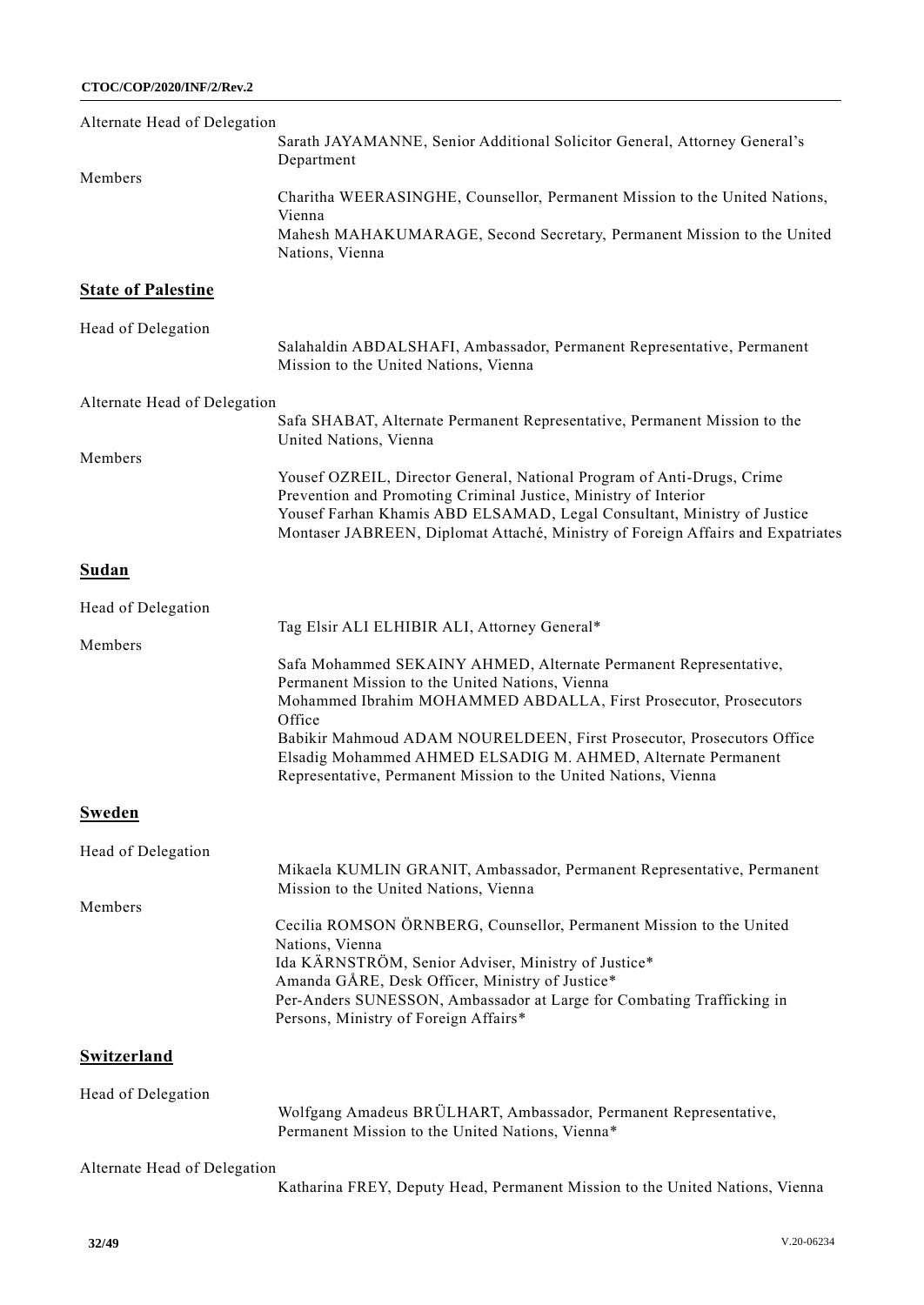Alternate Head of Delegation

Sarath JAYAMANNE, Senior Additional Solicitor General, Attorney General's Department

Members

Charitha WEERASINGHE, Counsellor, Permanent Mission to the United Nations, Vienna
Mahesh MAHAKUMARAGE, Second Secretary, Permanent Mission to the United Nations, Vienna

## State of Palestine

Head of Delegation

Salahaldin ABDALSHAFI, Ambassador, Permanent Representative, Permanent Mission to the United Nations, Vienna

Alternate Head of Delegation

Safa SHABAT, Alternate Permanent Representative, Permanent Mission to the United Nations, Vienna

Members

Yousef OZREIL, Director General, National Program of Anti-Drugs, Crime Prevention and Promoting Criminal Justice, Ministry of Interior
Yousef Farhan Khamis ABD ELSAMAD, Legal Consultant, Ministry of Justice
Montaser JABREEN, Diplomat Attaché, Ministry of Foreign Affairs and Expatriates

## Sudan

Head of Delegation

Tag Elsir ALI ELHIBIR ALI, Attorney General*

Members

Safa Mohammed SEKAINY AHMED, Alternate Permanent Representative, Permanent Mission to the United Nations, Vienna
Mohammed Ibrahim MOHAMMED ABDALLA, First Prosecutor, Prosecutors Office
Babikir Mahmoud ADAM NOURELDEEN, First Prosecutor, Prosecutors Office
Elsadig Mohammed AHMED ELSADIG M. AHMED, Alternate Permanent Representative, Permanent Mission to the United Nations, Vienna

## Sweden

Head of Delegation

Mikaela KUMLIN GRANIT, Ambassador, Permanent Representative, Permanent Mission to the United Nations, Vienna

Members

Cecilia ROMSON ÖRNBERG, Counsellor, Permanent Mission to the United Nations, Vienna
Ida KÄRNSTRÖM, Senior Adviser, Ministry of Justice*
Amanda GÅRE, Desk Officer, Ministry of Justice*
Per-Anders SUNESSON, Ambassador at Large for Combating Trafficking in Persons, Ministry of Foreign Affairs*

## Switzerland

Head of Delegation

Wolfgang Amadeus BRÜLHART, Ambassador, Permanent Representative, Permanent Mission to the United Nations, Vienna*

Alternate Head of Delegation

Katharina FREY, Deputy Head, Permanent Mission to the United Nations, Vienna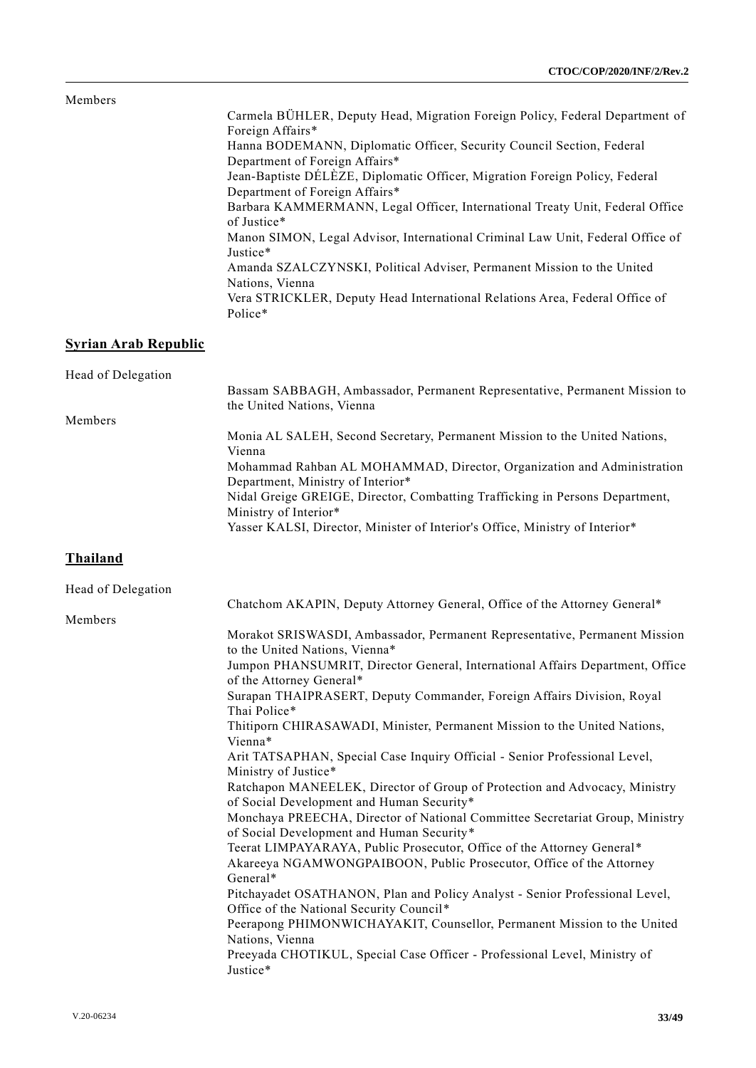Members

Carmela BÜHLER, Deputy Head, Migration Foreign Policy, Federal Department of Foreign Affairs*
Hanna BODEMANN, Diplomatic Officer, Security Council Section, Federal Department of Foreign Affairs*
Jean-Baptiste DÉLÈZE, Diplomatic Officer, Migration Foreign Policy, Federal Department of Foreign Affairs*
Barbara KAMMERMANN, Legal Officer, International Treaty Unit, Federal Office of Justice*
Manon SIMON, Legal Advisor, International Criminal Law Unit, Federal Office of Justice*
Amanda SZALCZYNSKI, Political Adviser, Permanent Mission to the United Nations, Vienna
Vera STRICKLER, Deputy Head International Relations Area, Federal Office of Police*

## Syrian Arab Republic

Head of Delegation

Bassam SABBAGH, Ambassador, Permanent Representative, Permanent Mission to the United Nations, Vienna

Members

Monia AL SALEH, Second Secretary, Permanent Mission to the United Nations, Vienna
Mohammad Rahban AL MOHAMMAD, Director, Organization and Administration Department, Ministry of Interior*
Nidal Greige GREIGE, Director, Combatting Trafficking in Persons Department, Ministry of Interior*
Yasser KALSI, Director, Minister of Interior's Office, Ministry of Interior*

## Thailand

Head of Delegation

Chatchom AKAPIN, Deputy Attorney General, Office of the Attorney General*

Members

Morakot SRISWASDI, Ambassador, Permanent Representative, Permanent Mission to the United Nations, Vienna*
Jumpon PHANSUMRIT, Director General, International Affairs Department, Office of the Attorney General*
Surapan THAIPRASERT, Deputy Commander, Foreign Affairs Division, Royal Thai Police*
Thitiporn CHIRASAWADI, Minister, Permanent Mission to the United Nations, Vienna*
Arit TATSAPHAN, Special Case Inquiry Official - Senior Professional Level, Ministry of Justice*
Ratchapon MANEELEK, Director of Group of Protection and Advocacy, Ministry of Social Development and Human Security*
Monchaya PREECHA, Director of National Committee Secretariat Group, Ministry of Social Development and Human Security*
Teerat LIMPAYARAYA, Public Prosecutor, Office of the Attorney General*
Akareeya NGAMWONGPAIBOON, Public Prosecutor, Office of the Attorney General*
Pitchayadet OSATHANON, Plan and Policy Analyst - Senior Professional Level, Office of the National Security Council*
Peerapong PHIMONWICHAYAKIT, Counsellor, Permanent Mission to the United Nations, Vienna
Preeyada CHOTIKUL, Special Case Officer - Professional Level, Ministry of Justice*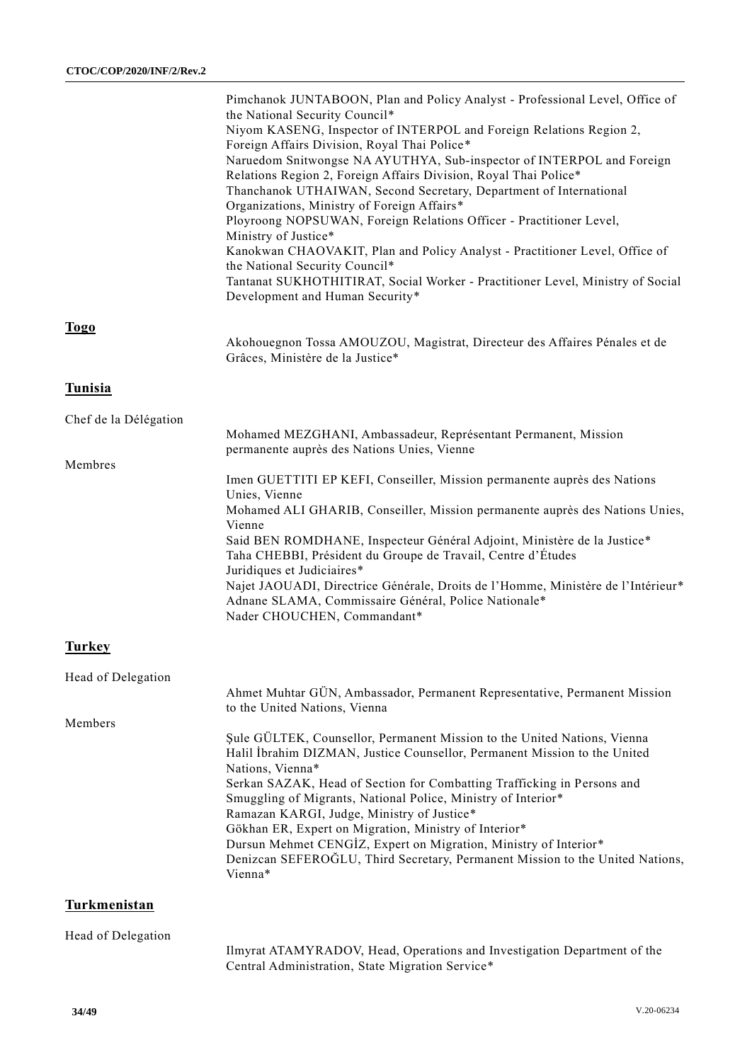Pimchanok JUNTABOON, Plan and Policy Analyst - Professional Level, Office of the National Security Council*
Niyom KASENG, Inspector of INTERPOL and Foreign Relations Region 2, Foreign Affairs Division, Royal Thai Police*
Naruedom Snitwongse NA AYUTHYA, Sub-inspector of INTERPOL and Foreign Relations Region 2, Foreign Affairs Division, Royal Thai Police*
Thanchanok UTHAIWAN, Second Secretary, Department of International Organizations, Ministry of Foreign Affairs*
Ployroong NOPSUWAN, Foreign Relations Officer - Practitioner Level, Ministry of Justice*
Kanokwan CHAOVAKIT, Plan and Policy Analyst - Practitioner Level, Office of the National Security Council*
Tantanat SUKHOTHITIRAT, Social Worker - Practitioner Level, Ministry of Social Development and Human Security*

## Togo

Akohouegnon Tossa AMOUZOU, Magistrat, Directeur des Affaires Pénales et de Grâces, Ministère de la Justice*

## Tunisia

Chef de la Délégation

Mohamed MEZGHANI, Ambassadeur, Représentant Permanent, Mission permanente auprès des Nations Unies, Vienne

Membres

Imen GUETTITI EP KEFI, Conseiller, Mission permanente auprès des Nations Unies, Vienne
Mohamed ALI GHARIB, Conseiller, Mission permanente auprès des Nations Unies, Vienne
Said BEN ROMDHANE, Inspecteur Général Adjoint, Ministère de la Justice*
Taha CHEBBI, Président du Groupe de Travail, Centre d'Études Juridiques et Judiciaires*
Najet JAOUADI, Directrice Générale, Droits de l'Homme, Ministère de l'Intérieur*
Adnane SLAMA, Commissaire Général, Police Nationale*
Nader CHOUCHEN, Commandant*

## Turkey

Head of Delegation

Ahmet Muhtar GÜN, Ambassador, Permanent Representative, Permanent Mission to the United Nations, Vienna

Members

Şule GÜLTEK, Counsellor, Permanent Mission to the United Nations, Vienna
Halil İbrahim DIZMAN, Justice Counsellor, Permanent Mission to the United Nations, Vienna*
Serkan SAZAK, Head of Section for Combatting Trafficking in Persons and Smuggling of Migrants, National Police, Ministry of Interior*
Ramazan KARGI, Judge, Ministry of Justice*
Gökhan ER, Expert on Migration, Ministry of Interior*
Dursun Mehmet CENGİZ, Expert on Migration, Ministry of Interior*
Denizcan SEFEROĞLU, Third Secretary, Permanent Mission to the United Nations, Vienna*

## Turkmenistan

Head of Delegation

Ilmyrat ATAMYRADOV, Head, Operations and Investigation Department of the Central Administration, State Migration Service*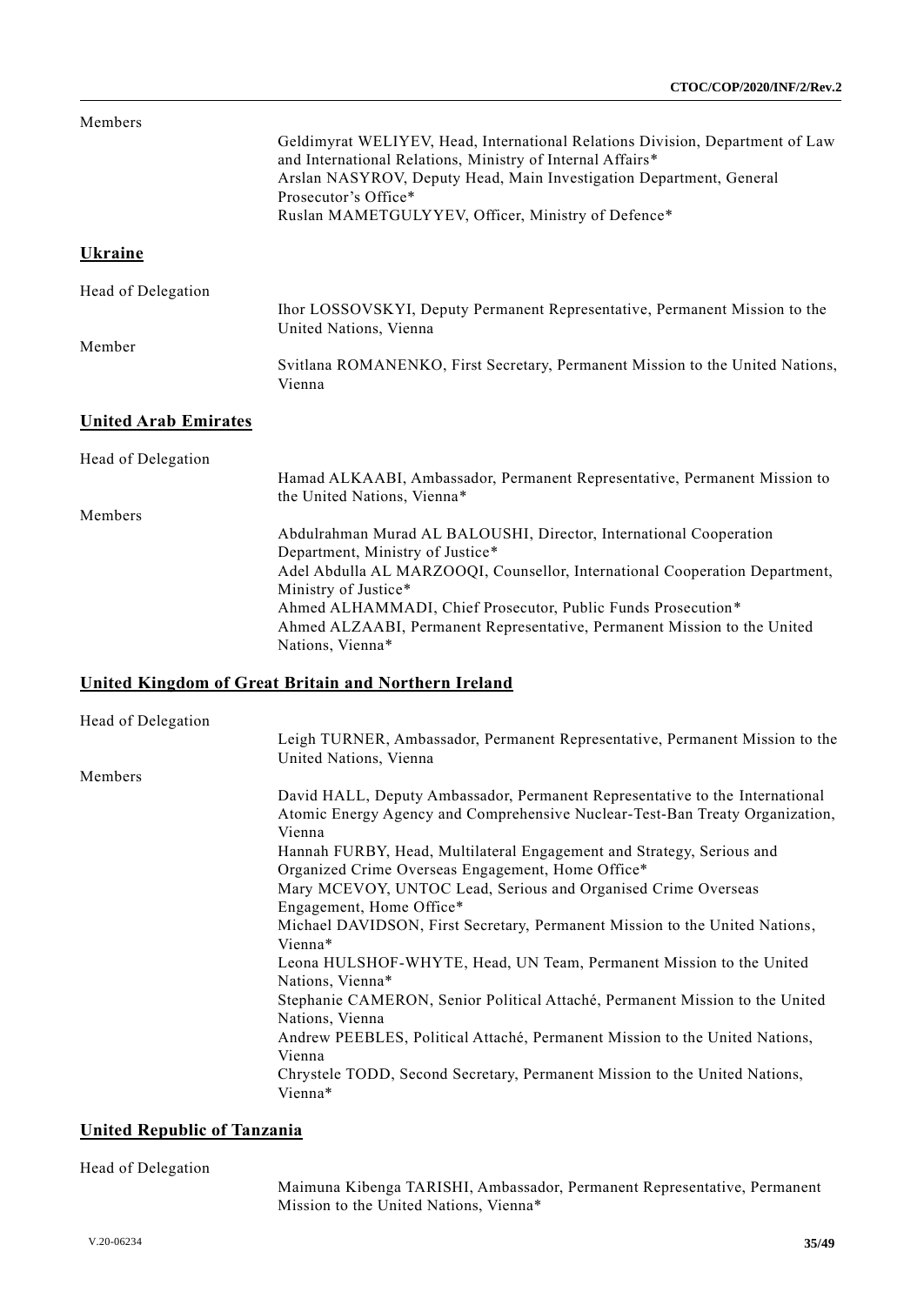Members

Geldimyrat WELIYEV, Head, International Relations Division, Department of Law and International Relations, Ministry of Internal Affairs*
Arslan NASYROV, Deputy Head, Main Investigation Department, General Prosecutor's Office*
Ruslan MAMETGULYYEV, Officer, Ministry of Defence*

## Ukraine

Head of Delegation

Ihor LOSSOVSKYI, Deputy Permanent Representative, Permanent Mission to the United Nations, Vienna

Member

Svitlana ROMANENKO, First Secretary, Permanent Mission to the United Nations, Vienna

## United Arab Emirates

Head of Delegation

Hamad ALKAABI, Ambassador, Permanent Representative, Permanent Mission to the United Nations, Vienna*

Members

Abdulrahman Murad AL BALOUSHI, Director, International Cooperation Department, Ministry of Justice*
Adel Abdulla AL MARZOOQI, Counsellor, International Cooperation Department, Ministry of Justice*
Ahmed ALHAMMADI, Chief Prosecutor, Public Funds Prosecution*
Ahmed ALZAABI, Permanent Representative, Permanent Mission to the United Nations, Vienna*

## United Kingdom of Great Britain and Northern Ireland

Head of Delegation

Leigh TURNER, Ambassador, Permanent Representative, Permanent Mission to the United Nations, Vienna

Members

David HALL, Deputy Ambassador, Permanent Representative to the International Atomic Energy Agency and Comprehensive Nuclear-Test-Ban Treaty Organization, Vienna
Hannah FURBY, Head, Multilateral Engagement and Strategy, Serious and Organized Crime Overseas Engagement, Home Office*
Mary MCEVOY, UNTOC Lead, Serious and Organised Crime Overseas Engagement, Home Office*
Michael DAVIDSON, First Secretary, Permanent Mission to the United Nations, Vienna*
Leona HULSHOF-WHYTE, Head, UN Team, Permanent Mission to the United Nations, Vienna*
Stephanie CAMERON, Senior Political Attaché, Permanent Mission to the United Nations, Vienna
Andrew PEEBLES, Political Attaché, Permanent Mission to the United Nations, Vienna
Chrystele TODD, Second Secretary, Permanent Mission to the United Nations, Vienna*

## United Republic of Tanzania

Head of Delegation

Maimuna Kibenga TARISHI, Ambassador, Permanent Representative, Permanent Mission to the United Nations, Vienna*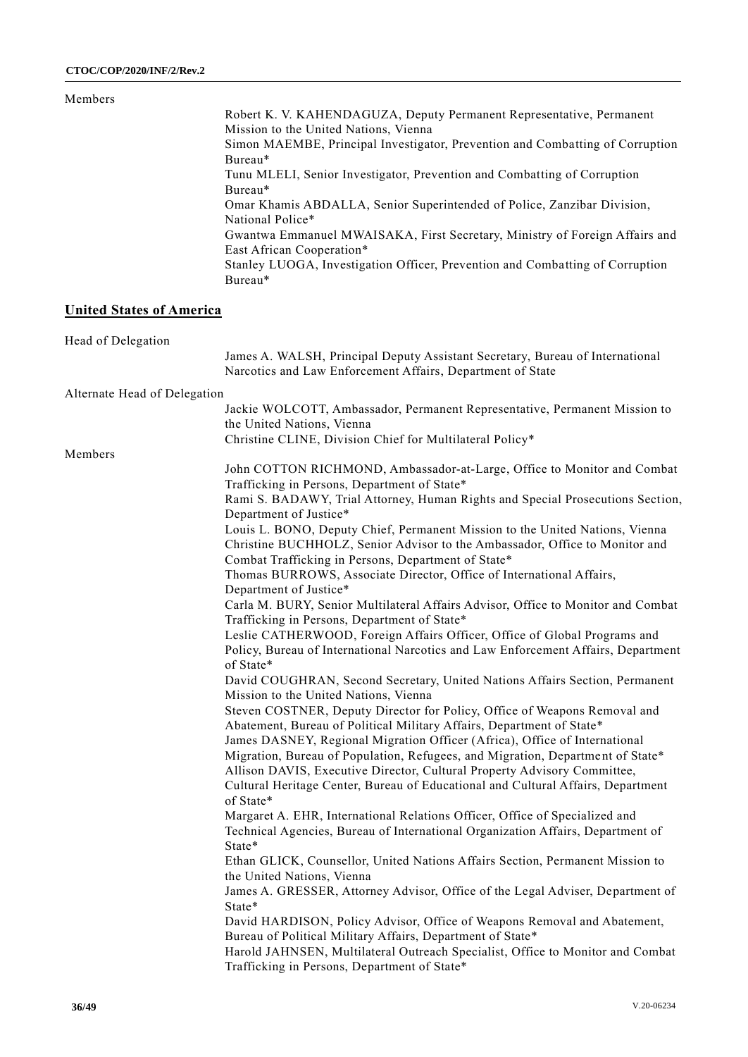Members

Robert K. V. KAHENDAGUZA, Deputy Permanent Representative, Permanent Mission to the United Nations, Vienna
Simon MAEMBE, Principal Investigator, Prevention and Combatting of Corruption Bureau*
Tunu MLELI, Senior Investigator, Prevention and Combatting of Corruption Bureau*
Omar Khamis ABDALLA, Senior Superintended of Police, Zanzibar Division, National Police*
Gwantwa Emmanuel MWAISAKA, First Secretary, Ministry of Foreign Affairs and East African Cooperation*
Stanley LUOGA, Investigation Officer, Prevention and Combatting of Corruption Bureau*

## United States of America

Head of Delegation

James A. WALSH, Principal Deputy Assistant Secretary, Bureau of International Narcotics and Law Enforcement Affairs, Department of State

Alternate Head of Delegation

Jackie WOLCOTT, Ambassador, Permanent Representative, Permanent Mission to the United Nations, Vienna
Christine CLINE, Division Chief for Multilateral Policy*

Members

John COTTON RICHMOND, Ambassador-at-Large, Office to Monitor and Combat Trafficking in Persons, Department of State*
Rami S. BADAWY, Trial Attorney, Human Rights and Special Prosecutions Section, Department of Justice*
Louis L. BONO, Deputy Chief, Permanent Mission to the United Nations, Vienna
Christine BUCHHOLZ, Senior Advisor to the Ambassador, Office to Monitor and Combat Trafficking in Persons, Department of State*
Thomas BURROWS, Associate Director, Office of International Affairs, Department of Justice*
Carla M. BURY, Senior Multilateral Affairs Advisor, Office to Monitor and Combat Trafficking in Persons, Department of State*
Leslie CATHERWOOD, Foreign Affairs Officer, Office of Global Programs and Policy, Bureau of International Narcotics and Law Enforcement Affairs, Department of State*
David COUGHRAN, Second Secretary, United Nations Affairs Section, Permanent Mission to the United Nations, Vienna
Steven COSTNER, Deputy Director for Policy, Office of Weapons Removal and Abatement, Bureau of Political Military Affairs, Department of State*
James DASNEY, Regional Migration Officer (Africa), Office of International Migration, Bureau of Population, Refugees, and Migration, Department of State*
Allison DAVIS, Executive Director, Cultural Property Advisory Committee, Cultural Heritage Center, Bureau of Educational and Cultural Affairs, Department of State*
Margaret A. EHR, International Relations Officer, Office of Specialized and Technical Agencies, Bureau of International Organization Affairs, Department of State*
Ethan GLICK, Counsellor, United Nations Affairs Section, Permanent Mission to the United Nations, Vienna
James A. GRESSER, Attorney Advisor, Office of the Legal Adviser, Department of State*
David HARDISON, Policy Advisor, Office of Weapons Removal and Abatement, Bureau of Political Military Affairs, Department of State*
Harold JAHNSEN, Multilateral Outreach Specialist, Office to Monitor and Combat Trafficking in Persons, Department of State*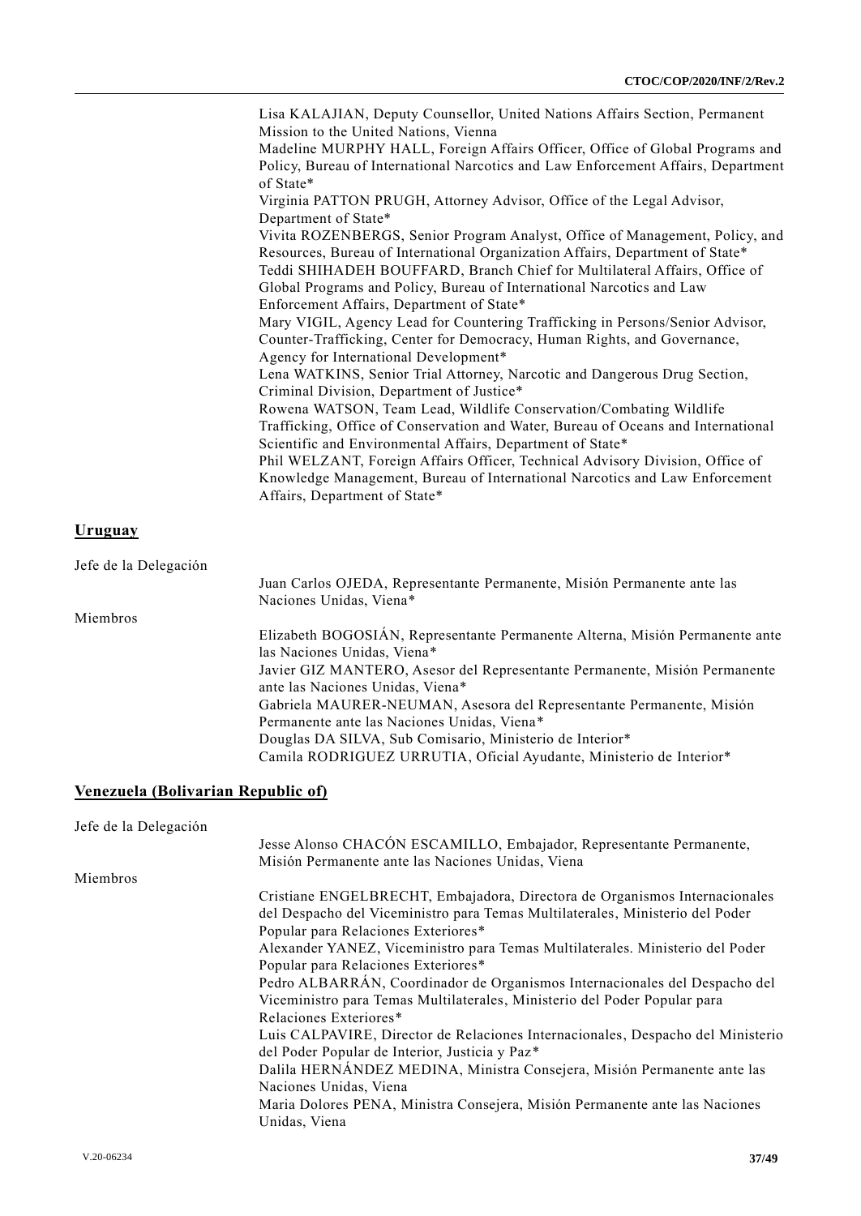Lisa KALAJIAN, Deputy Counsellor, United Nations Affairs Section, Permanent Mission to the United Nations, Vienna
Madeline MURPHY HALL, Foreign Affairs Officer, Office of Global Programs and Policy, Bureau of International Narcotics and Law Enforcement Affairs, Department of State*
Virginia PATTON PRUGH, Attorney Advisor, Office of the Legal Advisor, Department of State*
Vivita ROZENBERGS, Senior Program Analyst, Office of Management, Policy, and Resources, Bureau of International Organization Affairs, Department of State*
Teddi SHIHADEH BOUFFARD, Branch Chief for Multilateral Affairs, Office of Global Programs and Policy, Bureau of International Narcotics and Law Enforcement Affairs, Department of State*
Mary VIGIL, Agency Lead for Countering Trafficking in Persons/Senior Advisor, Counter-Trafficking, Center for Democracy, Human Rights, and Governance, Agency for International Development*
Lena WATKINS, Senior Trial Attorney, Narcotic and Dangerous Drug Section, Criminal Division, Department of Justice*
Rowena WATSON, Team Lead, Wildlife Conservation/Combating Wildlife Trafficking, Office of Conservation and Water, Bureau of Oceans and International Scientific and Environmental Affairs, Department of State*
Phil WELZANT, Foreign Affairs Officer, Technical Advisory Division, Office of Knowledge Management, Bureau of International Narcotics and Law Enforcement Affairs, Department of State*

## Uruguay

Jefe de la Delegación

Juan Carlos OJEDA, Representante Permanente, Misión Permanente ante las Naciones Unidas, Viena*

Miembros

Elizabeth BOGOSIÁN, Representante Permanente Alterna, Misión Permanente ante las Naciones Unidas, Viena*
Javier GIZ MANTERO, Asesor del Representante Permanente, Misión Permanente ante las Naciones Unidas, Viena*
Gabriela MAURER-NEUMAN, Asesora del Representante Permanente, Misión Permanente ante las Naciones Unidas, Viena*
Douglas DA SILVA, Sub Comisario, Ministerio de Interior*
Camila RODRIGUEZ URRUTIA, Oficial Ayudante, Ministerio de Interior*

## Venezuela (Bolivarian Republic of)

Jefe de la Delegación

Jesse Alonso CHACÓN ESCAMILLO, Embajador, Representante Permanente, Misión Permanente ante las Naciones Unidas, Viena

Miembros

Cristiane ENGELBRECHT, Embajadora, Directora de Organismos Internacionales del Despacho del Viceministro para Temas Multilaterales, Ministerio del Poder Popular para Relaciones Exteriores*
Alexander YANEZ, Viceministro para Temas Multilaterales. Ministerio del Poder Popular para Relaciones Exteriores*
Pedro ALBARRÁN, Coordinador de Organismos Internacionales del Despacho del Viceministro para Temas Multilaterales, Ministerio del Poder Popular para Relaciones Exteriores*
Luis CALPAVIRE, Director de Relaciones Internacionales, Despacho del Ministerio del Poder Popular de Interior, Justicia y Paz*
Dalila HERNÁNDEZ MEDINA, Ministra Consejera, Misión Permanente ante las Naciones Unidas, Viena
Maria Dolores PENA, Ministra Consejera, Misión Permanente ante las Naciones Unidas, Viena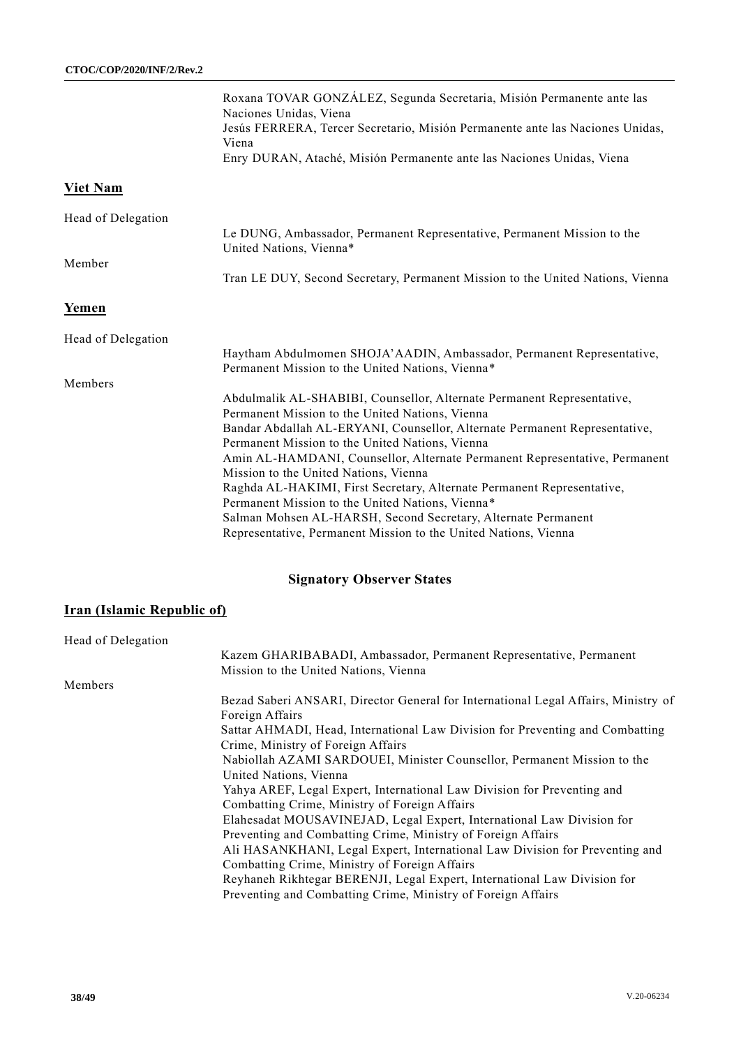Roxana TOVAR GONZÁLEZ, Segunda Secretaria, Misión Permanente ante las Naciones Unidas, Viena
Jesús FERRERA, Tercer Secretario, Misión Permanente ante las Naciones Unidas, Viena
Enry DURAN, Ataché, Misión Permanente ante las Naciones Unidas, Viena

## Viet Nam

Head of Delegation

Le DUNG, Ambassador, Permanent Representative, Permanent Mission to the United Nations, Vienna*

Member

Tran LE DUY, Second Secretary, Permanent Mission to the United Nations, Vienna

## Yemen

Head of Delegation

Haytham Abdulmomen SHOJA'AADIN, Ambassador, Permanent Representative, Permanent Mission to the United Nations, Vienna*

Members

Abdulmalik AL-SHABIBI, Counsellor, Alternate Permanent Representative, Permanent Mission to the United Nations, Vienna
Bandar Abdallah AL-ERYANI, Counsellor, Alternate Permanent Representative, Permanent Mission to the United Nations, Vienna
Amin AL-HAMDANI, Counsellor, Alternate Permanent Representative, Permanent Mission to the United Nations, Vienna
Raghda AL-HAKIMI, First Secretary, Alternate Permanent Representative, Permanent Mission to the United Nations, Vienna*
Salman Mohsen AL-HARSH, Second Secretary, Alternate Permanent Representative, Permanent Mission to the United Nations, Vienna

# Signatory Observer States

## Iran (Islamic Republic of)

Head of Delegation

Kazem GHARIBABADI, Ambassador, Permanent Representative, Permanent Mission to the United Nations, Vienna

Members

Bezad Saberi ANSARI, Director General for International Legal Affairs, Ministry of Foreign Affairs
Sattar AHMADI, Head, International Law Division for Preventing and Combatting Crime, Ministry of Foreign Affairs
Nabiollah AZAMI SARDOUEI, Minister Counsellor, Permanent Mission to the United Nations, Vienna
Yahya AREF, Legal Expert, International Law Division for Preventing and Combatting Crime, Ministry of Foreign Affairs
Elahesadat MOUSAVINEJAD, Legal Expert, International Law Division for Preventing and Combatting Crime, Ministry of Foreign Affairs
Ali HASANKHANI, Legal Expert, International Law Division for Preventing and Combatting Crime, Ministry of Foreign Affairs
Reyhaneh Rikhtegar BERENJI, Legal Expert, International Law Division for Preventing and Combatting Crime, Ministry of Foreign Affairs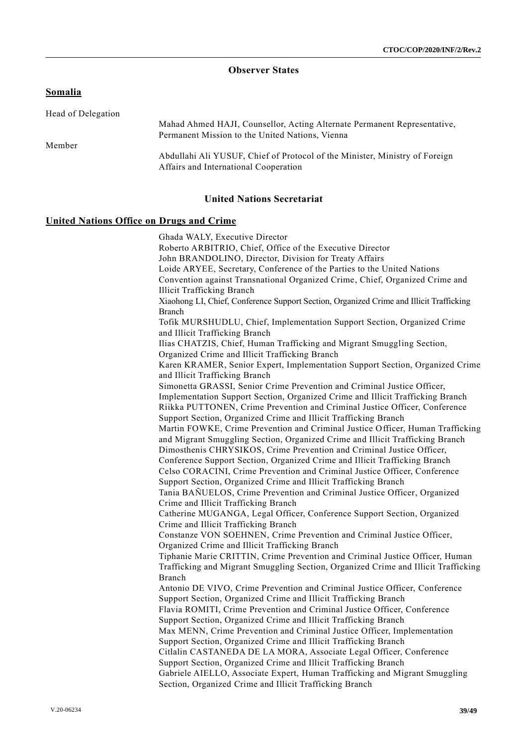## Observer States

### Somalia

Head of Delegation

Mahad Ahmed HAJI, Counsellor, Acting Alternate Permanent Representative, Permanent Mission to the United Nations, Vienna

Member

Abdullahi Ali YUSUF, Chief of Protocol of the Minister, Ministry of Foreign Affairs and International Cooperation

## United Nations Secretariat

### United Nations Office on Drugs and Crime

Ghada WALY, Executive Director
Roberto ARBITRIO, Chief, Office of the Executive Director
John BRANDOLINO, Director, Division for Treaty Affairs
Loide ARYEE, Secretary, Conference of the Parties to the United Nations Convention against Transnational Organized Crime, Chief, Organized Crime and Illicit Trafficking Branch
Xiaohong LI, Chief, Conference Support Section, Organized Crime and Illicit Trafficking Branch
Tofik MURSHUDLU, Chief, Implementation Support Section, Organized Crime and Illicit Trafficking Branch
Ilias CHATZIS, Chief, Human Trafficking and Migrant Smuggling Section, Organized Crime and Illicit Trafficking Branch
Karen KRAMER, Senior Expert, Implementation Support Section, Organized Crime and Illicit Trafficking Branch
Simonetta GRASSI, Senior Crime Prevention and Criminal Justice Officer, Implementation Support Section, Organized Crime and Illicit Trafficking Branch
Riikka PUTTONEN, Crime Prevention and Criminal Justice Officer, Conference Support Section, Organized Crime and Illicit Trafficking Branch
Martin FOWKE, Crime Prevention and Criminal Justice Officer, Human Trafficking and Migrant Smuggling Section, Organized Crime and Illicit Trafficking Branch
Dimosthenis CHRYSIKOS, Crime Prevention and Criminal Justice Officer, Conference Support Section, Organized Crime and Illicit Trafficking Branch
Celso CORACINI, Crime Prevention and Criminal Justice Officer, Conference Support Section, Organized Crime and Illicit Trafficking Branch
Tania BAÑUELOS, Crime Prevention and Criminal Justice Officer, Organized Crime and Illicit Trafficking Branch
Catherine MUGANGA, Legal Officer, Conference Support Section, Organized Crime and Illicit Trafficking Branch
Constanze VON SOEHNEN, Crime Prevention and Criminal Justice Officer, Organized Crime and Illicit Trafficking Branch
Tiphanie Marie CRITTIN, Crime Prevention and Criminal Justice Officer, Human Trafficking and Migrant Smuggling Section, Organized Crime and Illicit Trafficking Branch
Antonio DE VIVO, Crime Prevention and Criminal Justice Officer, Conference Support Section, Organized Crime and Illicit Trafficking Branch
Flavia ROMITI, Crime Prevention and Criminal Justice Officer, Conference Support Section, Organized Crime and Illicit Trafficking Branch
Max MENN, Crime Prevention and Criminal Justice Officer, Implementation Support Section, Organized Crime and Illicit Trafficking Branch
Citlalin CASTANEDA DE LA MORA, Associate Legal Officer, Conference Support Section, Organized Crime and Illicit Trafficking Branch
Gabriele AIELLO, Associate Expert, Human Trafficking and Migrant Smuggling Section, Organized Crime and Illicit Trafficking Branch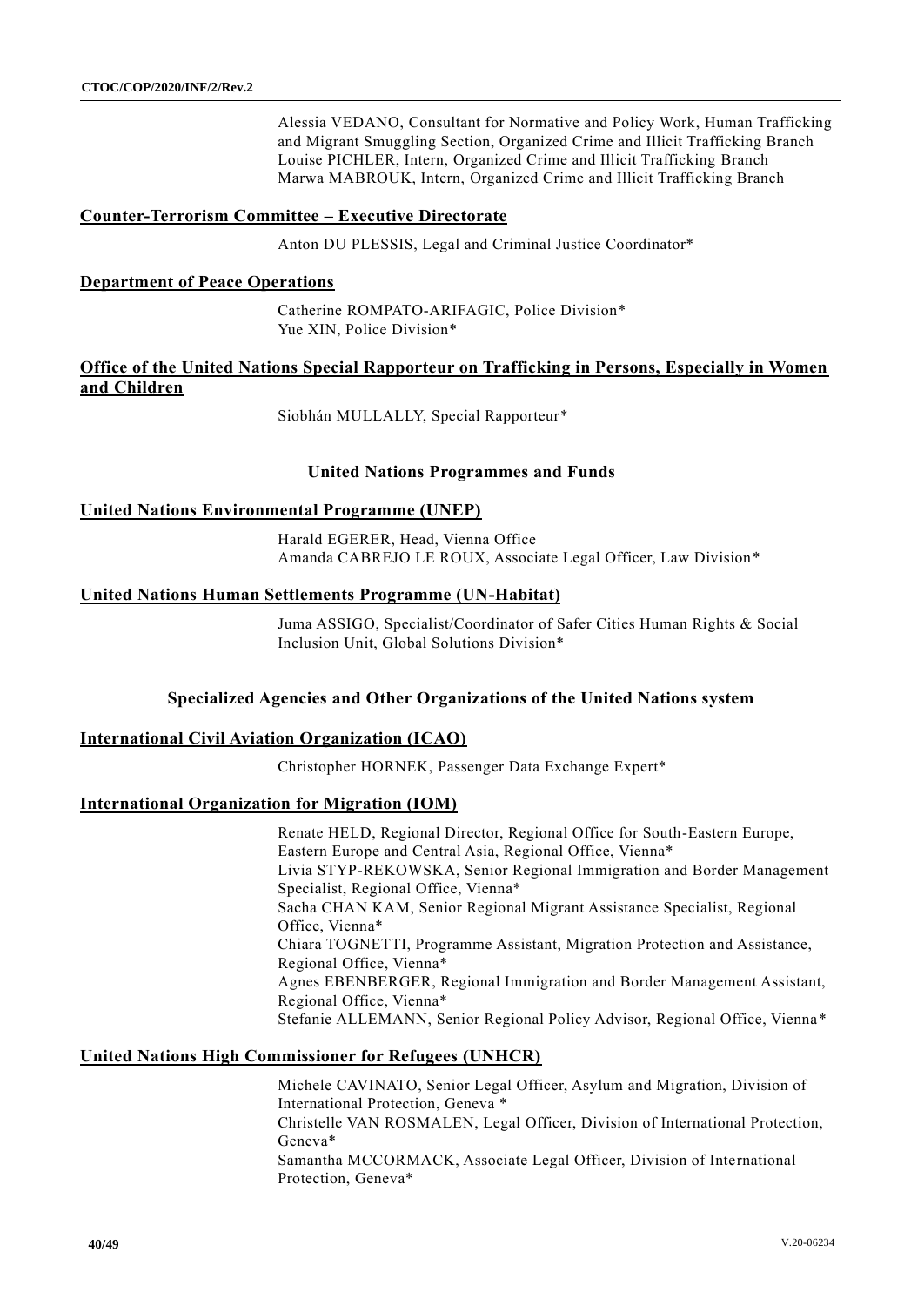Alessia VEDANO, Consultant for Normative and Policy Work, Human Trafficking and Migrant Smuggling Section, Organized Crime and Illicit Trafficking Branch
Louise PICHLER, Intern, Organized Crime and Illicit Trafficking Branch
Marwa MABROUK, Intern, Organized Crime and Illicit Trafficking Branch

**Counter-Terrorism Committee – Executive Directorate**

Anton DU PLESSIS, Legal and Criminal Justice Coordinator*

**Department of Peace Operations**

Catherine ROMPATO-ARIFAGIC, Police Division*
Yue XIN, Police Division*

**Office of the United Nations Special Rapporteur on Trafficking in Persons, Especially in Women and Children**

Siobhán MULLALLY, Special Rapporteur*

### United Nations Programmes and Funds

**United Nations Environmental Programme (UNEP)**

Harald EGERER, Head, Vienna Office
Amanda CABREJO LE ROUX, Associate Legal Officer, Law Division*

**United Nations Human Settlements Programme (UN-Habitat)**

Juma ASSIGO, Specialist/Coordinator of Safer Cities Human Rights & Social Inclusion Unit, Global Solutions Division*

### Specialized Agencies and Other Organizations of the United Nations system

**International Civil Aviation Organization (ICAO)**

Christopher HORNEK, Passenger Data Exchange Expert*

**International Organization for Migration (IOM)**

Renate HELD, Regional Director, Regional Office for South-Eastern Europe, Eastern Europe and Central Asia, Regional Office, Vienna*
Livia STYP-REKOWSKA, Senior Regional Immigration and Border Management Specialist, Regional Office, Vienna*
Sacha CHAN KAM, Senior Regional Migrant Assistance Specialist, Regional Office, Vienna*
Chiara TOGNETTI, Programme Assistant, Migration Protection and Assistance, Regional Office, Vienna*
Agnes EBENBERGER, Regional Immigration and Border Management Assistant, Regional Office, Vienna*
Stefanie ALLEMANN, Senior Regional Policy Advisor, Regional Office, Vienna*

**United Nations High Commissioner for Refugees (UNHCR)**

Michele CAVINATO, Senior Legal Officer, Asylum and Migration, Division of International Protection, Geneva *
Christelle VAN ROSMALEN, Legal Officer, Division of International Protection, Geneva*
Samantha MCCORMACK, Associate Legal Officer, Division of International Protection, Geneva*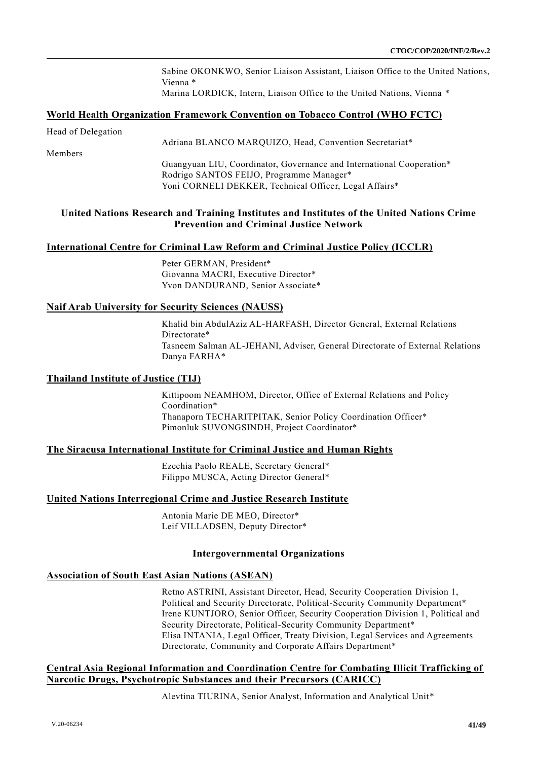Sabine OKONKWO, Senior Liaison Assistant, Liaison Office to the United Nations, Vienna *
Marina LORDICK, Intern, Liaison Office to the United Nations, Vienna *

### World Health Organization Framework Convention on Tobacco Control (WHO FCTC)

Head of Delegation

Adriana BLANCO MARQUIZO, Head, Convention Secretariat*

Members

Guangyuan LIU, Coordinator, Governance and International Cooperation*
Rodrigo SANTOS FEIJO, Programme Manager*
Yoni CORNELI DEKKER, Technical Officer, Legal Affairs*

## United Nations Research and Training Institutes and Institutes of the United Nations Crime Prevention and Criminal Justice Network

### International Centre for Criminal Law Reform and Criminal Justice Policy (ICCLR)

Peter GERMAN, President*
Giovanna MACRI, Executive Director*
Yvon DANDURAND, Senior Associate*

### Naif Arab University for Security Sciences (NAUSS)

Khalid bin AbdulAziz AL-HARFASH, Director General, External Relations Directorate*
Tasneem Salman AL-JEHANI, Adviser, General Directorate of External Relations
Danya FARHA*

### Thailand Institute of Justice (TIJ)

Kittipoom NEAMHOM, Director, Office of External Relations and Policy Coordination*
Thanaporn TECHARITPITAK, Senior Policy Coordination Officer*
Pimonluk SUVONGSINDH, Project Coordinator*

### The Siracusa International Institute for Criminal Justice and Human Rights

Ezechia Paolo REALE, Secretary General*
Filippo MUSCA, Acting Director General*

### United Nations Interregional Crime and Justice Research Institute

Antonia Marie DE MEO, Director*
Leif VILLADSEN, Deputy Director*

## Intergovernmental Organizations

### Association of South East Asian Nations (ASEAN)

Retno ASTRINI, Assistant Director, Head, Security Cooperation Division 1, Political and Security Directorate, Political-Security Community Department*
Irene KUNTJORO, Senior Officer, Security Cooperation Division 1, Political and Security Directorate, Political-Security Community Department*
Elisa INTANIA, Legal Officer, Treaty Division, Legal Services and Agreements Directorate, Community and Corporate Affairs Department*

### Central Asia Regional Information and Coordination Centre for Combating Illicit Trafficking of Narcotic Drugs, Psychotropic Substances and their Precursors (CARICC)

Alevtina TIURINA, Senior Analyst, Information and Analytical Unit*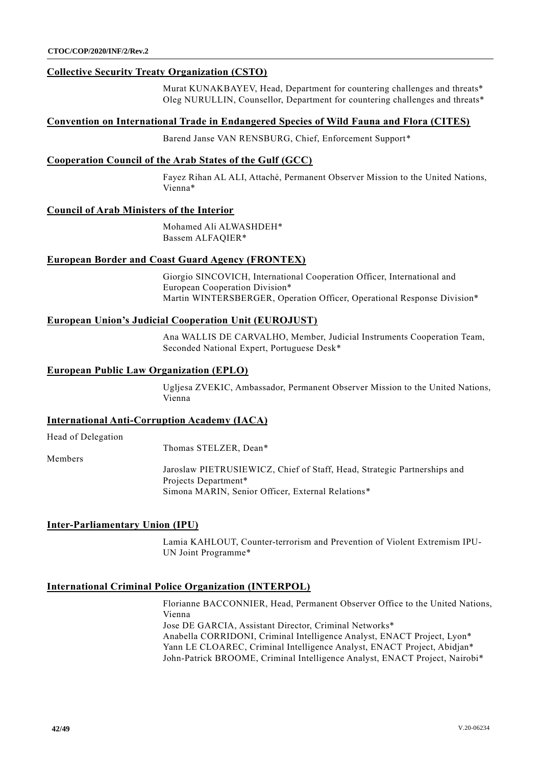**Collective Security Treaty Organization (CSTO)**

Murat KUNAKBAYEV, Head, Department for countering challenges and threats*
Oleg NURULLIN, Counsellor, Department for countering challenges and threats*

**Convention on International Trade in Endangered Species of Wild Fauna and Flora (CITES)**

Barend Janse VAN RENSBURG, Chief, Enforcement Support*

**Cooperation Council of the Arab States of the Gulf (GCC)**

Fayez Rihan AL ALI, Attaché, Permanent Observer Mission to the United Nations, Vienna*

**Council of Arab Ministers of the Interior**

Mohamed Ali ALWASHDEH*
Bassem ALFAQIER*

**European Border and Coast Guard Agency (FRONTEX)**

Giorgio SINCOVICH, International Cooperation Officer, International and European Cooperation Division*
Martin WINTERSBERGER, Operation Officer, Operational Response Division*

**European Union's Judicial Cooperation Unit (EUROJUST)**

Ana WALLIS DE CARVALHO, Member, Judicial Instruments Cooperation Team, Seconded National Expert, Portuguese Desk*

**European Public Law Organization (EPLO)**

Ugljesa ZVEKIC, Ambassador, Permanent Observer Mission to the United Nations, Vienna

**International Anti-Corruption Academy (IACA)**

Head of Delegation

Thomas STELZER, Dean*

Members

Jaroslaw PIETRUSIEWICZ, Chief of Staff, Head, Strategic Partnerships and Projects Department*
Simona MARIN, Senior Officer, External Relations*

**Inter-Parliamentary Union (IPU)**

Lamia KAHLOUT, Counter-terrorism and Prevention of Violent Extremism IPU-UN Joint Programme*

**International Criminal Police Organization (INTERPOL)**

Florianne BACCONNIER, Head, Permanent Observer Office to the United Nations, Vienna
Jose DE GARCIA, Assistant Director, Criminal Networks*
Anabella CORRIDONI, Criminal Intelligence Analyst, ENACT Project, Lyon*
Yann LE CLOAREC, Criminal Intelligence Analyst, ENACT Project, Abidjan*
John-Patrick BROOME, Criminal Intelligence Analyst, ENACT Project, Nairobi*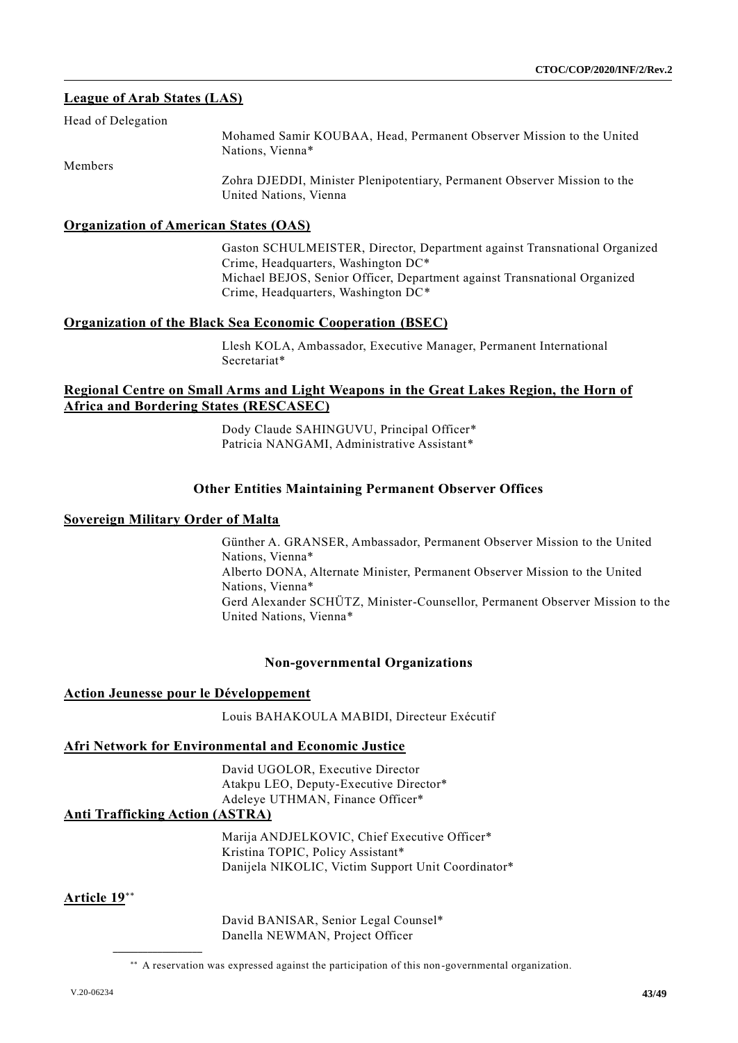**League of Arab States (LAS)**

Head of Delegation

Mohamed Samir KOUBAA, Head, Permanent Observer Mission to the United Nations, Vienna*

Members

Zohra DJEDDI, Minister Plenipotentiary, Permanent Observer Mission to the United Nations, Vienna

**Organization of American States (OAS)**

Gaston SCHULMEISTER, Director, Department against Transnational Organized Crime, Headquarters, Washington DC*
Michael BEJOS, Senior Officer, Department against Transnational Organized Crime, Headquarters, Washington DC*

**Organization of the Black Sea Economic Cooperation (BSEC)**

Llesh KOLA, Ambassador, Executive Manager, Permanent International Secretariat*

**Regional Centre on Small Arms and Light Weapons in the Great Lakes Region, the Horn of Africa and Bordering States (RESCASEC)**

Dody Claude SAHINGUVU, Principal Officer*
Patricia NANGAMI, Administrative Assistant*

## Other Entities Maintaining Permanent Observer Offices

**Sovereign Military Order of Malta**

Günther A. GRANSER, Ambassador, Permanent Observer Mission to the United Nations, Vienna*
Alberto DONA, Alternate Minister, Permanent Observer Mission to the United Nations, Vienna*
Gerd Alexander SCHÜTZ, Minister-Counsellor, Permanent Observer Mission to the United Nations, Vienna*

## Non-governmental Organizations

**Action Jeunesse pour le Développement**

Louis BAHAKOULA MABIDI, Directeur Exécutif

**Afri Network for Environmental and Economic Justice**

David UGOLOR, Executive Director
Atakpu LEO, Deputy-Executive Director*
Adeleye UTHMAN, Finance Officer*

**Anti Trafficking Action (ASTRA)**

Marija ANDJELKOVIC, Chief Executive Officer*
Kristina TOPIC, Policy Assistant*
Danijela NIKOLIC, Victim Support Unit Coordinator*

**Article 19****

David BANISAR, Senior Legal Counsel*
Danella NEWMAN, Project Officer

---

** A reservation was expressed against the participation of this non-governmental organization.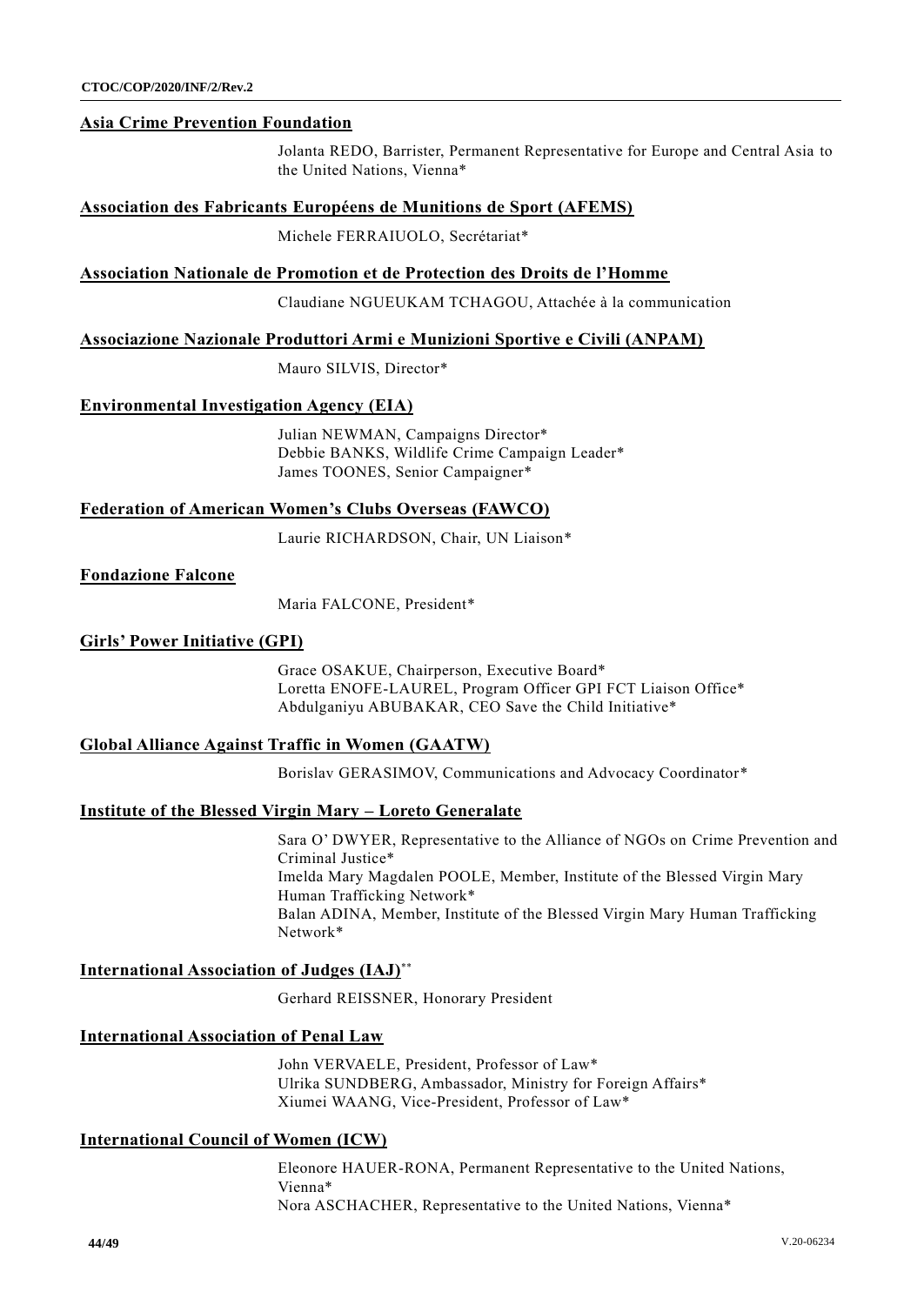**Asia Crime Prevention Foundation**

Jolanta REDO, Barrister, Permanent Representative for Europe and Central Asia to the United Nations, Vienna*

**Association des Fabricants Européens de Munitions de Sport (AFEMS)**

Michele FERRAIUOLO, Secrétariat*

**Association Nationale de Promotion et de Protection des Droits de l'Homme**

Claudiane NGUEUKAM TCHAGOU, Attachée à la communication

**Associazione Nazionale Produttori Armi e Munizioni Sportive e Civili (ANPAM)**

Mauro SILVIS, Director*

**Environmental Investigation Agency (EIA)**

Julian NEWMAN, Campaigns Director*
Debbie BANKS, Wildlife Crime Campaign Leader*
James TOONES, Senior Campaigner*

**Federation of American Women's Clubs Overseas (FAWCO)**

Laurie RICHARDSON, Chair, UN Liaison*

**Fondazione Falcone**

Maria FALCONE, President*

**Girls' Power Initiative (GPI)**

Grace OSAKUE, Chairperson, Executive Board*
Loretta ENOFE-LAUREL, Program Officer GPI FCT Liaison Office*
Abdulganiyu ABUBAKAR, CEO Save the Child Initiative*

**Global Alliance Against Traffic in Women (GAATW)**

Borislav GERASIMOV, Communications and Advocacy Coordinator*

**Institute of the Blessed Virgin Mary – Loreto Generalate**

Sara O' DWYER, Representative to the Alliance of NGOs on Crime Prevention and Criminal Justice*
Imelda Mary Magdalen POOLE, Member, Institute of the Blessed Virgin Mary Human Trafficking Network*
Balan ADINA, Member, Institute of the Blessed Virgin Mary Human Trafficking Network*

**International Association of Judges (IAJ)**[**]

Gerhard REISSNER, Honorary President

**International Association of Penal Law**

John VERVAELE, President, Professor of Law*
Ulrika SUNDBERG, Ambassador, Ministry for Foreign Affairs*
Xiumei WAANG, Vice-President, Professor of Law*

**International Council of Women (ICW)**

Eleonore HAUER-RONA, Permanent Representative to the United Nations, Vienna*
Nora ASCHACHER, Representative to the United Nations, Vienna*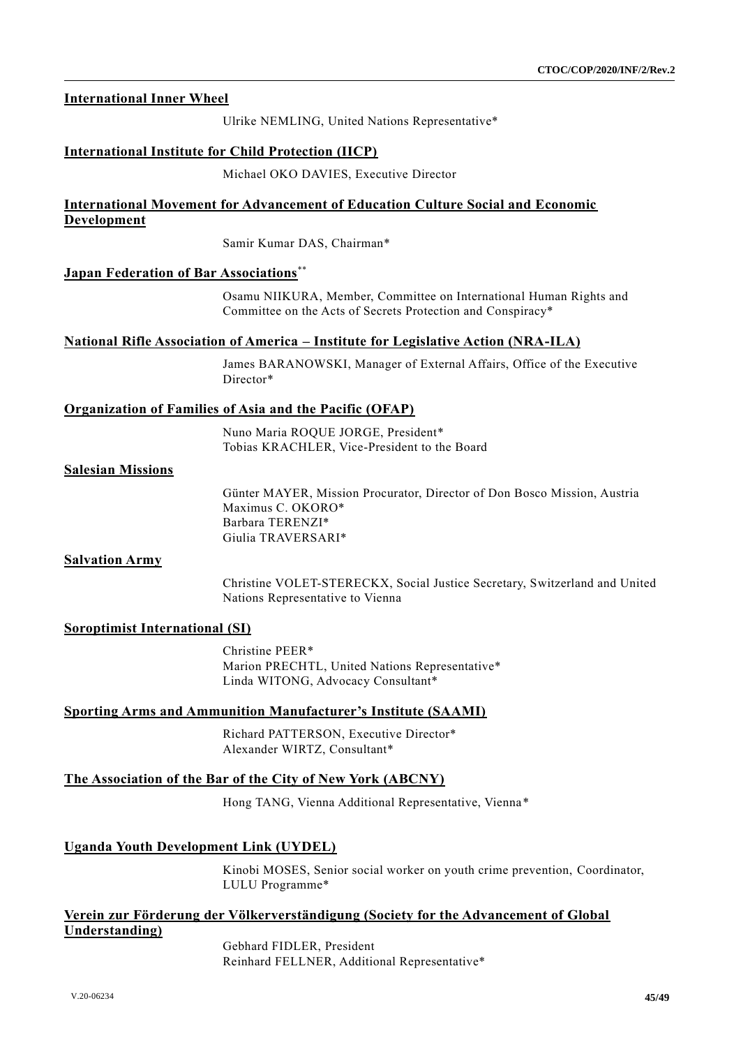**International Inner Wheel**

Ulrike NEMLING, United Nations Representative*

**International Institute for Child Protection (IICP)**

Michael OKO DAVIES, Executive Director

**International Movement for Advancement of Education Culture Social and Economic Development**

Samir Kumar DAS, Chairman*

**Japan Federation of Bar Associations****

Osamu NIIKURA, Member, Committee on International Human Rights and Committee on the Acts of Secrets Protection and Conspiracy*

**National Rifle Association of America – Institute for Legislative Action (NRA-ILA)**

James BARANOWSKI, Manager of External Affairs, Office of the Executive Director*

**Organization of Families of Asia and the Pacific (OFAP)**

Nuno Maria ROQUE JORGE, President*
Tobias KRACHLER, Vice-President to the Board

**Salesian Missions**

Günter MAYER, Mission Procurator, Director of Don Bosco Mission, Austria
Maximus C. OKORO*
Barbara TERENZI*
Giulia TRAVERSARI*

**Salvation Army**

Christine VOLET-STERECKX, Social Justice Secretary, Switzerland and United Nations Representative to Vienna

**Soroptimist International (SI)**

Christine PEER*
Marion PRECHTL, United Nations Representative*
Linda WITONG, Advocacy Consultant*

**Sporting Arms and Ammunition Manufacturer's Institute (SAAMI)**

Richard PATTERSON, Executive Director*
Alexander WIRTZ, Consultant*

**The Association of the Bar of the City of New York (ABCNY)**

Hong TANG, Vienna Additional Representative, Vienna*

**Uganda Youth Development Link (UYDEL)**

Kinobi MOSES, Senior social worker on youth crime prevention, Coordinator, LULU Programme*

**Verein zur Förderung der Völkerverständigung (Society for the Advancement of Global Understanding)**

Gebhard FIDLER, President
Reinhard FELLNER, Additional Representative*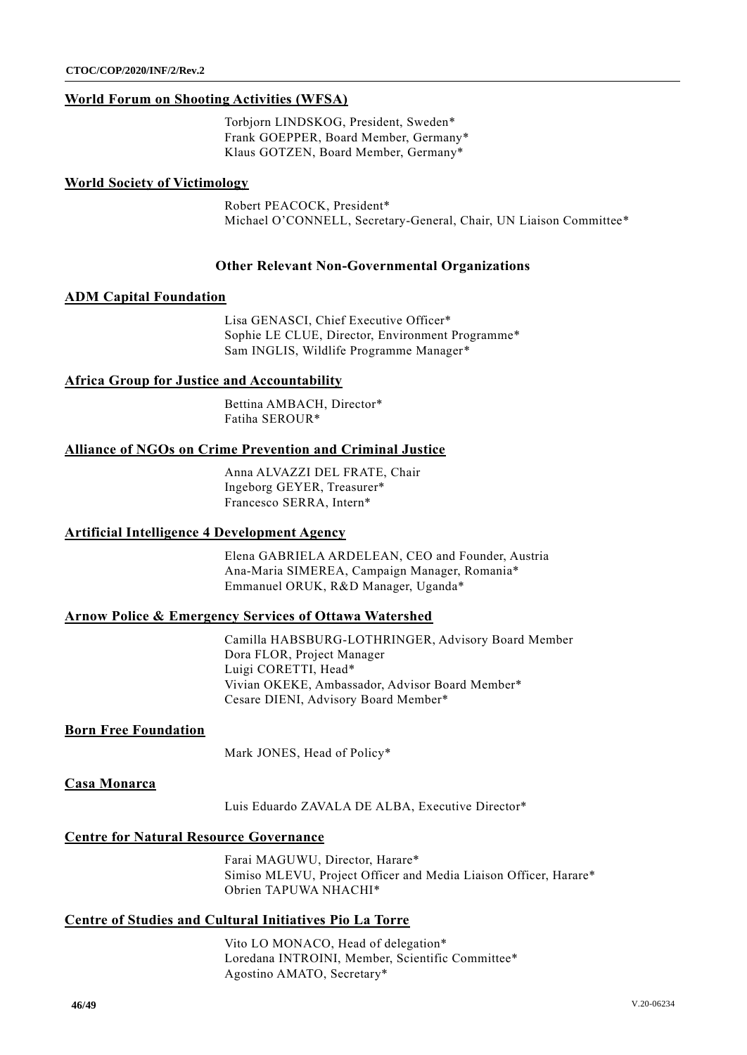**World Forum on Shooting Activities (WFSA)**

Torbjorn LINDSKOG, President, Sweden*
Frank GOEPPER, Board Member, Germany*
Klaus GOTZEN, Board Member, Germany*

**World Society of Victimology**

Robert PEACOCK, President*
Michael O'CONNELL, Secretary-General, Chair, UN Liaison Committee*

## Other Relevant Non-Governmental Organizations

**ADM Capital Foundation**

Lisa GENASCI, Chief Executive Officer*
Sophie LE CLUE, Director, Environment Programme*
Sam INGLIS, Wildlife Programme Manager*

**Africa Group for Justice and Accountability**

Bettina AMBACH, Director*
Fatiha SEROUR*

**Alliance of NGOs on Crime Prevention and Criminal Justice**

Anna ALVAZZI DEL FRATE, Chair
Ingeborg GEYER, Treasurer*
Francesco SERRA, Intern*

**Artificial Intelligence 4 Development Agency**

Elena GABRIELA ARDELEAN, CEO and Founder, Austria
Ana-Maria SIMEREA, Campaign Manager, Romania*
Emmanuel ORUK, R&D Manager, Uganda*

**Arnow Police & Emergency Services of Ottawa Watershed**

Camilla HABSBURG-LOTHRINGER, Advisory Board Member
Dora FLOR, Project Manager
Luigi CORETTI, Head*
Vivian OKEKE, Ambassador, Advisor Board Member*
Cesare DIENI, Advisory Board Member*

**Born Free Foundation**

Mark JONES, Head of Policy*

**Casa Monarca**

Luis Eduardo ZAVALA DE ALBA, Executive Director*

**Centre for Natural Resource Governance**

Farai MAGUWU, Director, Harare*
Simiso MLEVU, Project Officer and Media Liaison Officer, Harare*
Obrien TAPUWA NHACHI*

**Centre of Studies and Cultural Initiatives Pio La Torre**

Vito LO MONACO, Head of delegation*
Loredana INTROINI, Member, Scientific Committee*
Agostino AMATO, Secretary*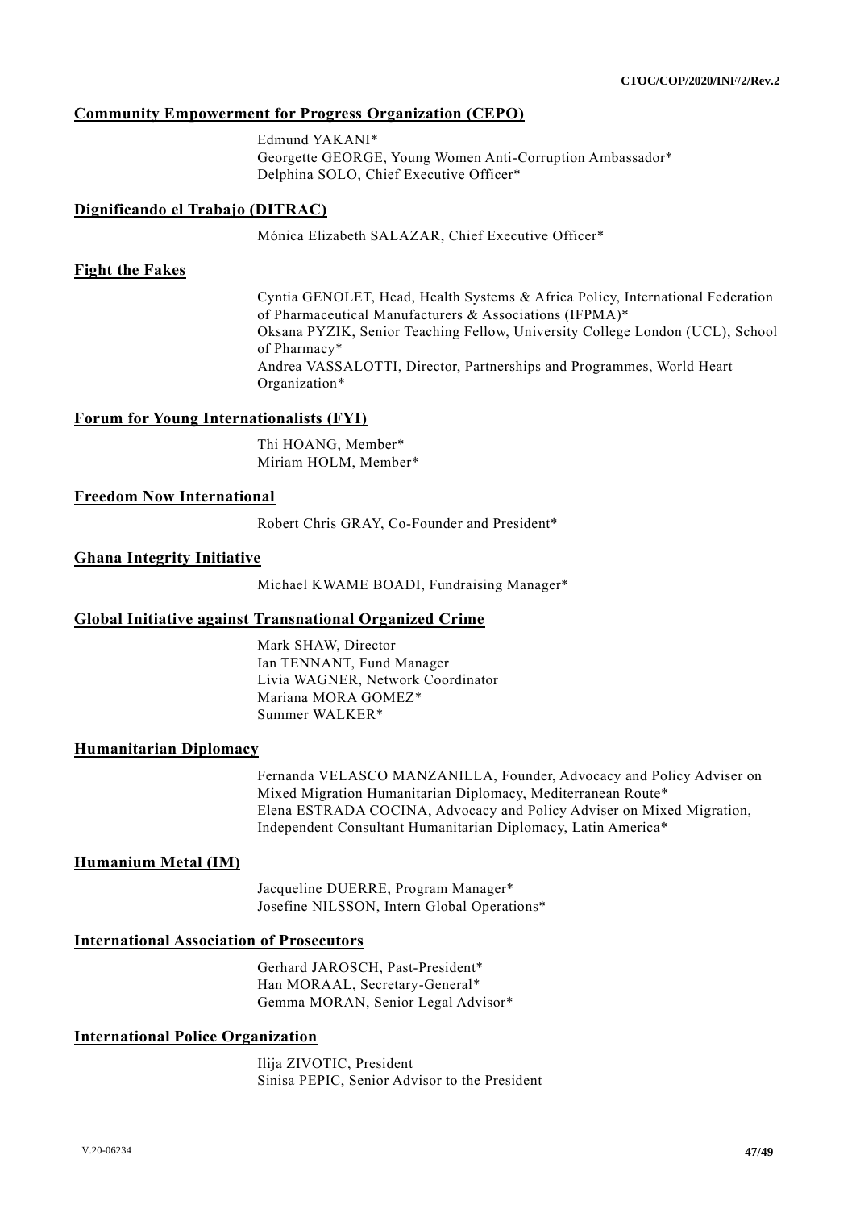**Community Empowerment for Progress Organization (CEPO)**

Edmund YAKANI*
Georgette GEORGE, Young Women Anti-Corruption Ambassador*
Delphina SOLO, Chief Executive Officer*

**Dignificando el Trabajo (DITRAC)**

Mónica Elizabeth SALAZAR, Chief Executive Officer*

**Fight the Fakes**

Cyntia GENOLET, Head, Health Systems & Africa Policy, International Federation of Pharmaceutical Manufacturers & Associations (IFPMA)*
Oksana PYZIK, Senior Teaching Fellow, University College London (UCL), School of Pharmacy*
Andrea VASSALOTTI, Director, Partnerships and Programmes, World Heart Organization*

**Forum for Young Internationalists (FYI)**

Thi HOANG, Member*
Miriam HOLM, Member*

**Freedom Now International**

Robert Chris GRAY, Co-Founder and President*

**Ghana Integrity Initiative**

Michael KWAME BOADI, Fundraising Manager*

**Global Initiative against Transnational Organized Crime**

Mark SHAW, Director
Ian TENNANT, Fund Manager
Livia WAGNER, Network Coordinator
Mariana MORA GOMEZ*
Summer WALKER*

**Humanitarian Diplomacy**

Fernanda VELASCO MANZANILLA, Founder, Advocacy and Policy Adviser on Mixed Migration Humanitarian Diplomacy, Mediterranean Route*
Elena ESTRADA COCINA, Advocacy and Policy Adviser on Mixed Migration, Independent Consultant Humanitarian Diplomacy, Latin America*

**Humanium Metal (IM)**

Jacqueline DUERRE, Program Manager*
Josefine NILSSON, Intern Global Operations*

**International Association of Prosecutors**

Gerhard JAROSCH, Past-President*
Han MORAAL, Secretary-General*
Gemma MORAN, Senior Legal Advisor*

**International Police Organization**

Ilija ZIVOTIC, President
Sinisa PEPIC, Senior Advisor to the President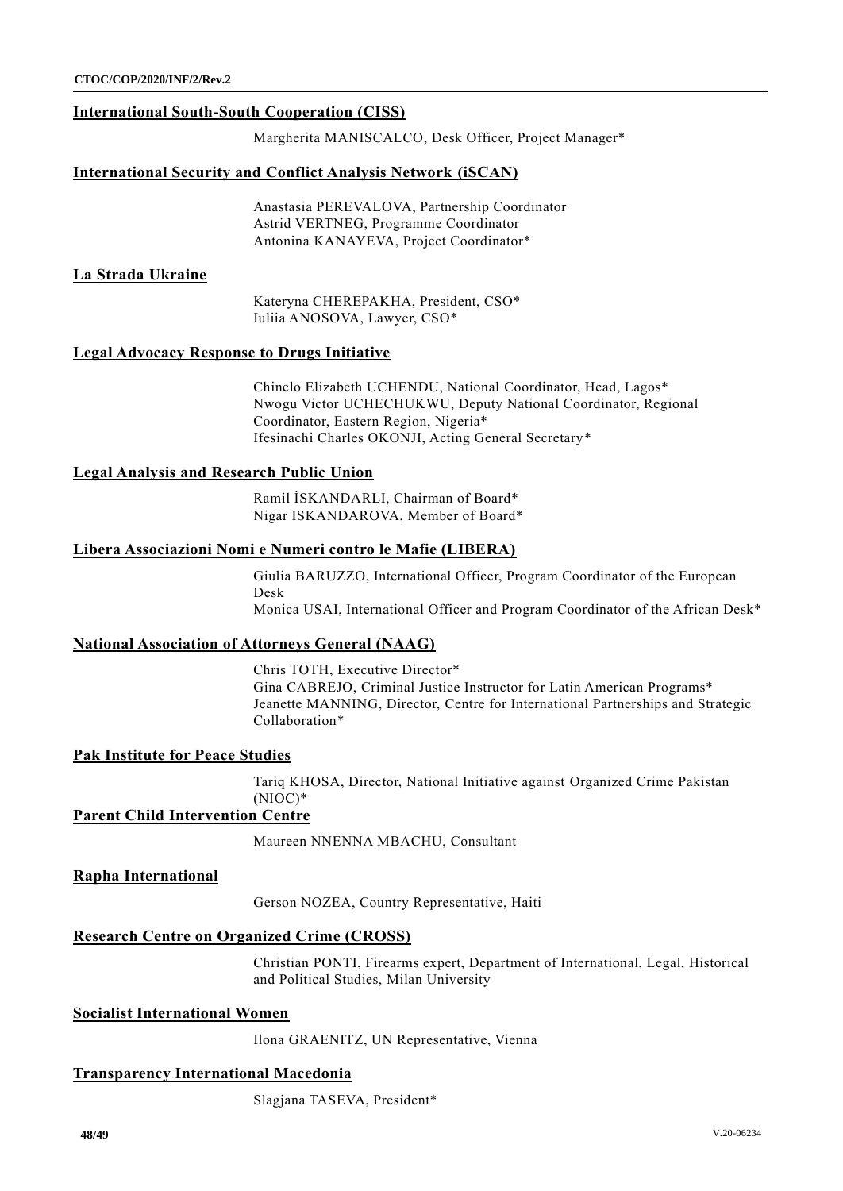**International South-South Cooperation (CISS)**

Margherita MANISCALCO, Desk Officer, Project Manager*

**International Security and Conflict Analysis Network (iSCAN)**

Anastasia PEREVALOVA, Partnership Coordinator
Astrid VERTNEG, Programme Coordinator
Antonina KANAYEVA, Project Coordinator*

**La Strada Ukraine**

Kateryna CHEREPAKHA, President, CSO*
Iuliia ANOSOVA, Lawyer, CSO*

**Legal Advocacy Response to Drugs Initiative**

Chinelo Elizabeth UCHENDU, National Coordinator, Head, Lagos*
Nwogu Victor UCHECHUKWU, Deputy National Coordinator, Regional Coordinator, Eastern Region, Nigeria*
Ifesinachi Charles OKONJI, Acting General Secretary*

**Legal Analysis and Research Public Union**

Ramil İSKANDARLI, Chairman of Board*
Nigar ISKANDAROVA, Member of Board*

**Libera Associazioni Nomi e Numeri contro le Mafie (LIBERA)**

Giulia BARUZZO, International Officer, Program Coordinator of the European Desk
Monica USAI, International Officer and Program Coordinator of the African Desk*

**National Association of Attorneys General (NAAG)**

Chris TOTH, Executive Director*
Gina CABREJO, Criminal Justice Instructor for Latin American Programs*
Jeanette MANNING, Director, Centre for International Partnerships and Strategic Collaboration*

**Pak Institute for Peace Studies**

Tariq KHOSA, Director, National Initiative against Organized Crime Pakistan (NIOC)*

**Parent Child Intervention Centre**

Maureen NNENNA MBACHU, Consultant

**Rapha International**

Gerson NOZEA, Country Representative, Haiti

**Research Centre on Organized Crime (CROSS)**

Christian PONTI, Firearms expert, Department of International, Legal, Historical and Political Studies, Milan University

**Socialist International Women**

Ilona GRAENITZ, UN Representative, Vienna

**Transparency International Macedonia**

Slagjana TASEVA, President*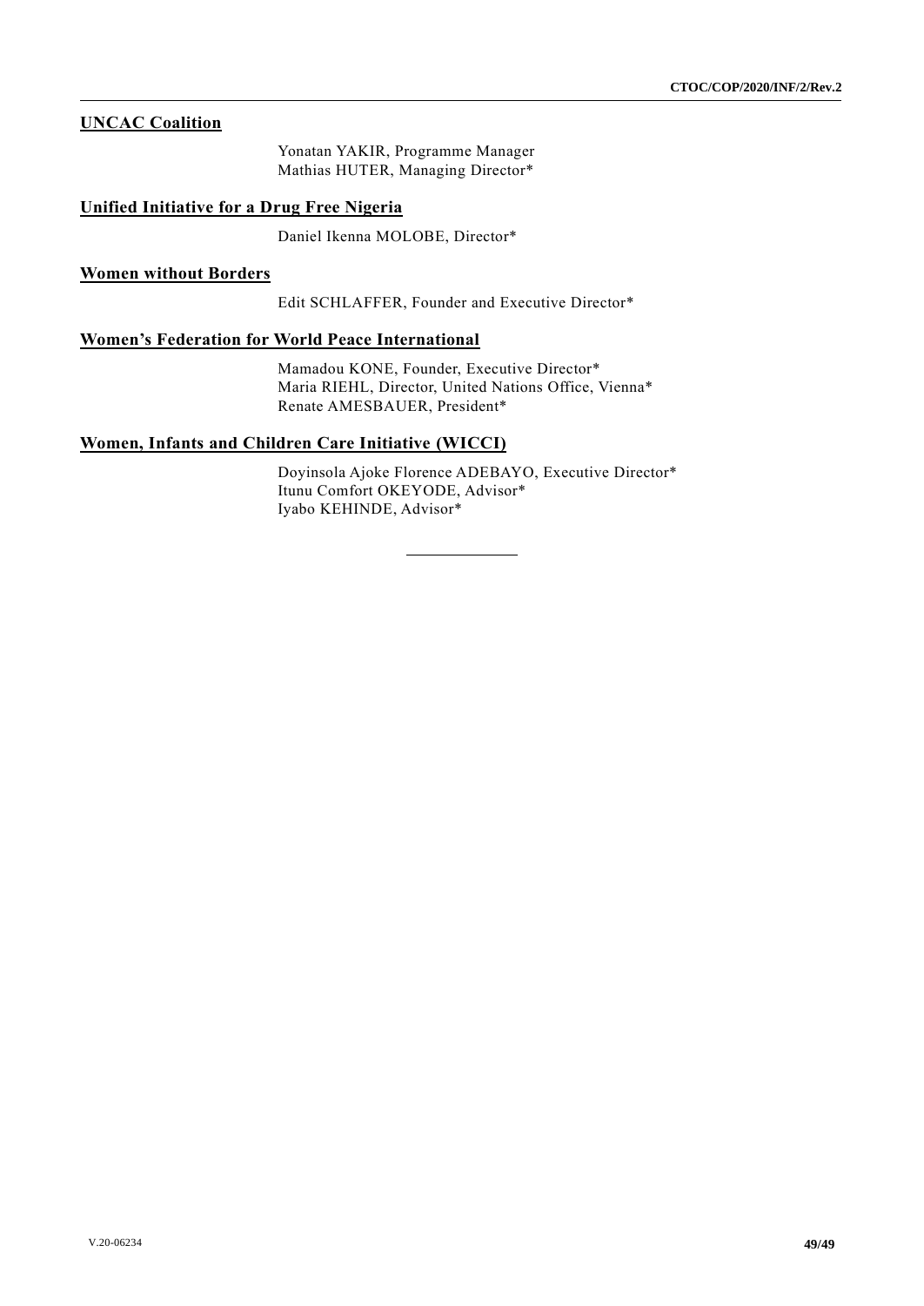**UNCAC Coalition**

Yonatan YAKIR, Programme Manager
Mathias HUTER, Managing Director*

**Unified Initiative for a Drug Free Nigeria**

Daniel Ikenna MOLOBE, Director*

**Women without Borders**

Edit SCHLAFFER, Founder and Executive Director*

**Women's Federation for World Peace International**

Mamadou KONE, Founder, Executive Director*
Maria RIEHL, Director, United Nations Office, Vienna*
Renate AMESBAUER, President*

**Women, Infants and Children Care Initiative (WICCI)**

Doyinsola Ajoke Florence ADEBAYO, Executive Director*
Itunu Comfort OKEYODE, Advisor*
Iyabo KEHINDE, Advisor*